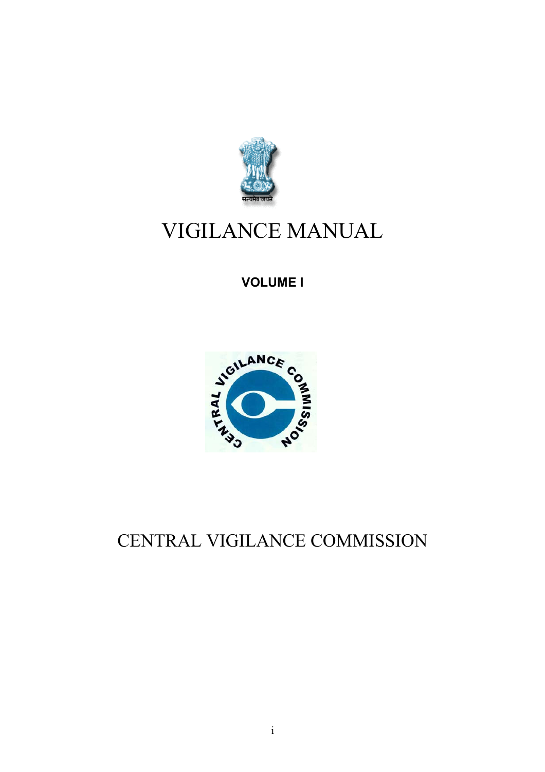# VIGILANCE MANUAL

**VOLUME I**

CENTRAL VIGILANCE COMMISSION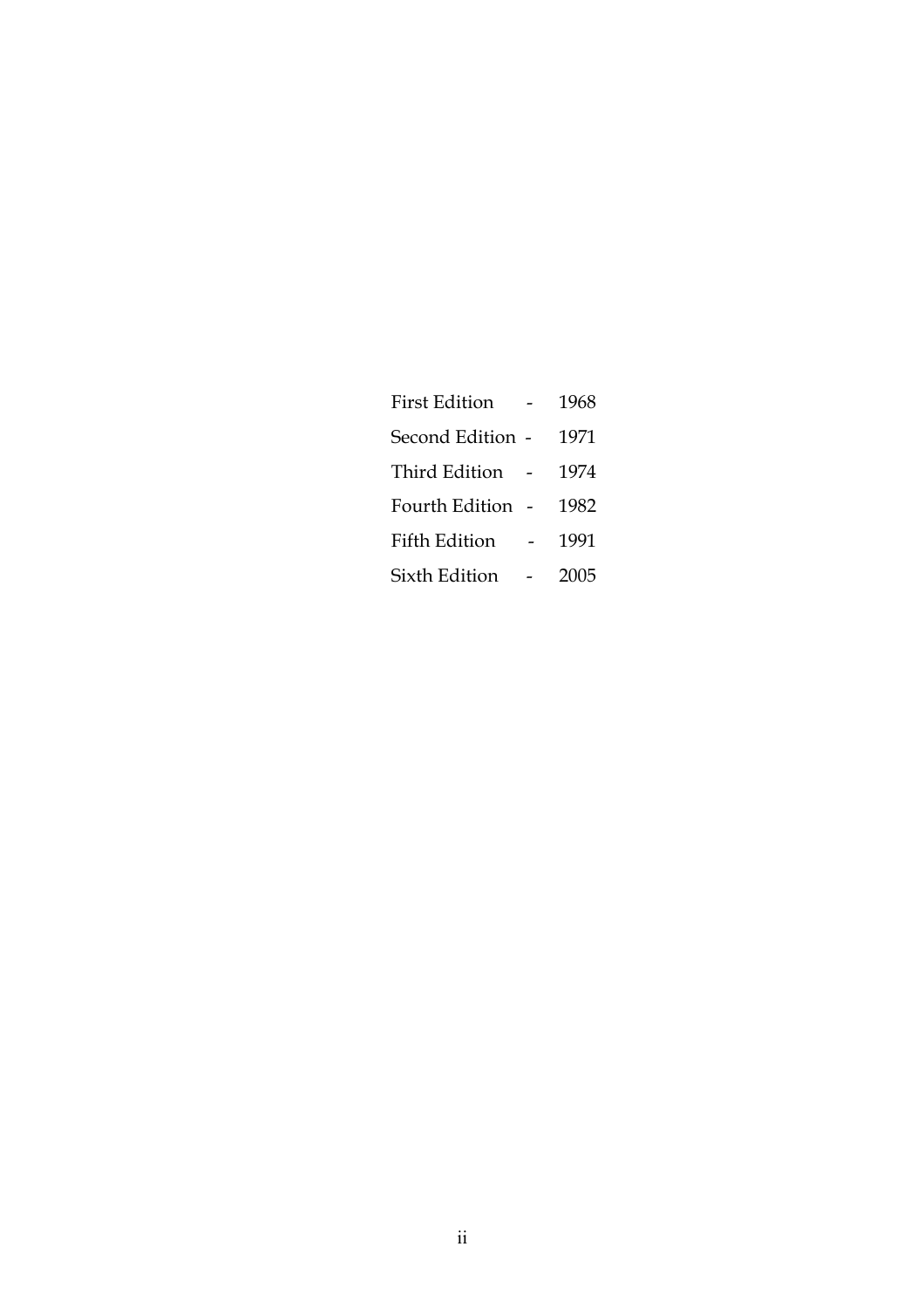First Edition - 1968

Second Edition - 1971

Third Edition - 1974

Fourth Edition - 1982

Fifth Edition - 1991

Sixth Edition - 2005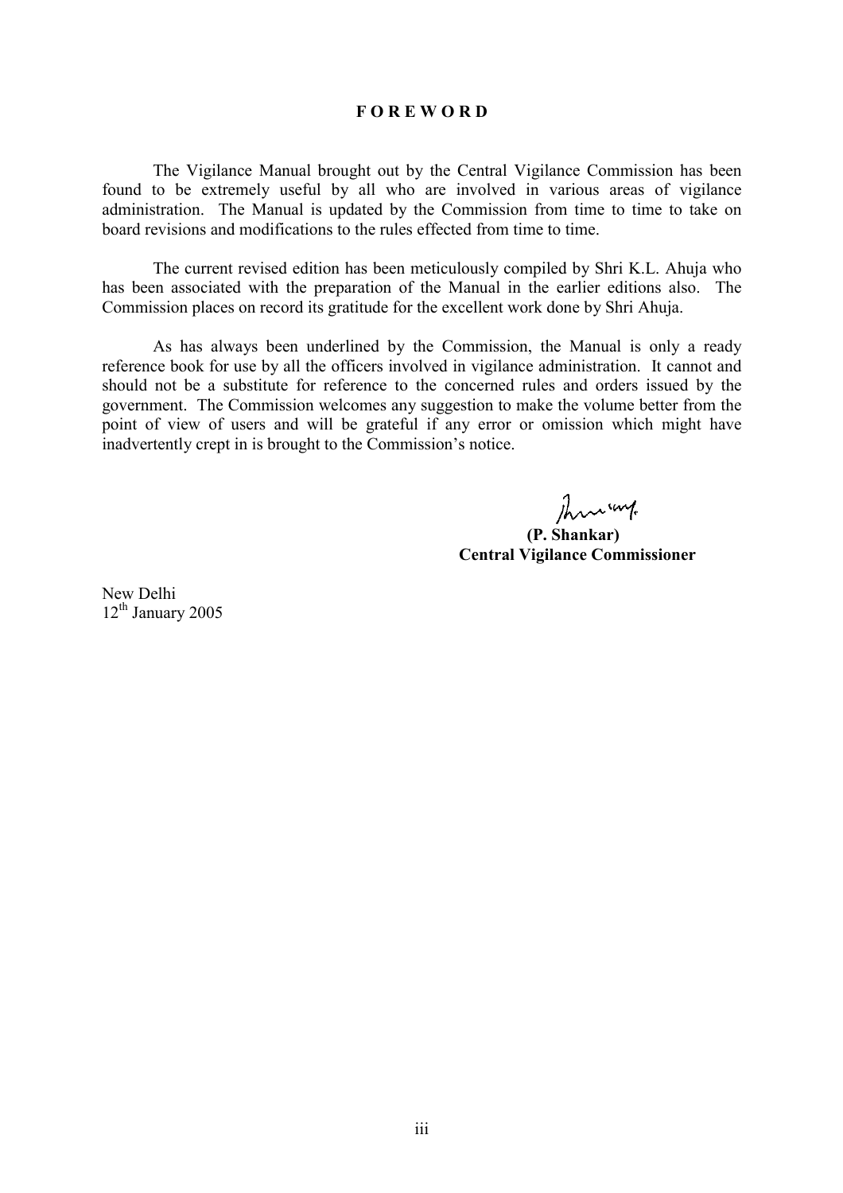# FOREWORD

The Vigilance Manual brought out by the Central Vigilance Commission has been found to be extremely useful by all who are involved in various areas of vigilance administration. The Manual is updated by the Commission from time to time to take on board revisions and modifications to the rules effected from time to time.

The current revised edition has been meticulously compiled by Shri K.L. Ahuja who has been associated with the preparation of the Manual in the earlier editions also. The Commission places on record its gratitude for the excellent work done by Shri Ahuja.

As has always been underlined by the Commission, the Manual is only a ready reference book for use by all the officers involved in vigilance administration. It cannot and should not be a substitute for reference to the concerned rules and orders issued by the government. The Commission welcomes any suggestion to make the volume better from the point of view of users and will be grateful if any error or omission which might have inadvertently crept in is brought to the Commission's notice.

**(P. Shankar)**
**Central Vigilance Commissioner**

New Delhi
12th January 2005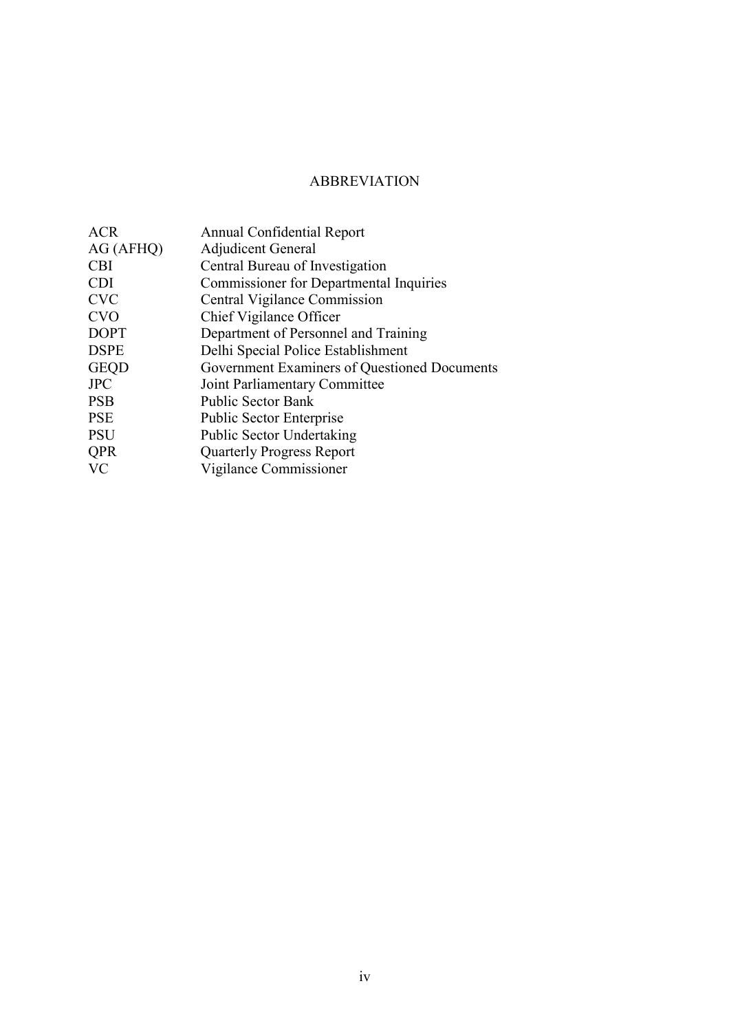# ABBREVIATION

| | |
|---|---|
| ACR | Annual Confidential Report |
| AG (AFHQ) | Adjudicent General |
| CBI | Central Bureau of Investigation |
| CDI | Commissioner for Departmental Inquiries |
| CVC | Central Vigilance Commission |
| CVO | Chief Vigilance Officer |
| DOPT | Department of Personnel and Training |
| DSPE | Delhi Special Police Establishment |
| GEQD | Government Examiners of Questioned Documents |
| JPC | Joint Parliamentary Committee |
| PSB | Public Sector Bank |
| PSE | Public Sector Enterprise |
| PSU | Public Sector Undertaking |
| QPR | Quarterly Progress Report |
| VC | Vigilance Commissioner |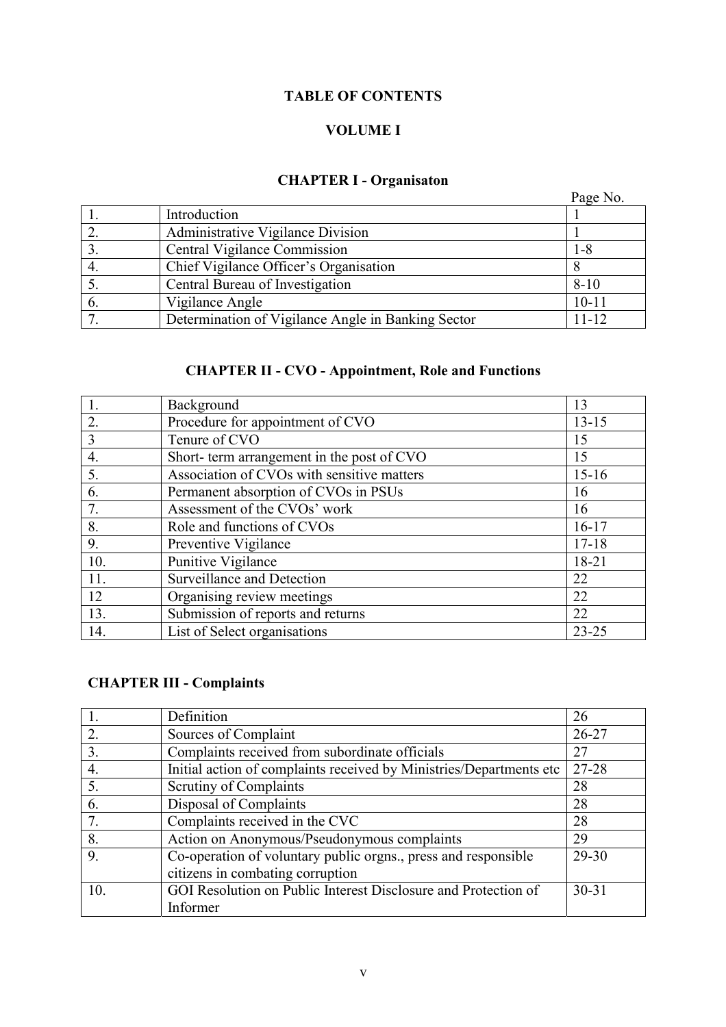# TABLE OF CONTENTS

## VOLUME I

### CHAPTER I - Organisaton

| | | Page No. |
|---|---|---|
| 1. | Introduction | 1 |
| 2. | Administrative Vigilance Division | 1 |
| 3. | Central Vigilance Commission | 1-8 |
| 4. | Chief Vigilance Officer's Organisation | 8 |
| 5. | Central Bureau of Investigation | 8-10 |
| 6. | Vigilance Angle | 10-11 |
| 7. | Determination of Vigilance Angle in Banking Sector | 11-12 |

### CHAPTER II - CVO - Appointment, Role and Functions

| | | |
|---|---|---|
| 1. | Background | 13 |
| 2. | Procedure for appointment of CVO | 13-15 |
| 3 | Tenure of CVO | 15 |
| 4. | Short- term arrangement in the post of CVO | 15 |
| 5. | Association of CVOs with sensitive matters | 15-16 |
| 6. | Permanent absorption of CVOs in PSUs | 16 |
| 7. | Assessment of the CVOs' work | 16 |
| 8. | Role and functions of CVOs | 16-17 |
| 9. | Preventive Vigilance | 17-18 |
| 10. | Punitive Vigilance | 18-21 |
| 11. | Surveillance and Detection | 22 |
| 12 | Organising review meetings | 22 |
| 13. | Submission of reports and returns | 22 |
| 14. | List of Select organisations | 23-25 |

### CHAPTER III - Complaints

| | | |
|---|---|---|
| 1. | Definition | 26 |
| 2. | Sources of Complaint | 26-27 |
| 3. | Complaints received from subordinate officials | 27 |
| 4. | Initial action of complaints received by Ministries/Departments etc | 27-28 |
| 5. | Scrutiny of Complaints | 28 |
| 6. | Disposal of Complaints | 28 |
| 7. | Complaints received in the CVC | 28 |
| 8. | Action on Anonymous/Pseudonymous complaints | 29 |
| 9. | Co-operation of voluntary public orgns., press and responsible citizens in combating corruption | 29-30 |
| 10. | GOI Resolution on Public Interest Disclosure and Protection of Informer | 30-31 |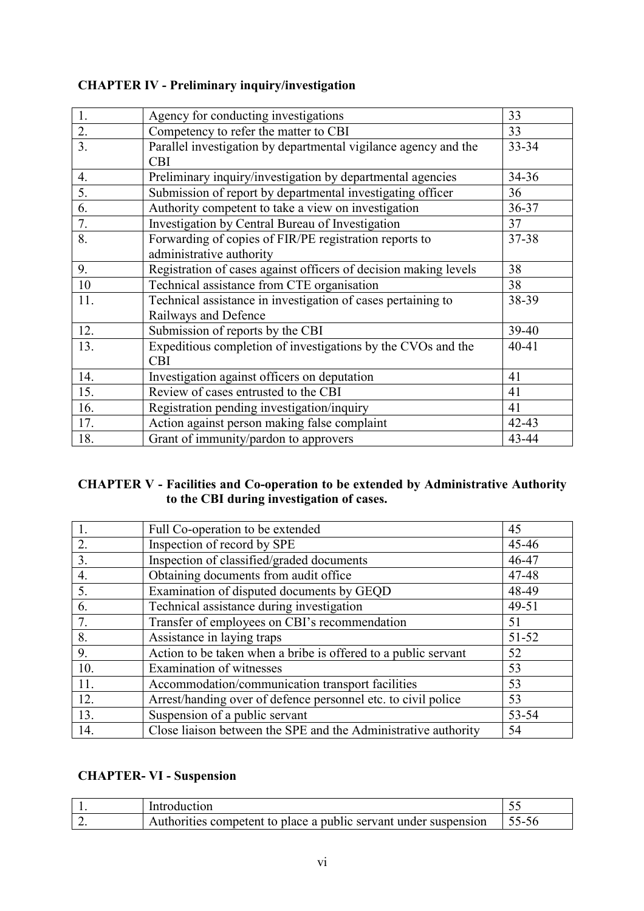**CHAPTER IV - Preliminary inquiry/investigation**

| | | |
|---|---|---|
| 1. | Agency for conducting investigations | 33 |
| 2. | Competency to refer the matter to CBI | 33 |
| 3. | Parallel investigation by departmental vigilance agency and the CBI | 33-34 |
| 4. | Preliminary inquiry/investigation by departmental agencies | 34-36 |
| 5. | Submission of report by departmental investigating officer | 36 |
| 6. | Authority competent to take a view on investigation | 36-37 |
| 7. | Investigation by Central Bureau of Investigation | 37 |
| 8. | Forwarding of copies of FIR/PE registration reports to administrative authority | 37-38 |
| 9. | Registration of cases against officers of decision making levels | 38 |
| 10 | Technical assistance from CTE organisation | 38 |
| 11. | Technical assistance in investigation of cases pertaining to Railways and Defence | 38-39 |
| 12. | Submission of reports by the CBI | 39-40 |
| 13. | Expeditious completion of investigations by the CVOs and the CBI | 40-41 |
| 14. | Investigation against officers on deputation | 41 |
| 15. | Review of cases entrusted to the CBI | 41 |
| 16. | Registration pending investigation/inquiry | 41 |
| 17. | Action against person making false complaint | 42-43 |
| 18. | Grant of immunity/pardon to approvers | 43-44 |

**CHAPTER V - Facilities and Co-operation to be extended by Administrative Authority to the CBI during investigation of cases.**

| | | |
|---|---|---|
| 1. | Full Co-operation to be extended | 45 |
| 2. | Inspection of record by SPE | 45-46 |
| 3. | Inspection of classified/graded documents | 46-47 |
| 4. | Obtaining documents from audit office | 47-48 |
| 5. | Examination of disputed documents by GEQD | 48-49 |
| 6. | Technical assistance during investigation | 49-51 |
| 7. | Transfer of employees on CBI's recommendation | 51 |
| 8. | Assistance in laying traps | 51-52 |
| 9. | Action to be taken when a bribe is offered to a public servant | 52 |
| 10. | Examination of witnesses | 53 |
| 11. | Accommodation/communication transport facilities | 53 |
| 12. | Arrest/handing over of defence personnel etc. to civil police | 53 |
| 13. | Suspension of a public servant | 53-54 |
| 14. | Close liaison between the SPE and the Administrative authority | 54 |

**CHAPTER- VI - Suspension**

| | | |
|---|---|---|
| 1. | Introduction | 55 |
| 2. | Authorities competent to place a public servant under suspension | 55-56 |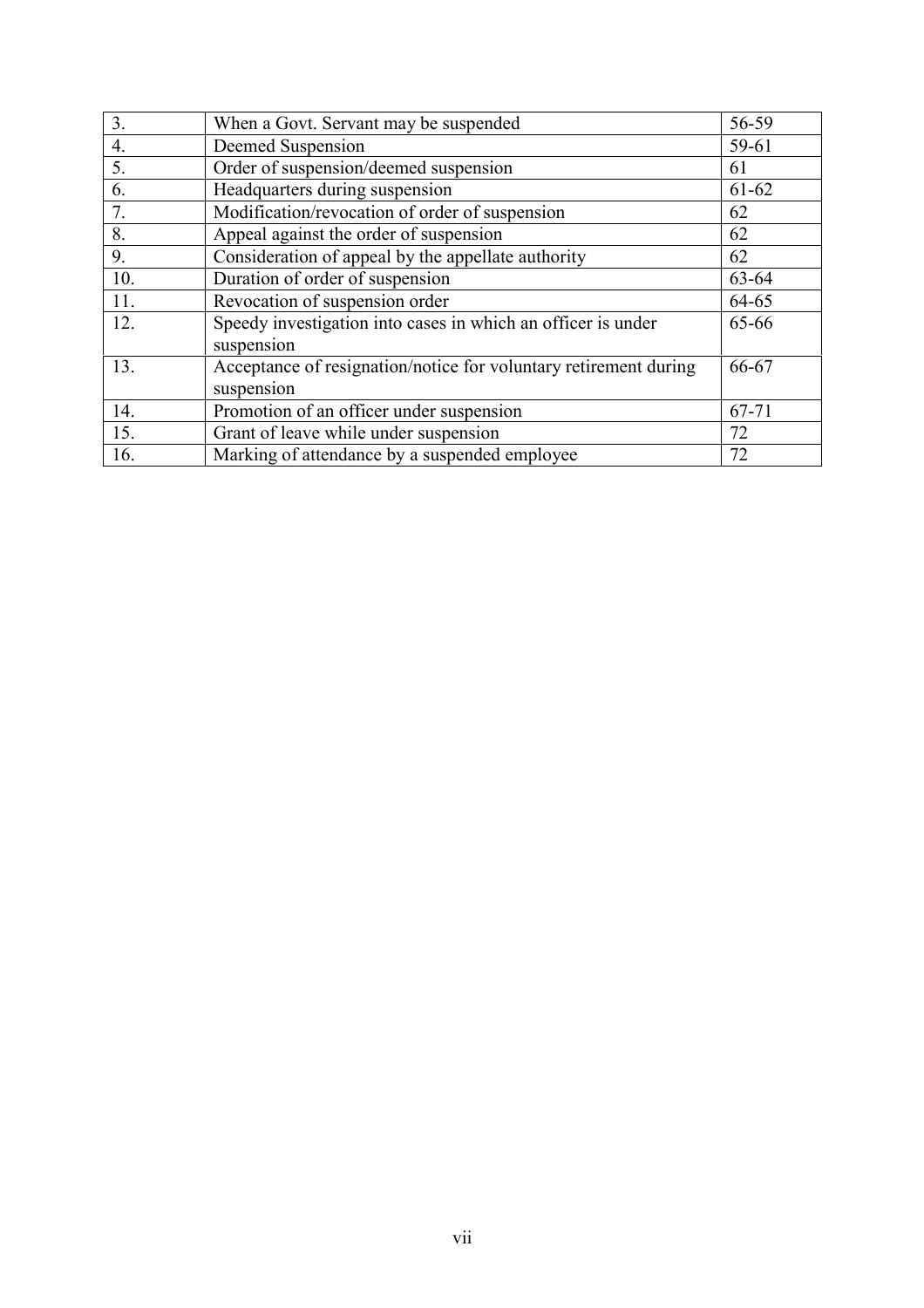| | | |
|---|---|---|
| 3. | When a Govt. Servant may be suspended | 56-59 |
| 4. | Deemed Suspension | 59-61 |
| 5. | Order of suspension/deemed suspension | 61 |
| 6. | Headquarters during suspension | 61-62 |
| 7. | Modification/revocation of order of suspension | 62 |
| 8. | Appeal against the order of suspension | 62 |
| 9. | Consideration of appeal by the appellate authority | 62 |
| 10. | Duration of order of suspension | 63-64 |
| 11. | Revocation of suspension order | 64-65 |
| 12. | Speedy investigation into cases in which an officer is under suspension | 65-66 |
| 13. | Acceptance of resignation/notice for voluntary retirement during suspension | 66-67 |
| 14. | Promotion of an officer under suspension | 67-71 |
| 15. | Grant of leave while under suspension | 72 |
| 16. | Marking of attendance by a suspended employee | 72 |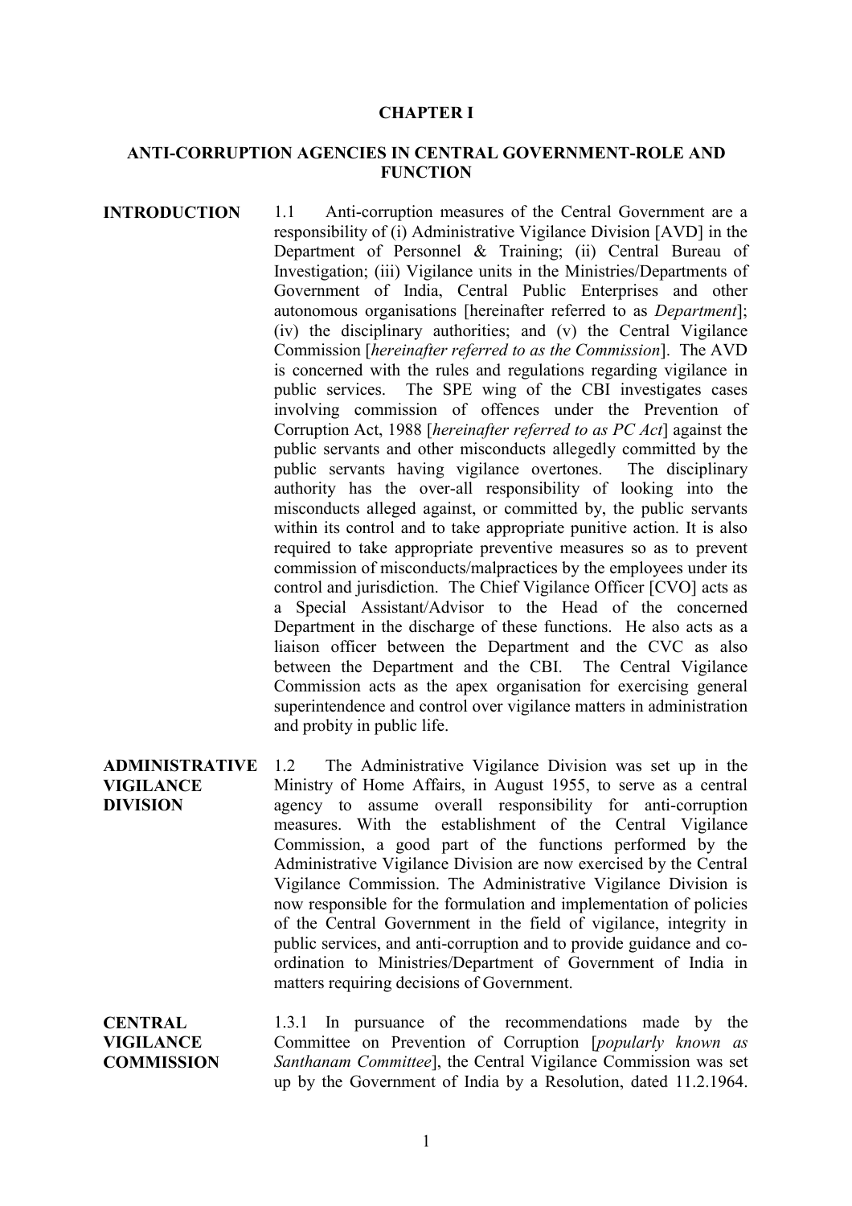# CHAPTER I

## ANTI-CORRUPTION AGENCIES IN CENTRAL GOVERNMENT-ROLE AND FUNCTION

**INTRODUCTION**

1.1 Anti-corruption measures of the Central Government are a responsibility of (i) Administrative Vigilance Division [AVD] in the Department of Personnel & Training; (ii) Central Bureau of Investigation; (iii) Vigilance units in the Ministries/Departments of Government of India, Central Public Enterprises and other autonomous organisations [hereinafter referred to as *Department*]; (iv) the disciplinary authorities; and (v) the Central Vigilance Commission [*hereinafter referred to as the Commission*]. The AVD is concerned with the rules and regulations regarding vigilance in public services. The SPE wing of the CBI investigates cases involving commission of offences under the Prevention of Corruption Act, 1988 [*hereinafter referred to as PC Act*] against the public servants and other misconducts allegedly committed by the public servants having vigilance overtones. The disciplinary authority has the over-all responsibility of looking into the misconducts alleged against, or committed by, the public servants within its control and to take appropriate punitive action. It is also required to take appropriate preventive measures so as to prevent commission of misconducts/malpractices by the employees under its control and jurisdiction. The Chief Vigilance Officer [CVO] acts as a Special Assistant/Advisor to the Head of the concerned Department in the discharge of these functions. He also acts as a liaison officer between the Department and the CVC as also between the Department and the CBI. The Central Vigilance Commission acts as the apex organisation for exercising general superintendence and control over vigilance matters in administration and probity in public life.

**ADMINISTRATIVE VIGILANCE DIVISION**

1.2 The Administrative Vigilance Division was set up in the Ministry of Home Affairs, in August 1955, to serve as a central agency to assume overall responsibility for anti-corruption measures. With the establishment of the Central Vigilance Commission, a good part of the functions performed by the Administrative Vigilance Division are now exercised by the Central Vigilance Commission. The Administrative Vigilance Division is now responsible for the formulation and implementation of policies of the Central Government in the field of vigilance, integrity in public services, and anti-corruption and to provide guidance and co-ordination to Ministries/Department of Government of India in matters requiring decisions of Government.

**CENTRAL VIGILANCE COMMISSION**

1.3.1 In pursuance of the recommendations made by the Committee on Prevention of Corruption [*popularly known as Santhanam Committee*], the Central Vigilance Commission was set up by the Government of India by a Resolution, dated 11.2.1964.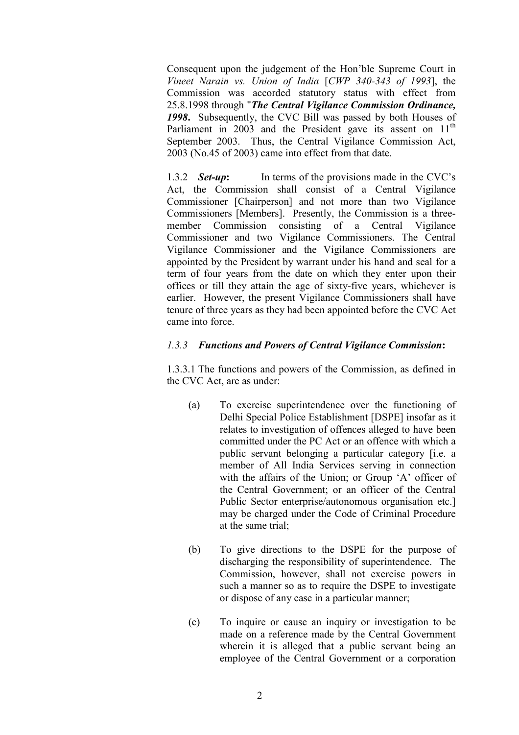Consequent upon the judgement of the Hon'ble Supreme Court in *Vineet Narain vs. Union of India* [*CWP 340-343 of 1993*], the Commission was accorded statutory status with effect from 25.8.1998 through "***The Central Vigilance Commission Ordinance, 1998***. Subsequently, the CVC Bill was passed by both Houses of Parliament in 2003 and the President gave its assent on 11th September 2003. Thus, the Central Vigilance Commission Act, 2003 (No.45 of 2003) came into effect from that date.

1.3.2 ***Set-up*:** In terms of the provisions made in the CVC's Act, the Commission shall consist of a Central Vigilance Commissioner [Chairperson] and not more than two Vigilance Commissioners [Members]. Presently, the Commission is a three-member Commission consisting of a Central Vigilance Commissioner and two Vigilance Commissioners. The Central Vigilance Commissioner and the Vigilance Commissioners are appointed by the President by warrant under his hand and seal for a term of four years from the date on which they enter upon their offices or till they attain the age of sixty-five years, whichever is earlier. However, the present Vigilance Commissioners shall have tenure of three years as they had been appointed before the CVC Act came into force.

*1.3.3* ***Functions and Powers of Central Vigilance Commission*:**

1.3.3.1 The functions and powers of the Commission, as defined in the CVC Act, are as under:

(a) To exercise superintendence over the functioning of Delhi Special Police Establishment [DSPE] insofar as it relates to investigation of offences alleged to have been committed under the PC Act or an offence with which a public servant belonging a particular category [i.e. a member of All India Services serving in connection with the affairs of the Union; or Group 'A' officer of the Central Government; or an officer of the Central Public Sector enterprise/autonomous organisation etc.] may be charged under the Code of Criminal Procedure at the same trial;

(b) To give directions to the DSPE for the purpose of discharging the responsibility of superintendence. The Commission, however, shall not exercise powers in such a manner so as to require the DSPE to investigate or dispose of any case in a particular manner;

(c) To inquire or cause an inquiry or investigation to be made on a reference made by the Central Government wherein it is alleged that a public servant being an employee of the Central Government or a corporation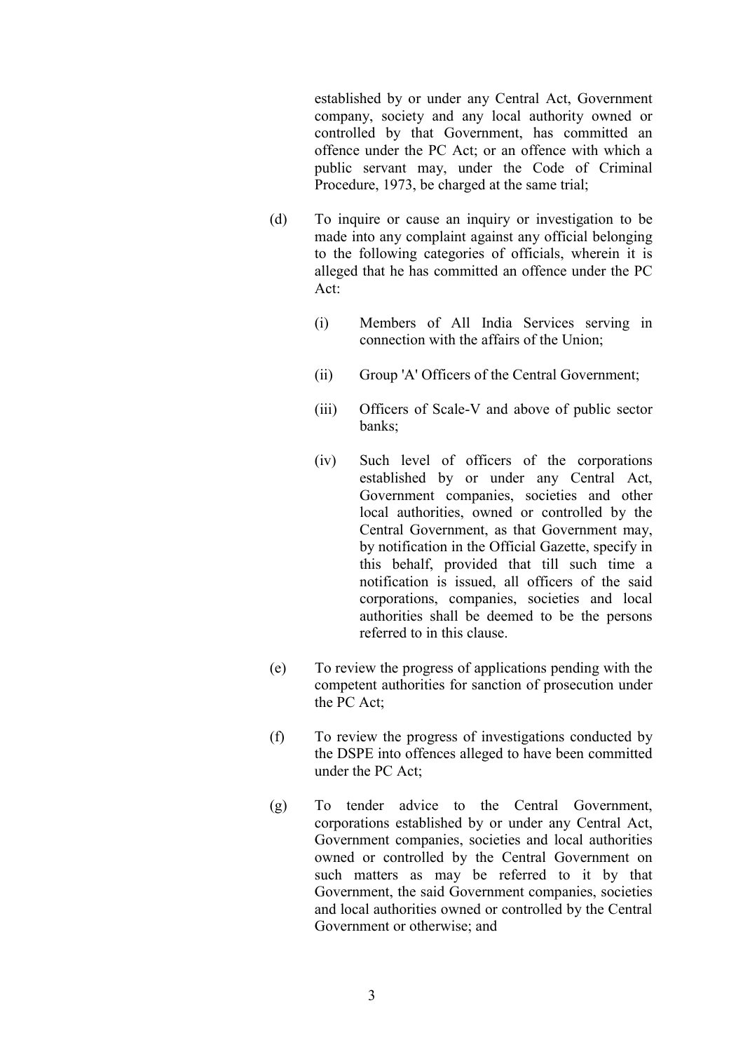established by or under any Central Act, Government company, society and any local authority owned or controlled by that Government, has committed an offence under the PC Act; or an offence with which a public servant may, under the Code of Criminal Procedure, 1973, be charged at the same trial;

(d) To inquire or cause an inquiry or investigation to be made into any complaint against any official belonging to the following categories of officials, wherein it is alleged that he has committed an offence under the PC Act:

(i) Members of All India Services serving in connection with the affairs of the Union;

(ii) Group 'A' Officers of the Central Government;

(iii) Officers of Scale-V and above of public sector banks;

(iv) Such level of officers of the corporations established by or under any Central Act, Government companies, societies and other local authorities, owned or controlled by the Central Government, as that Government may, by notification in the Official Gazette, specify in this behalf, provided that till such time a notification is issued, all officers of the said corporations, companies, societies and local authorities shall be deemed to be the persons referred to in this clause.

(e) To review the progress of applications pending with the competent authorities for sanction of prosecution under the PC Act;

(f) To review the progress of investigations conducted by the DSPE into offences alleged to have been committed under the PC Act;

(g) To tender advice to the Central Government, corporations established by or under any Central Act, Government companies, societies and local authorities owned or controlled by the Central Government on such matters as may be referred to it by that Government, the said Government companies, societies and local authorities owned or controlled by the Central Government or otherwise; and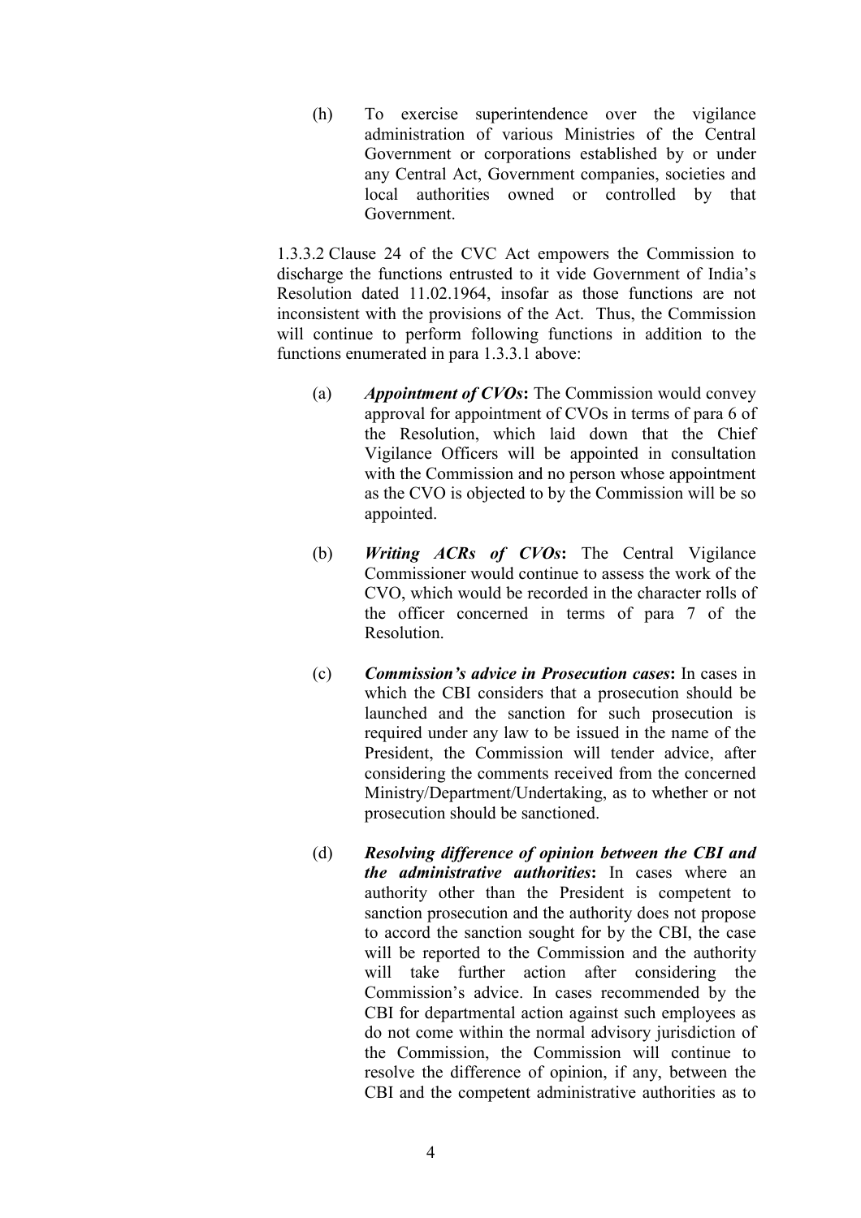(h) To exercise superintendence over the vigilance administration of various Ministries of the Central Government or corporations established by or under any Central Act, Government companies, societies and local authorities owned or controlled by that Government.

1.3.3.2 Clause 24 of the CVC Act empowers the Commission to discharge the functions entrusted to it vide Government of India's Resolution dated 11.02.1964, insofar as those functions are not inconsistent with the provisions of the Act. Thus, the Commission will continue to perform following functions in addition to the functions enumerated in para 1.3.3.1 above:

(a) ***Appointment of CVOs*****:** The Commission would convey approval for appointment of CVOs in terms of para 6 of the Resolution, which laid down that the Chief Vigilance Officers will be appointed in consultation with the Commission and no person whose appointment as the CVO is objected to by the Commission will be so appointed.

(b) ***Writing ACRs of CVOs*****:** The Central Vigilance Commissioner would continue to assess the work of the CVO, which would be recorded in the character rolls of the officer concerned in terms of para 7 of the Resolution.

(c) ***Commission's advice in Prosecution cases*****:** In cases in which the CBI considers that a prosecution should be launched and the sanction for such prosecution is required under any law to be issued in the name of the President, the Commission will tender advice, after considering the comments received from the concerned Ministry/Department/Undertaking, as to whether or not prosecution should be sanctioned.

(d) ***Resolving difference of opinion between the CBI and the administrative authorities*****:** In cases where an authority other than the President is competent to sanction prosecution and the authority does not propose to accord the sanction sought for by the CBI, the case will be reported to the Commission and the authority will take further action after considering the Commission's advice. In cases recommended by the CBI for departmental action against such employees as do not come within the normal advisory jurisdiction of the Commission, the Commission will continue to resolve the difference of opinion, if any, between the CBI and the competent administrative authorities as to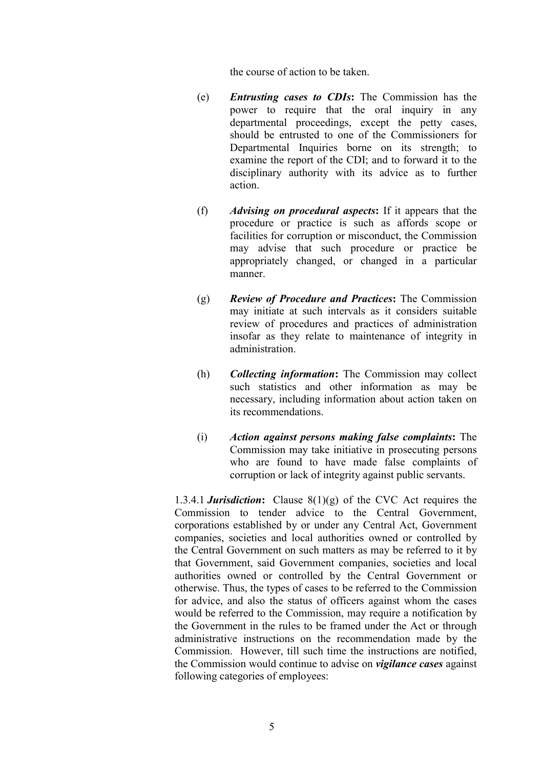the course of action to be taken.

(e) ***Entrusting cases to CDIs*****:** The Commission has the power to require that the oral inquiry in any departmental proceedings, except the petty cases, should be entrusted to one of the Commissioners for Departmental Inquiries borne on its strength; to examine the report of the CDI; and to forward it to the disciplinary authority with its advice as to further action.

(f) ***Advising on procedural aspects*****:** If it appears that the procedure or practice is such as affords scope or facilities for corruption or misconduct, the Commission may advise that such procedure or practice be appropriately changed, or changed in a particular manner.

(g) ***Review of Procedure and Practices*****:** The Commission may initiate at such intervals as it considers suitable review of procedures and practices of administration insofar as they relate to maintenance of integrity in administration.

(h) ***Collecting information*****:** The Commission may collect such statistics and other information as may be necessary, including information about action taken on its recommendations.

(i) ***Action against persons making false complaints*****:** The Commission may take initiative in prosecuting persons who are found to have made false complaints of corruption or lack of integrity against public servants.

1.3.4.1 ***Jurisdiction*****:** Clause 8(1)(g) of the CVC Act requires the Commission to tender advice to the Central Government, corporations established by or under any Central Act, Government companies, societies and local authorities owned or controlled by the Central Government on such matters as may be referred to it by that Government, said Government companies, societies and local authorities owned or controlled by the Central Government or otherwise. Thus, the types of cases to be referred to the Commission for advice, and also the status of officers against whom the cases would be referred to the Commission, may require a notification by the Government in the rules to be framed under the Act or through administrative instructions on the recommendation made by the Commission. However, till such time the instructions are notified, the Commission would continue to advise on ***vigilance cases*** against following categories of employees: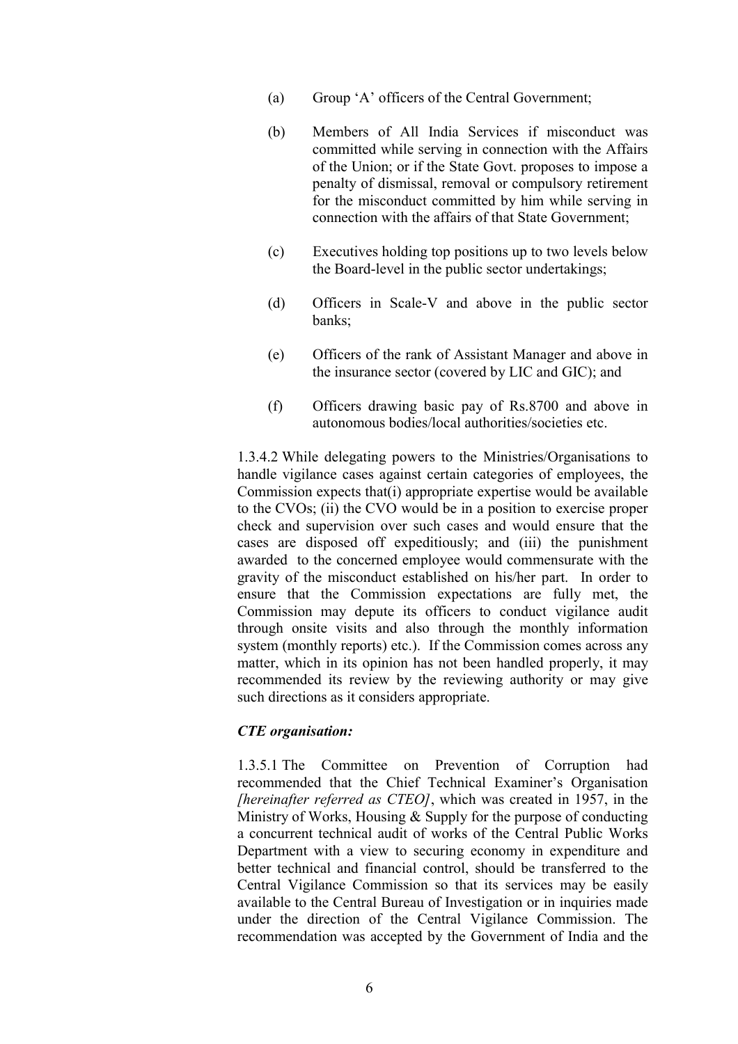(a) Group 'A' officers of the Central Government;

(b) Members of All India Services if misconduct was committed while serving in connection with the Affairs of the Union; or if the State Govt. proposes to impose a penalty of dismissal, removal or compulsory retirement for the misconduct committed by him while serving in connection with the affairs of that State Government;

(c) Executives holding top positions up to two levels below the Board-level in the public sector undertakings;

(d) Officers in Scale-V and above in the public sector banks;

(e) Officers of the rank of Assistant Manager and above in the insurance sector (covered by LIC and GIC); and

(f) Officers drawing basic pay of Rs.8700 and above in autonomous bodies/local authorities/societies etc.

1.3.4.2 While delegating powers to the Ministries/Organisations to handle vigilance cases against certain categories of employees, the Commission expects that(i) appropriate expertise would be available to the CVOs; (ii) the CVO would be in a position to exercise proper check and supervision over such cases and would ensure that the cases are disposed off expeditiously; and (iii) the punishment awarded to the concerned employee would commensurate with the gravity of the misconduct established on his/her part. In order to ensure that the Commission expectations are fully met, the Commission may depute its officers to conduct vigilance audit through onsite visits and also through the monthly information system (monthly reports) etc.). If the Commission comes across any matter, which in its opinion has not been handled properly, it may recommended its review by the reviewing authority or may give such directions as it considers appropriate.

***CTE organisation:***

1.3.5.1 The Committee on Prevention of Corruption had recommended that the Chief Technical Examiner's Organisation *[hereinafter referred as CTEO]*, which was created in 1957, in the Ministry of Works, Housing & Supply for the purpose of conducting a concurrent technical audit of works of the Central Public Works Department with a view to securing economy in expenditure and better technical and financial control, should be transferred to the Central Vigilance Commission so that its services may be easily available to the Central Bureau of Investigation or in inquiries made under the direction of the Central Vigilance Commission. The recommendation was accepted by the Government of India and the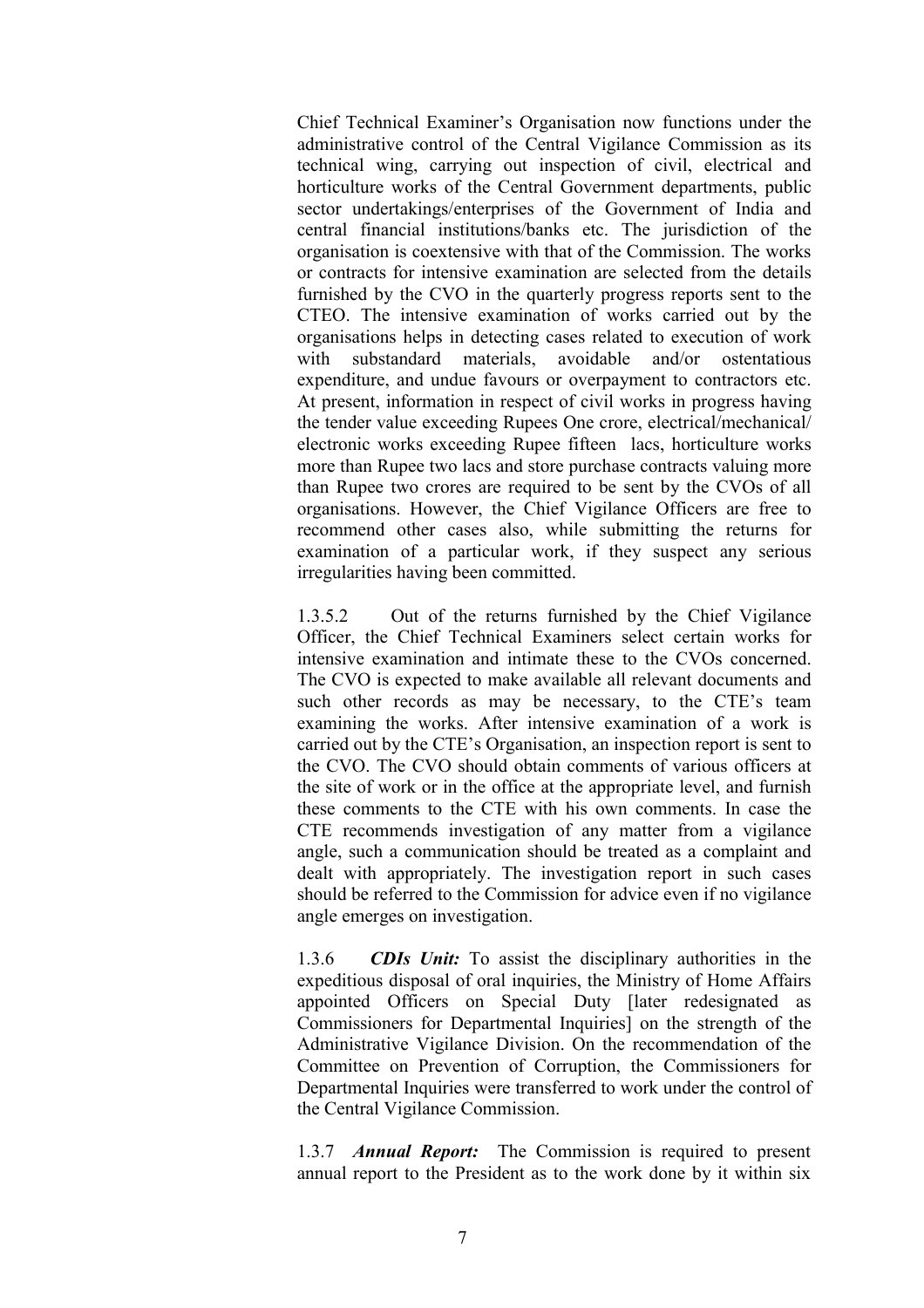Chief Technical Examiner's Organisation now functions under the administrative control of the Central Vigilance Commission as its technical wing, carrying out inspection of civil, electrical and horticulture works of the Central Government departments, public sector undertakings/enterprises of the Government of India and central financial institutions/banks etc. The jurisdiction of the organisation is coextensive with that of the Commission. The works or contracts for intensive examination are selected from the details furnished by the CVO in the quarterly progress reports sent to the CTEO. The intensive examination of works carried out by the organisations helps in detecting cases related to execution of work with substandard materials, avoidable and/or ostentatious expenditure, and undue favours or overpayment to contractors etc. At present, information in respect of civil works in progress having the tender value exceeding Rupees One crore, electrical/mechanical/ electronic works exceeding Rupee fifteen lacs, horticulture works more than Rupee two lacs and store purchase contracts valuing more than Rupee two crores are required to be sent by the CVOs of all organisations. However, the Chief Vigilance Officers are free to recommend other cases also, while submitting the returns for examination of a particular work, if they suspect any serious irregularities having been committed.

1.3.5.2 Out of the returns furnished by the Chief Vigilance Officer, the Chief Technical Examiners select certain works for intensive examination and intimate these to the CVOs concerned. The CVO is expected to make available all relevant documents and such other records as may be necessary, to the CTE's team examining the works. After intensive examination of a work is carried out by the CTE's Organisation, an inspection report is sent to the CVO. The CVO should obtain comments of various officers at the site of work or in the office at the appropriate level, and furnish these comments to the CTE with his own comments. In case the CTE recommends investigation of any matter from a vigilance angle, such a communication should be treated as a complaint and dealt with appropriately. The investigation report in such cases should be referred to the Commission for advice even if no vigilance angle emerges on investigation.

1.3.6 ***CDIs Unit:*** To assist the disciplinary authorities in the expeditious disposal of oral inquiries, the Ministry of Home Affairs appointed Officers on Special Duty [later redesignated as Commissioners for Departmental Inquiries] on the strength of the Administrative Vigilance Division. On the recommendation of the Committee on Prevention of Corruption, the Commissioners for Departmental Inquiries were transferred to work under the control of the Central Vigilance Commission.

1.3.7 ***Annual Report:*** The Commission is required to present annual report to the President as to the work done by it within six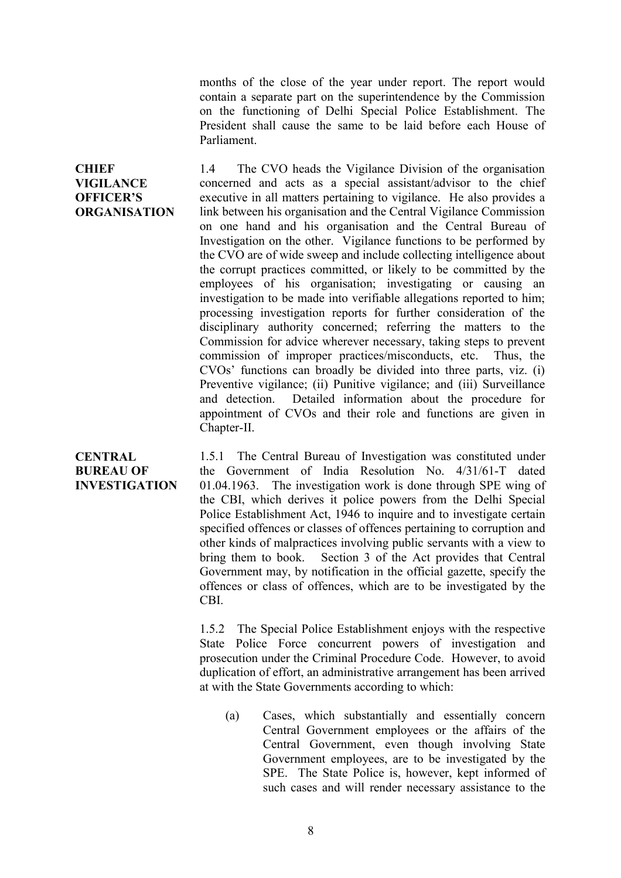months of the close of the year under report. The report would contain a separate part on the superintendence by the Commission on the functioning of Delhi Special Police Establishment. The President shall cause the same to be laid before each House of Parliament.

**CHIEF VIGILANCE OFFICER'S ORGANISATION**

1.4 The CVO heads the Vigilance Division of the organisation concerned and acts as a special assistant/advisor to the chief executive in all matters pertaining to vigilance. He also provides a link between his organisation and the Central Vigilance Commission on one hand and his organisation and the Central Bureau of Investigation on the other. Vigilance functions to be performed by the CVO are of wide sweep and include collecting intelligence about the corrupt practices committed, or likely to be committed by the employees of his organisation; investigating or causing an investigation to be made into verifiable allegations reported to him; processing investigation reports for further consideration of the disciplinary authority concerned; referring the matters to the Commission for advice wherever necessary, taking steps to prevent commission of improper practices/misconducts, etc. Thus, the CVOs' functions can broadly be divided into three parts, viz. (i) Preventive vigilance; (ii) Punitive vigilance; and (iii) Surveillance and detection. Detailed information about the procedure for appointment of CVOs and their role and functions are given in Chapter-II.

**CENTRAL BUREAU OF INVESTIGATION**

1.5.1 The Central Bureau of Investigation was constituted under the Government of India Resolution No. 4/31/61-T dated 01.04.1963. The investigation work is done through SPE wing of the CBI, which derives it police powers from the Delhi Special Police Establishment Act, 1946 to inquire and to investigate certain specified offences or classes of offences pertaining to corruption and other kinds of malpractices involving public servants with a view to bring them to book. Section 3 of the Act provides that Central Government may, by notification in the official gazette, specify the offences or class of offences, which are to be investigated by the CBI.

1.5.2 The Special Police Establishment enjoys with the respective State Police Force concurrent powers of investigation and prosecution under the Criminal Procedure Code. However, to avoid duplication of effort, an administrative arrangement has been arrived at with the State Governments according to which:

(a) Cases, which substantially and essentially concern Central Government employees or the affairs of the Central Government, even though involving State Government employees, are to be investigated by the SPE. The State Police is, however, kept informed of such cases and will render necessary assistance to the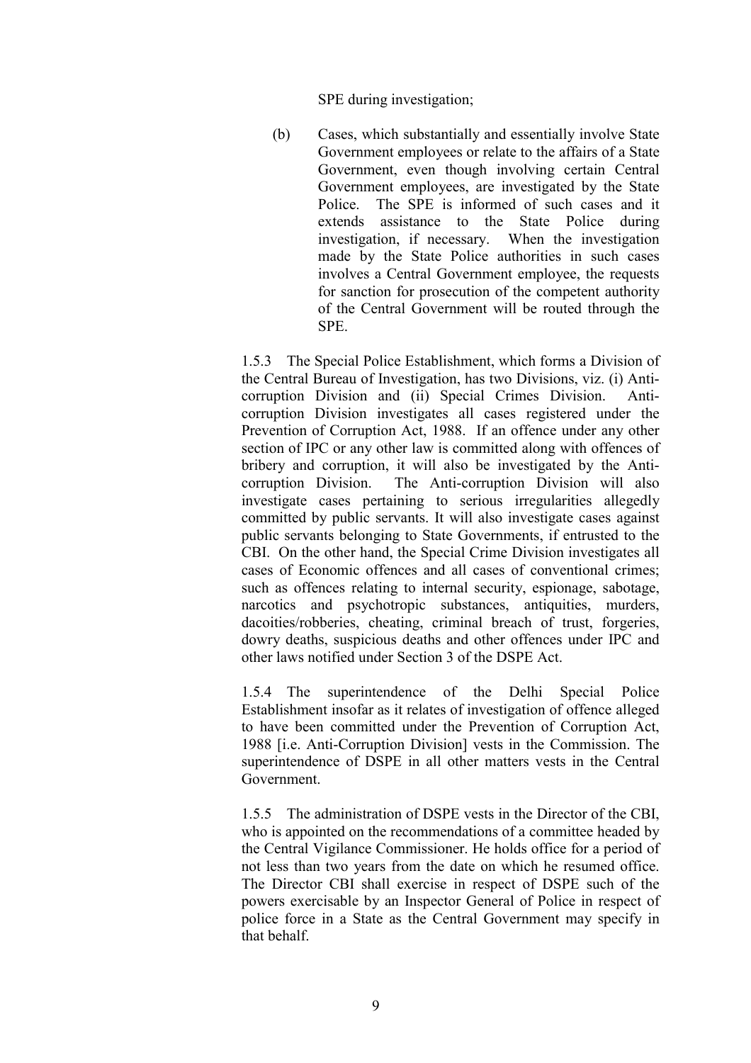SPE during investigation;

(b) Cases, which substantially and essentially involve State Government employees or relate to the affairs of a State Government, even though involving certain Central Government employees, are investigated by the State Police. The SPE is informed of such cases and it extends assistance to the State Police during investigation, if necessary. When the investigation made by the State Police authorities in such cases involves a Central Government employee, the requests for sanction for prosecution of the competent authority of the Central Government will be routed through the SPE.

1.5.3 The Special Police Establishment, which forms a Division of the Central Bureau of Investigation, has two Divisions, viz. (i) Anti-corruption Division and (ii) Special Crimes Division. Anti-corruption Division investigates all cases registered under the Prevention of Corruption Act, 1988. If an offence under any other section of IPC or any other law is committed along with offences of bribery and corruption, it will also be investigated by the Anti-corruption Division. The Anti-corruption Division will also investigate cases pertaining to serious irregularities allegedly committed by public servants. It will also investigate cases against public servants belonging to State Governments, if entrusted to the CBI. On the other hand, the Special Crime Division investigates all cases of Economic offences and all cases of conventional crimes; such as offences relating to internal security, espionage, sabotage, narcotics and psychotropic substances, antiquities, murders, dacoities/robberies, cheating, criminal breach of trust, forgeries, dowry deaths, suspicious deaths and other offences under IPC and other laws notified under Section 3 of the DSPE Act.

1.5.4 The superintendence of the Delhi Special Police Establishment insofar as it relates of investigation of offence alleged to have been committed under the Prevention of Corruption Act, 1988 [i.e. Anti-Corruption Division] vests in the Commission. The superintendence of DSPE in all other matters vests in the Central Government.

1.5.5 The administration of DSPE vests in the Director of the CBI, who is appointed on the recommendations of a committee headed by the Central Vigilance Commissioner. He holds office for a period of not less than two years from the date on which he resumed office. The Director CBI shall exercise in respect of DSPE such of the powers exercisable by an Inspector General of Police in respect of police force in a State as the Central Government may specify in that behalf.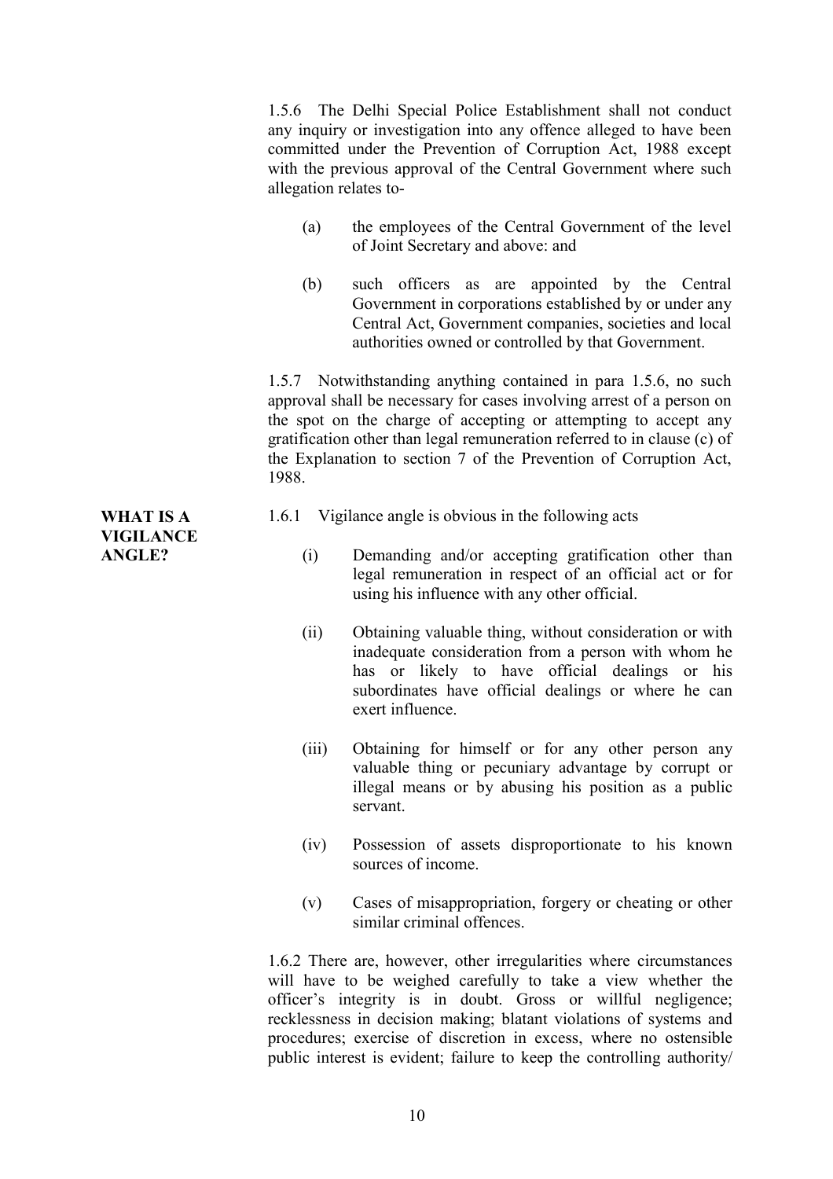1.5.6 The Delhi Special Police Establishment shall not conduct any inquiry or investigation into any offence alleged to have been committed under the Prevention of Corruption Act, 1988 except with the previous approval of the Central Government where such allegation relates to-

(a) the employees of the Central Government of the level of Joint Secretary and above: and

(b) such officers as are appointed by the Central Government in corporations established by or under any Central Act, Government companies, societies and local authorities owned or controlled by that Government.

1.5.7 Notwithstanding anything contained in para 1.5.6, no such approval shall be necessary for cases involving arrest of a person on the spot on the charge of accepting or attempting to accept any gratification other than legal remuneration referred to in clause (c) of the Explanation to section 7 of the Prevention of Corruption Act, 1988.

**WHAT IS A VIGILANCE ANGLE?**

1.6.1 Vigilance angle is obvious in the following acts

(i) Demanding and/or accepting gratification other than legal remuneration in respect of an official act or for using his influence with any other official.

(ii) Obtaining valuable thing, without consideration or with inadequate consideration from a person with whom he has or likely to have official dealings or his subordinates have official dealings or where he can exert influence.

(iii) Obtaining for himself or for any other person any valuable thing or pecuniary advantage by corrupt or illegal means or by abusing his position as a public servant.

(iv) Possession of assets disproportionate to his known sources of income.

(v) Cases of misappropriation, forgery or cheating or other similar criminal offences.

1.6.2 There are, however, other irregularities where circumstances will have to be weighed carefully to take a view whether the officer's integrity is in doubt. Gross or willful negligence; recklessness in decision making; blatant violations of systems and procedures; exercise of discretion in excess, where no ostensible public interest is evident; failure to keep the controlling authority/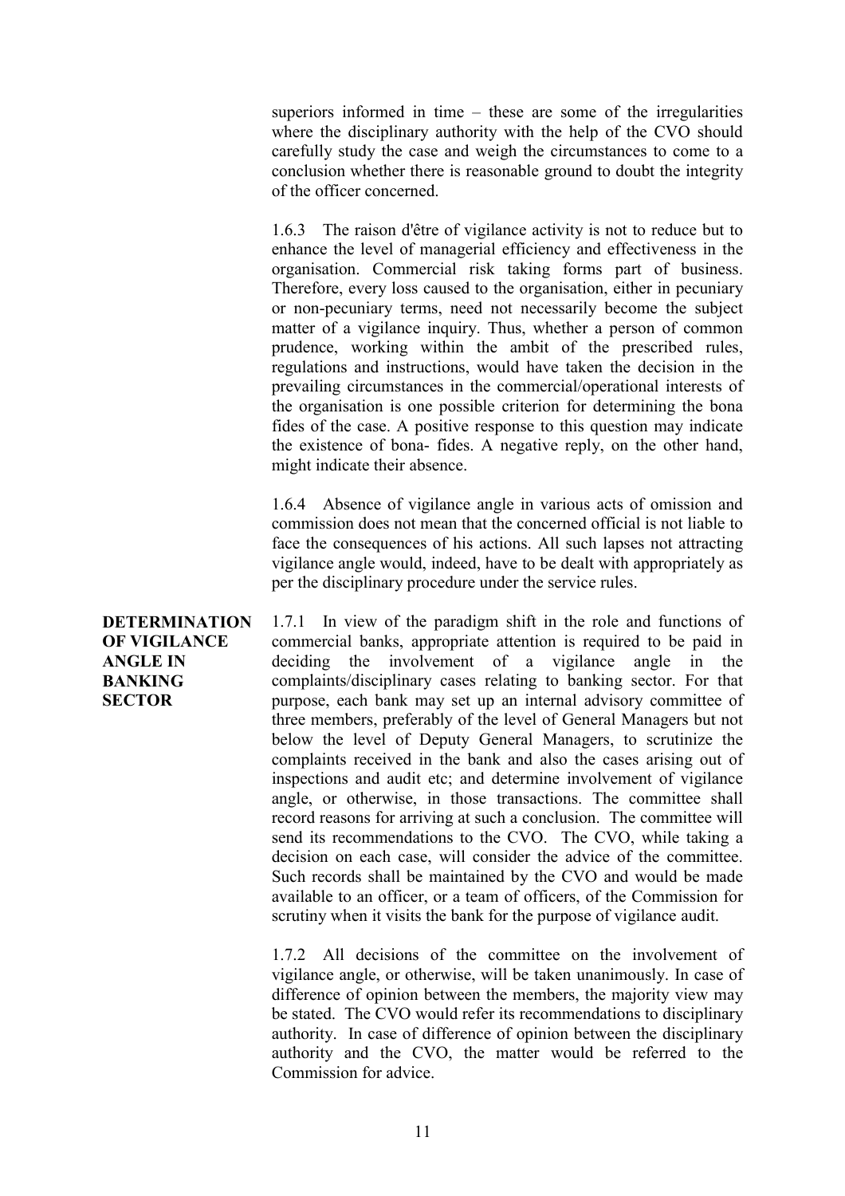superiors informed in time – these are some of the irregularities where the disciplinary authority with the help of the CVO should carefully study the case and weigh the circumstances to come to a conclusion whether there is reasonable ground to doubt the integrity of the officer concerned.

1.6.3 The raison d'être of vigilance activity is not to reduce but to enhance the level of managerial efficiency and effectiveness in the organisation. Commercial risk taking forms part of business. Therefore, every loss caused to the organisation, either in pecuniary or non-pecuniary terms, need not necessarily become the subject matter of a vigilance inquiry. Thus, whether a person of common prudence, working within the ambit of the prescribed rules, regulations and instructions, would have taken the decision in the prevailing circumstances in the commercial/operational interests of the organisation is one possible criterion for determining the bona fides of the case. A positive response to this question may indicate the existence of bona- fides. A negative reply, on the other hand, might indicate their absence.

1.6.4 Absence of vigilance angle in various acts of omission and commission does not mean that the concerned official is not liable to face the consequences of his actions. All such lapses not attracting vigilance angle would, indeed, have to be dealt with appropriately as per the disciplinary procedure under the service rules.

**DETERMINATION OF VIGILANCE ANGLE IN BANKING SECTOR**

1.7.1 In view of the paradigm shift in the role and functions of commercial banks, appropriate attention is required to be paid in deciding the involvement of a vigilance angle in the complaints/disciplinary cases relating to banking sector. For that purpose, each bank may set up an internal advisory committee of three members, preferably of the level of General Managers but not below the level of Deputy General Managers, to scrutinize the complaints received in the bank and also the cases arising out of inspections and audit etc; and determine involvement of vigilance angle, or otherwise, in those transactions. The committee shall record reasons for arriving at such a conclusion. The committee will send its recommendations to the CVO. The CVO, while taking a decision on each case, will consider the advice of the committee. Such records shall be maintained by the CVO and would be made available to an officer, or a team of officers, of the Commission for scrutiny when it visits the bank for the purpose of vigilance audit.

1.7.2 All decisions of the committee on the involvement of vigilance angle, or otherwise, will be taken unanimously. In case of difference of opinion between the members, the majority view may be stated. The CVO would refer its recommendations to disciplinary authority. In case of difference of opinion between the disciplinary authority and the CVO, the matter would be referred to the Commission for advice.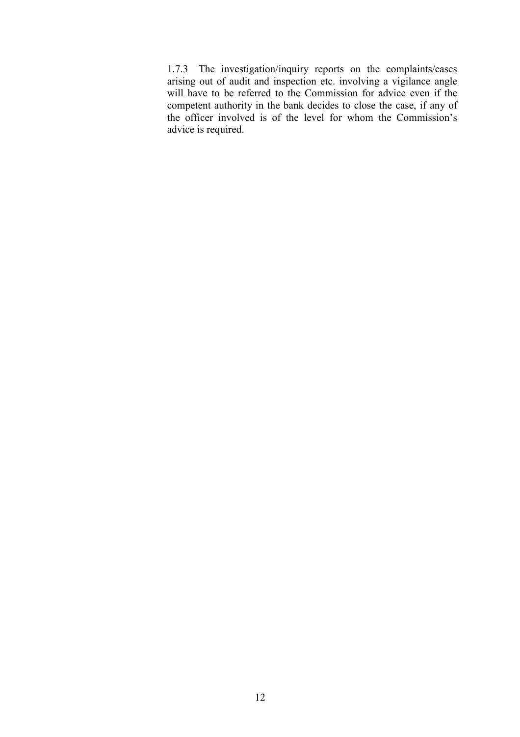1.7.3 The investigation/inquiry reports on the complaints/cases arising out of audit and inspection etc. involving a vigilance angle will have to be referred to the Commission for advice even if the competent authority in the bank decides to close the case, if any of the officer involved is of the level for whom the Commission's advice is required.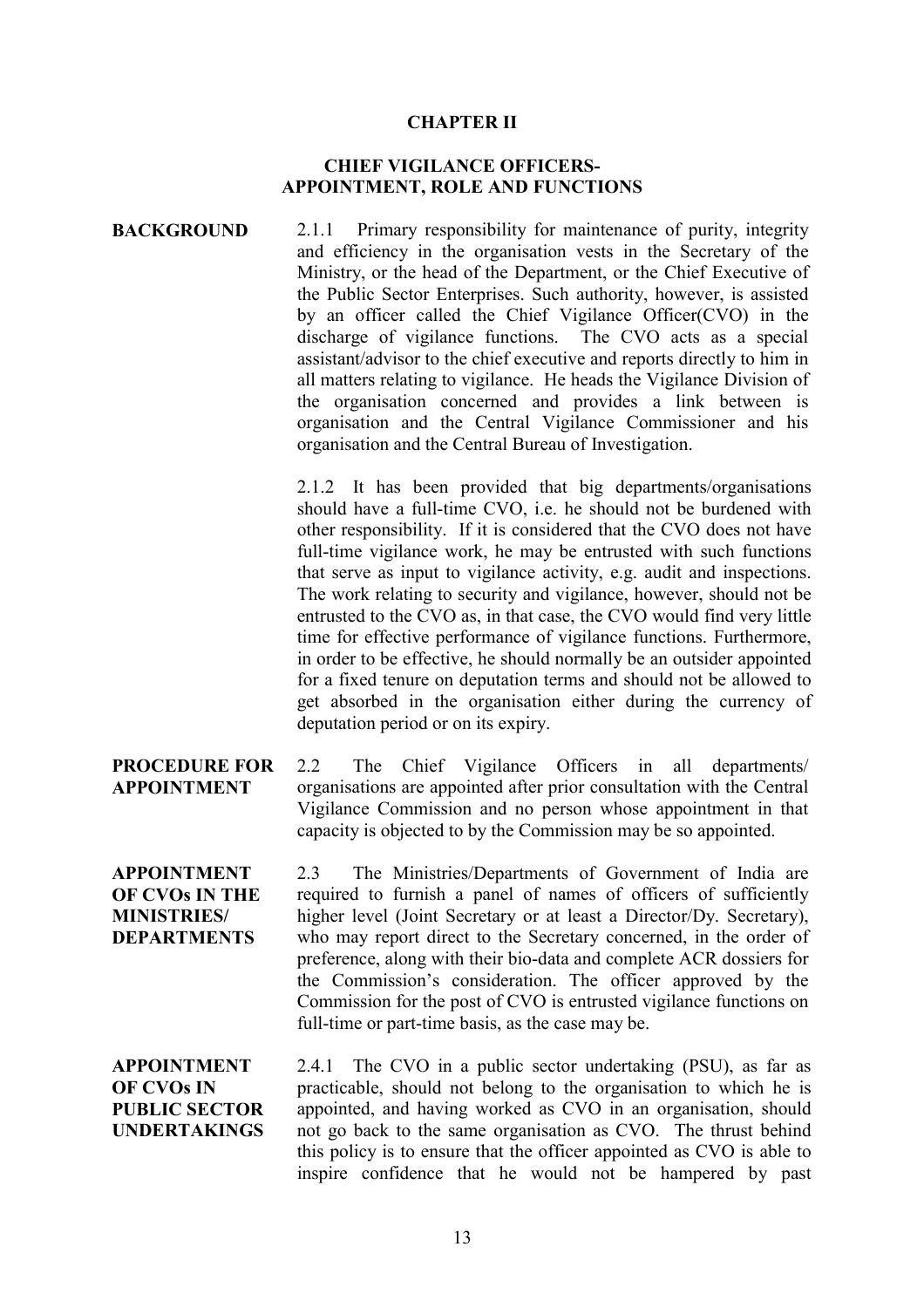# CHAPTER II

## CHIEF VIGILANCE OFFICERS- APPOINTMENT, ROLE AND FUNCTIONS

**BACKGROUND**

2.1.1 Primary responsibility for maintenance of purity, integrity and efficiency in the organisation vests in the Secretary of the Ministry, or the head of the Department, or the Chief Executive of the Public Sector Enterprises. Such authority, however, is assisted by an officer called the Chief Vigilance Officer(CVO) in the discharge of vigilance functions. The CVO acts as a special assistant/advisor to the chief executive and reports directly to him in all matters relating to vigilance. He heads the Vigilance Division of the organisation concerned and provides a link between is organisation and the Central Vigilance Commissioner and his organisation and the Central Bureau of Investigation.

2.1.2 It has been provided that big departments/organisations should have a full-time CVO, i.e. he should not be burdened with other responsibility. If it is considered that the CVO does not have full-time vigilance work, he may be entrusted with such functions that serve as input to vigilance activity, e.g. audit and inspections. The work relating to security and vigilance, however, should not be entrusted to the CVO as, in that case, the CVO would find very little time for effective performance of vigilance functions. Furthermore, in order to be effective, he should normally be an outsider appointed for a fixed tenure on deputation terms and should not be allowed to get absorbed in the organisation either during the currency of deputation period or on its expiry.

**PROCEDURE FOR APPOINTMENT**

2.2 The Chief Vigilance Officers in all departments/ organisations are appointed after prior consultation with the Central Vigilance Commission and no person whose appointment in that capacity is objected to by the Commission may be so appointed.

**APPOINTMENT OF CVOs IN THE MINISTRIES/ DEPARTMENTS**

2.3 The Ministries/Departments of Government of India are required to furnish a panel of names of officers of sufficiently higher level (Joint Secretary or at least a Director/Dy. Secretary), who may report direct to the Secretary concerned, in the order of preference, along with their bio-data and complete ACR dossiers for the Commission's consideration. The officer approved by the Commission for the post of CVO is entrusted vigilance functions on full-time or part-time basis, as the case may be.

**APPOINTMENT OF CVOs IN PUBLIC SECTOR UNDERTAKINGS**

2.4.1 The CVO in a public sector undertaking (PSU), as far as practicable, should not belong to the organisation to which he is appointed, and having worked as CVO in an organisation, should not go back to the same organisation as CVO. The thrust behind this policy is to ensure that the officer appointed as CVO is able to inspire confidence that he would not be hampered by past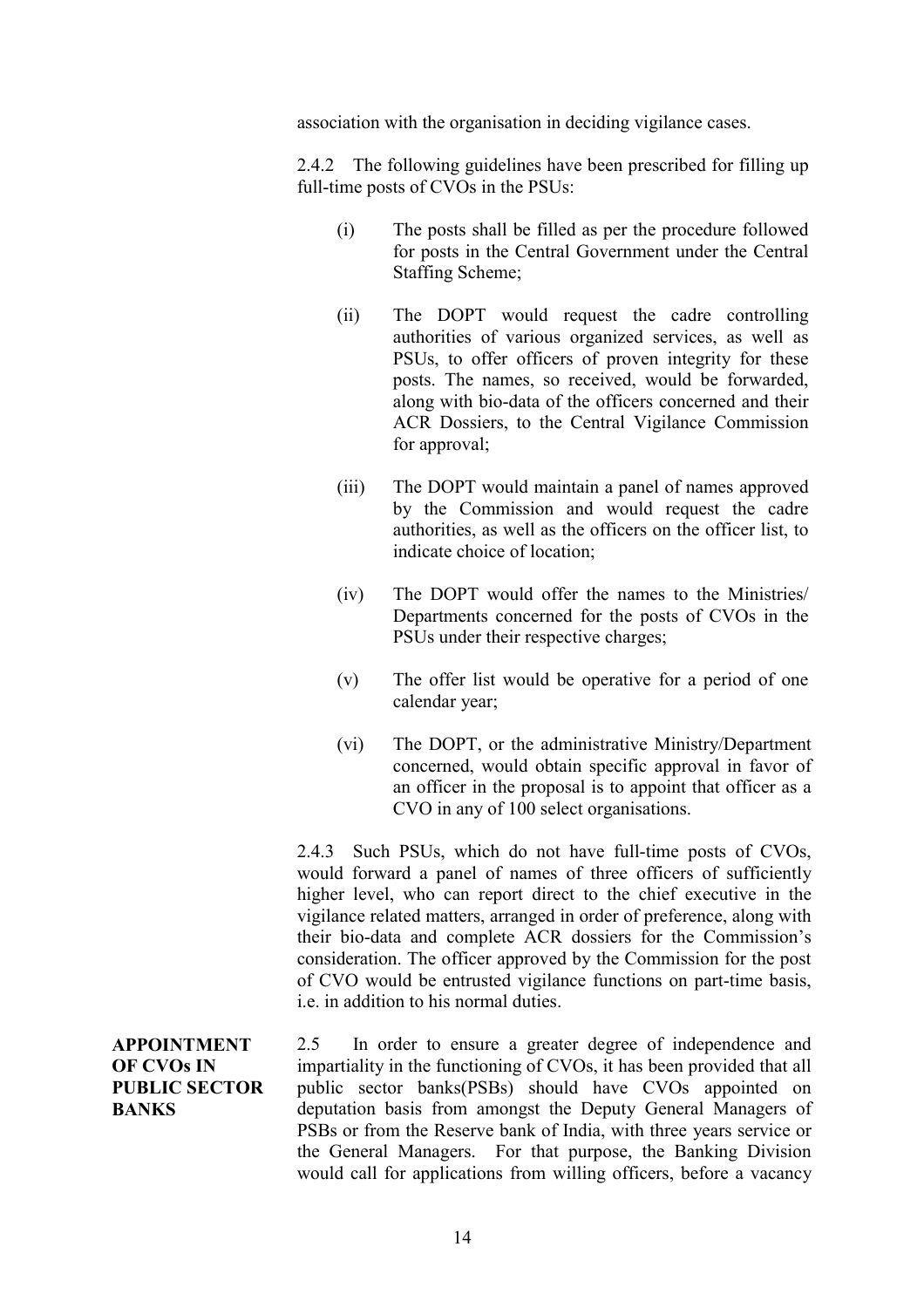association with the organisation in deciding vigilance cases.

2.4.2 The following guidelines have been prescribed for filling up full-time posts of CVOs in the PSUs:

(i) The posts shall be filled as per the procedure followed for posts in the Central Government under the Central Staffing Scheme;

(ii) The DOPT would request the cadre controlling authorities of various organized services, as well as PSUs, to offer officers of proven integrity for these posts. The names, so received, would be forwarded, along with bio-data of the officers concerned and their ACR Dossiers, to the Central Vigilance Commission for approval;

(iii) The DOPT would maintain a panel of names approved by the Commission and would request the cadre authorities, as well as the officers on the officer list, to indicate choice of location;

(iv) The DOPT would offer the names to the Ministries/ Departments concerned for the posts of CVOs in the PSUs under their respective charges;

(v) The offer list would be operative for a period of one calendar year;

(vi) The DOPT, or the administrative Ministry/Department concerned, would obtain specific approval in favor of an officer in the proposal is to appoint that officer as a CVO in any of 100 select organisations.

2.4.3 Such PSUs, which do not have full-time posts of CVOs, would forward a panel of names of three officers of sufficiently higher level, who can report direct to the chief executive in the vigilance related matters, arranged in order of preference, along with their bio-data and complete ACR dossiers for the Commission's consideration. The officer approved by the Commission for the post of CVO would be entrusted vigilance functions on part-time basis, i.e. in addition to his normal duties.

**APPOINTMENT OF CVOs IN PUBLIC SECTOR BANKS**

2.5 In order to ensure a greater degree of independence and impartiality in the functioning of CVOs, it has been provided that all public sector banks(PSBs) should have CVOs appointed on deputation basis from amongst the Deputy General Managers of PSBs or from the Reserve bank of India, with three years service or the General Managers. For that purpose, the Banking Division would call for applications from willing officers, before a vacancy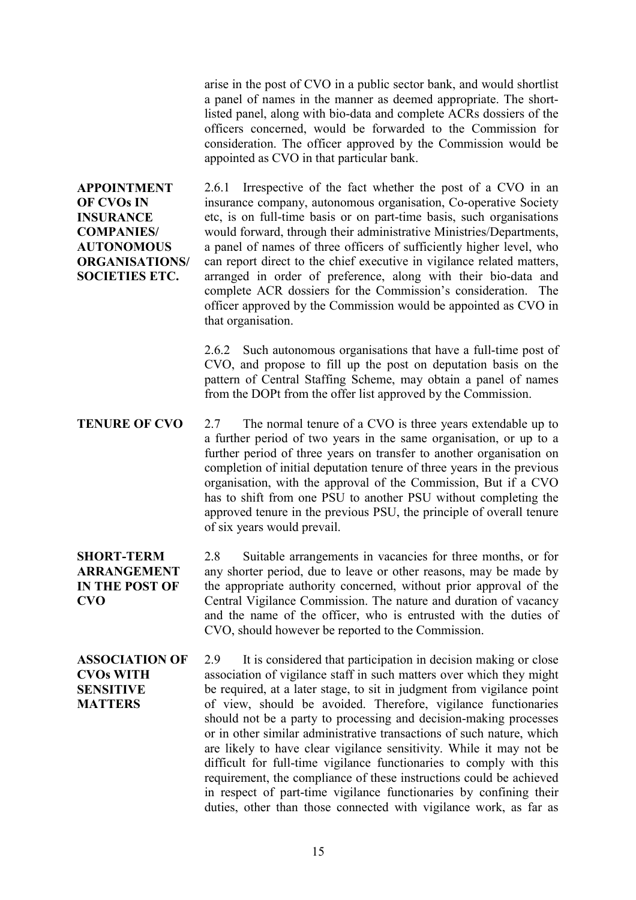arise in the post of CVO in a public sector bank, and would shortlist a panel of names in the manner as deemed appropriate. The short-listed panel, along with bio-data and complete ACRs dossiers of the officers concerned, would be forwarded to the Commission for consideration. The officer approved by the Commission would be appointed as CVO in that particular bank.

**APPOINTMENT OF CVOs IN INSURANCE COMPANIES/ AUTONOMOUS ORGANISATIONS/ SOCIETIES ETC.**

2.6.1 Irrespective of the fact whether the post of a CVO in an insurance company, autonomous organisation, Co-operative Society etc, is on full-time basis or on part-time basis, such organisations would forward, through their administrative Ministries/Departments, a panel of names of three officers of sufficiently higher level, who can report direct to the chief executive in vigilance related matters, arranged in order of preference, along with their bio-data and complete ACR dossiers for the Commission's consideration. The officer approved by the Commission would be appointed as CVO in that organisation.

2.6.2 Such autonomous organisations that have a full-time post of CVO, and propose to fill up the post on deputation basis on the pattern of Central Staffing Scheme, may obtain a panel of names from the DOPt from the offer list approved by the Commission.

**TENURE OF CVO**

2.7 The normal tenure of a CVO is three years extendable up to a further period of two years in the same organisation, or up to a further period of three years on transfer to another organisation on completion of initial deputation tenure of three years in the previous organisation, with the approval of the Commission, But if a CVO has to shift from one PSU to another PSU without completing the approved tenure in the previous PSU, the principle of overall tenure of six years would prevail.

**SHORT-TERM ARRANGEMENT IN THE POST OF CVO**

2.8 Suitable arrangements in vacancies for three months, or for any shorter period, due to leave or other reasons, may be made by the appropriate authority concerned, without prior approval of the Central Vigilance Commission. The nature and duration of vacancy and the name of the officer, who is entrusted with the duties of CVO, should however be reported to the Commission.

**ASSOCIATION OF CVOs WITH SENSITIVE MATTERS**

2.9 It is considered that participation in decision making or close association of vigilance staff in such matters over which they might be required, at a later stage, to sit in judgment from vigilance point of view, should be avoided. Therefore, vigilance functionaries should not be a party to processing and decision-making processes or in other similar administrative transactions of such nature, which are likely to have clear vigilance sensitivity. While it may not be difficult for full-time vigilance functionaries to comply with this requirement, the compliance of these instructions could be achieved in respect of part-time vigilance functionaries by confining their duties, other than those connected with vigilance work, as far as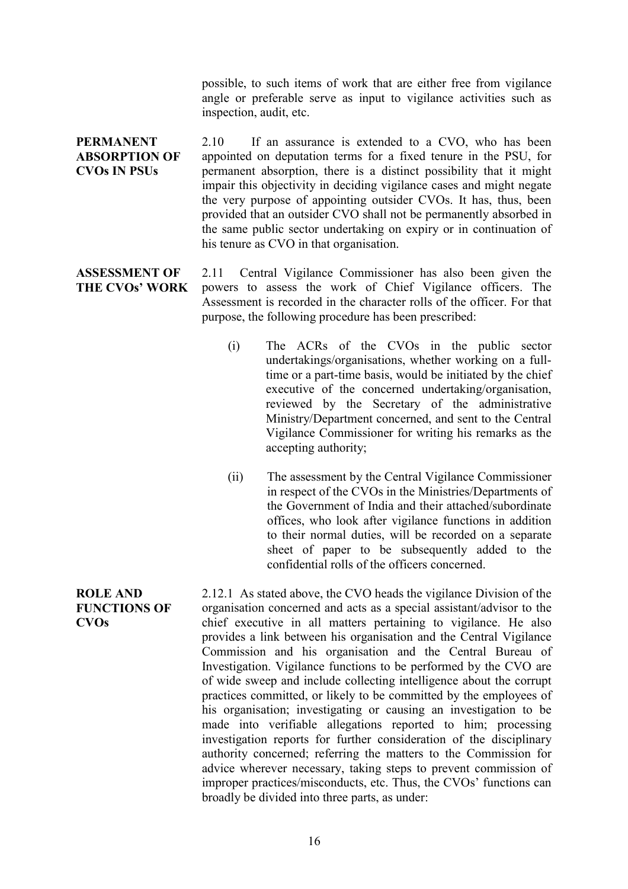possible, to such items of work that are either free from vigilance angle or preferable serve as input to vigilance activities such as inspection, audit, etc.

**PERMANENT ABSORPTION OF CVOs IN PSUs**

2.10 If an assurance is extended to a CVO, who has been appointed on deputation terms for a fixed tenure in the PSU, for permanent absorption, there is a distinct possibility that it might impair this objectivity in deciding vigilance cases and might negate the very purpose of appointing outsider CVOs. It has, thus, been provided that an outsider CVO shall not be permanently absorbed in the same public sector undertaking on expiry or in continuation of his tenure as CVO in that organisation.

**ASSESSMENT OF THE CVOs' WORK**

2.11 Central Vigilance Commissioner has also been given the powers to assess the work of Chief Vigilance officers. The Assessment is recorded in the character rolls of the officer. For that purpose, the following procedure has been prescribed:

(i) The ACRs of the CVOs in the public sector undertakings/organisations, whether working on a full-time or a part-time basis, would be initiated by the chief executive of the concerned undertaking/organisation, reviewed by the Secretary of the administrative Ministry/Department concerned, and sent to the Central Vigilance Commissioner for writing his remarks as the accepting authority;

(ii) The assessment by the Central Vigilance Commissioner in respect of the CVOs in the Ministries/Departments of the Government of India and their attached/subordinate offices, who look after vigilance functions in addition to their normal duties, will be recorded on a separate sheet of paper to be subsequently added to the confidential rolls of the officers concerned.

**ROLE AND FUNCTIONS OF CVOs**

2.12.1 As stated above, the CVO heads the vigilance Division of the organisation concerned and acts as a special assistant/advisor to the chief executive in all matters pertaining to vigilance. He also provides a link between his organisation and the Central Vigilance Commission and his organisation and the Central Bureau of Investigation. Vigilance functions to be performed by the CVO are of wide sweep and include collecting intelligence about the corrupt practices committed, or likely to be committed by the employees of his organisation; investigating or causing an investigation to be made into verifiable allegations reported to him; processing investigation reports for further consideration of the disciplinary authority concerned; referring the matters to the Commission for advice wherever necessary, taking steps to prevent commission of improper practices/misconducts, etc. Thus, the CVOs' functions can broadly be divided into three parts, as under: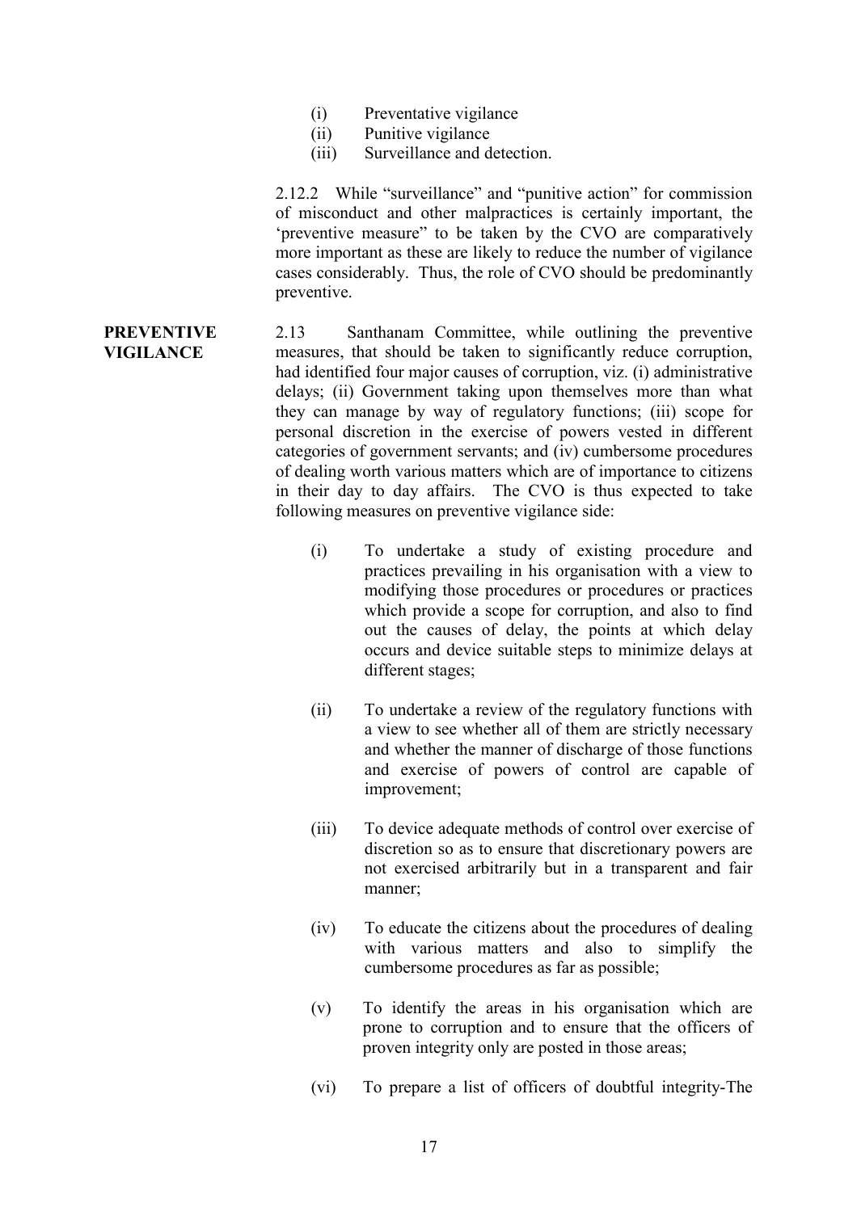(i) Preventative vigilance
(ii) Punitive vigilance
(iii) Surveillance and detection.

2.12.2 While "surveillance" and "punitive action" for commission of misconduct and other malpractices is certainly important, the 'preventive measure" to be taken by the CVO are comparatively more important as these are likely to reduce the number of vigilance cases considerably. Thus, the role of CVO should be predominantly preventive.

**PREVENTIVE VIGILANCE**

2.13 Santhanam Committee, while outlining the preventive measures, that should be taken to significantly reduce corruption, had identified four major causes of corruption, viz. (i) administrative delays; (ii) Government taking upon themselves more than what they can manage by way of regulatory functions; (iii) scope for personal discretion in the exercise of powers vested in different categories of government servants; and (iv) cumbersome procedures of dealing worth various matters which are of importance to citizens in their day to day affairs. The CVO is thus expected to take following measures on preventive vigilance side:

(i) To undertake a study of existing procedure and practices prevailing in his organisation with a view to modifying those procedures or procedures or practices which provide a scope for corruption, and also to find out the causes of delay, the points at which delay occurs and device suitable steps to minimize delays at different stages;

(ii) To undertake a review of the regulatory functions with a view to see whether all of them are strictly necessary and whether the manner of discharge of those functions and exercise of powers of control are capable of improvement;

(iii) To device adequate methods of control over exercise of discretion so as to ensure that discretionary powers are not exercised arbitrarily but in a transparent and fair manner;

(iv) To educate the citizens about the procedures of dealing with various matters and also to simplify the cumbersome procedures as far as possible;

(v) To identify the areas in his organisation which are prone to corruption and to ensure that the officers of proven integrity only are posted in those areas;

(vi) To prepare a list of officers of doubtful integrity-The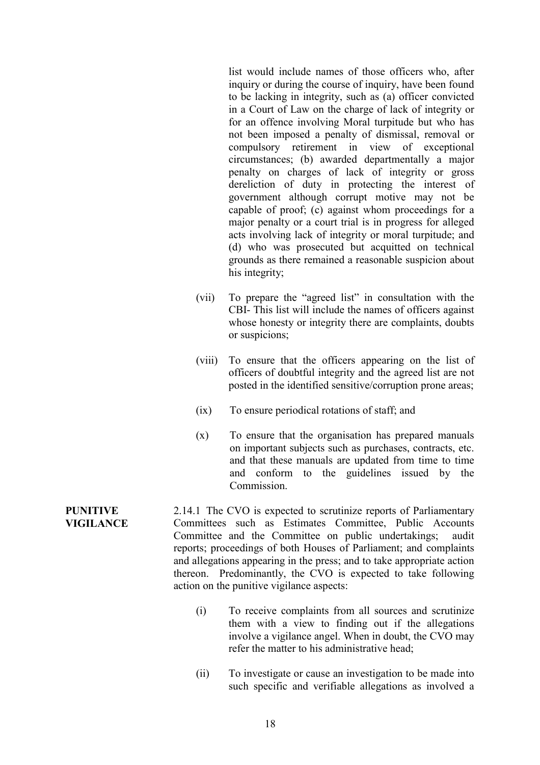list would include names of those officers who, after inquiry or during the course of inquiry, have been found to be lacking in integrity, such as (a) officer convicted in a Court of Law on the charge of lack of integrity or for an offence involving Moral turpitude but who has not been imposed a penalty of dismissal, removal or compulsory retirement in view of exceptional circumstances; (b) awarded departmentally a major penalty on charges of lack of integrity or gross dereliction of duty in protecting the interest of government although corrupt motive may not be capable of proof; (c) against whom proceedings for a major penalty or a court trial is in progress for alleged acts involving lack of integrity or moral turpitude; and (d) who was prosecuted but acquitted on technical grounds as there remained a reasonable suspicion about his integrity;

(vii) To prepare the "agreed list" in consultation with the CBI- This list will include the names of officers against whose honesty or integrity there are complaints, doubts or suspicions;

(viii) To ensure that the officers appearing on the list of officers of doubtful integrity and the agreed list are not posted in the identified sensitive/corruption prone areas;

(ix) To ensure periodical rotations of staff; and

(x) To ensure that the organisation has prepared manuals on important subjects such as purchases, contracts, etc. and that these manuals are updated from time to time and conform to the guidelines issued by the Commission.

**PUNITIVE VIGILANCE**

2.14.1 The CVO is expected to scrutinize reports of Parliamentary Committees such as Estimates Committee, Public Accounts Committee and the Committee on public undertakings; audit reports; proceedings of both Houses of Parliament; and complaints and allegations appearing in the press; and to take appropriate action thereon. Predominantly, the CVO is expected to take following action on the punitive vigilance aspects:

(i) To receive complaints from all sources and scrutinize them with a view to finding out if the allegations involve a vigilance angel. When in doubt, the CVO may refer the matter to his administrative head;

(ii) To investigate or cause an investigation to be made into such specific and verifiable allegations as involved a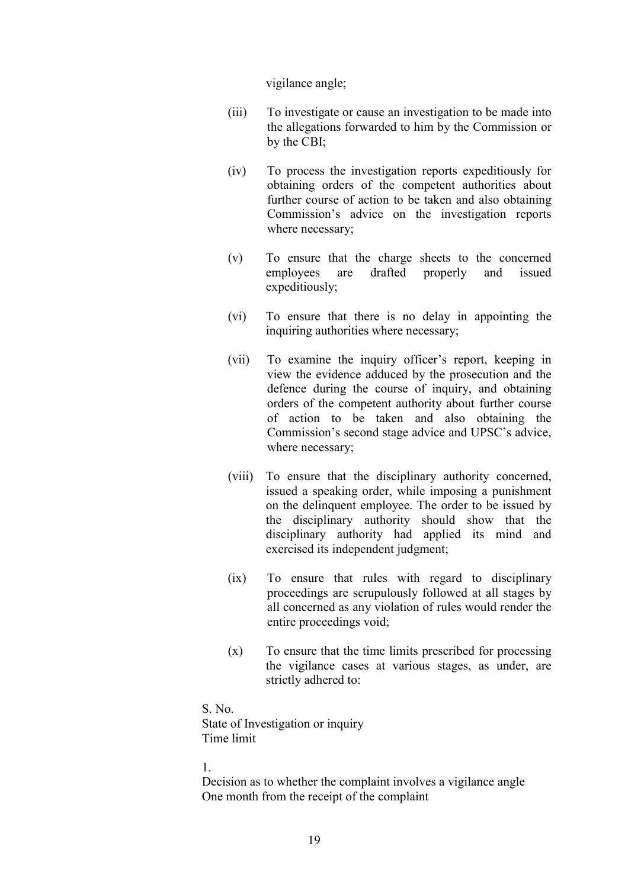vigilance angle;

(iii) To investigate or cause an investigation to be made into the allegations forwarded to him by the Commission or by the CBI;

(iv) To process the investigation reports expeditiously for obtaining orders of the competent authorities about further course of action to be taken and also obtaining Commission's advice on the investigation reports where necessary;

(v) To ensure that the charge sheets to the concerned employees are drafted properly and issued expeditiously;

(vi) To ensure that there is no delay in appointing the inquiring authorities where necessary;

(vii) To examine the inquiry officer's report, keeping in view the evidence adduced by the prosecution and the defence during the course of inquiry, and obtaining orders of the competent authority about further course of action to be taken and also obtaining the Commission's second stage advice and UPSC's advice, where necessary;

(viii) To ensure that the disciplinary authority concerned, issued a speaking order, while imposing a punishment on the delinquent employee. The order to be issued by the disciplinary authority should show that the disciplinary authority had applied its mind and exercised its independent judgment;

(ix) To ensure that rules with regard to disciplinary proceedings are scrupulously followed at all stages by all concerned as any violation of rules would render the entire proceedings void;

(x) To ensure that the time limits prescribed for processing the vigilance cases at various stages, as under, are strictly adhered to:

| S. No. | State of Investigation or inquiry | Time limit |
| --- | --- | --- |
| 1. | Decision as to whether the complaint involves a vigilance angle | One month from the receipt of the complaint |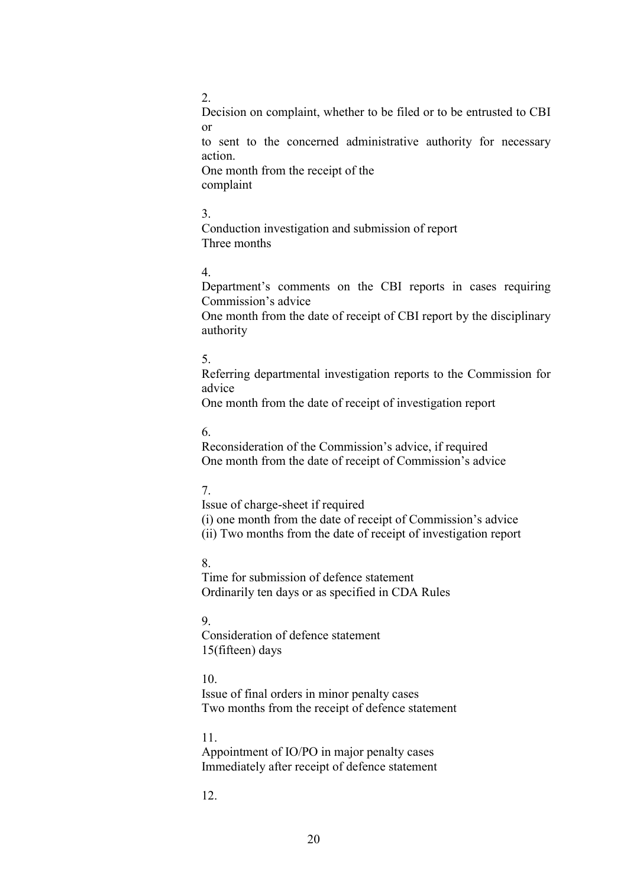2.

Decision on complaint, whether to be filed or to be entrusted to CBI or

to sent to the concerned administrative authority for necessary action.

One month from the receipt of the complaint

3.

Conduction investigation and submission of report

Three months

4.

Department's comments on the CBI reports in cases requiring Commission's advice

One month from the date of receipt of CBI report by the disciplinary authority

5.

Referring departmental investigation reports to the Commission for advice

One month from the date of receipt of investigation report

6.

Reconsideration of the Commission's advice, if required

One month from the date of receipt of Commission's advice

7.

Issue of charge-sheet if required

(i) one month from the date of receipt of Commission's advice

(ii) Two months from the date of receipt of investigation report

8.

Time for submission of defence statement

Ordinarily ten days or as specified in CDA Rules

9.

Consideration of defence statement

15(fifteen) days

10.

Issue of final orders in minor penalty cases

Two months from the receipt of defence statement

11.

Appointment of IO/PO in major penalty cases

Immediately after receipt of defence statement

12.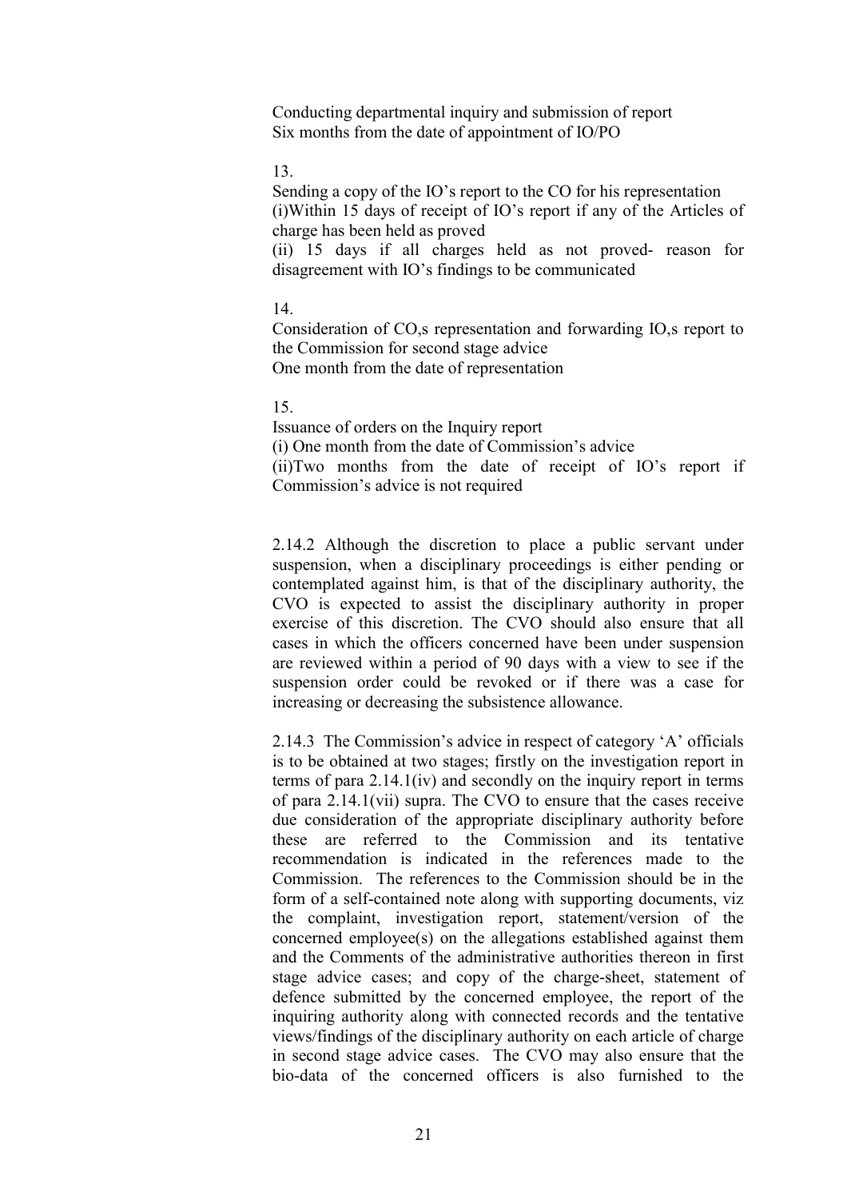Conducting departmental inquiry and submission of report
Six months from the date of appointment of IO/PO

13.

Sending a copy of the IO's report to the CO for his representation
(i)Within 15 days of receipt of IO's report if any of the Articles of charge has been held as proved
(ii) 15 days if all charges held as not proved- reason for disagreement with IO's findings to be communicated

14.

Consideration of CO,s representation and forwarding IO,s report to the Commission for second stage advice
One month from the date of representation

15.

Issuance of orders on the Inquiry report
(i) One month from the date of Commission's advice
(ii)Two months from the date of receipt of IO's report if Commission's advice is not required

2.14.2 Although the discretion to place a public servant under suspension, when a disciplinary proceedings is either pending or contemplated against him, is that of the disciplinary authority, the CVO is expected to assist the disciplinary authority in proper exercise of this discretion. The CVO should also ensure that all cases in which the officers concerned have been under suspension are reviewed within a period of 90 days with a view to see if the suspension order could be revoked or if there was a case for increasing or decreasing the subsistence allowance.

2.14.3 The Commission's advice in respect of category 'A' officials is to be obtained at two stages; firstly on the investigation report in terms of para 2.14.1(iv) and secondly on the inquiry report in terms of para 2.14.1(vii) supra. The CVO to ensure that the cases receive due consideration of the appropriate disciplinary authority before these are referred to the Commission and its tentative recommendation is indicated in the references made to the Commission. The references to the Commission should be in the form of a self-contained note along with supporting documents, viz the complaint, investigation report, statement/version of the concerned employee(s) on the allegations established against them and the Comments of the administrative authorities thereon in first stage advice cases; and copy of the charge-sheet, statement of defence submitted by the concerned employee, the report of the inquiring authority along with connected records and the tentative views/findings of the disciplinary authority on each article of charge in second stage advice cases. The CVO may also ensure that the bio-data of the concerned officers is also furnished to the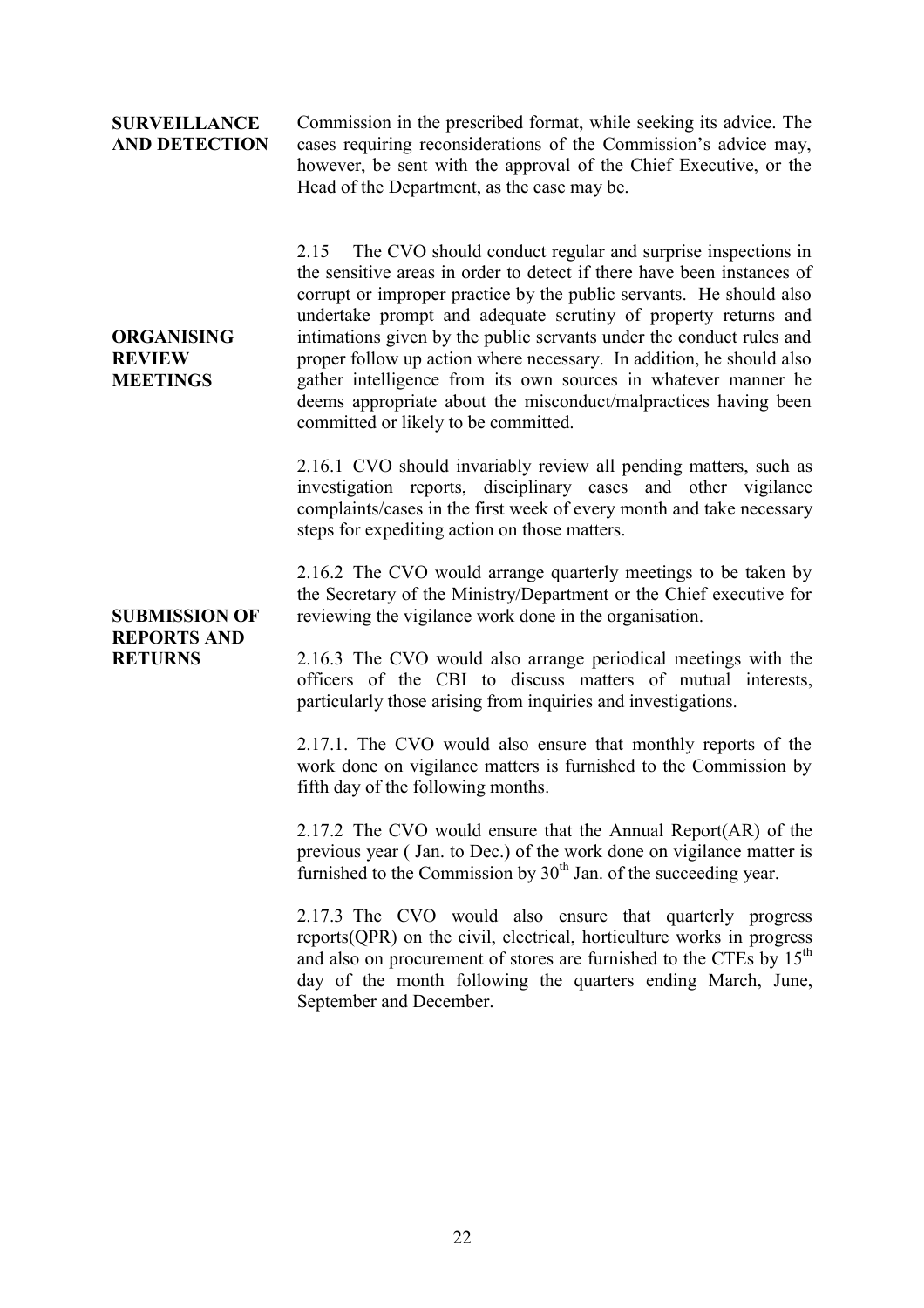Commission in the prescribed format, while seeking its advice. The cases requiring reconsiderations of the Commission's advice may, however, be sent with the approval of the Chief Executive, or the Head of the Department, as the case may be.

**SURVEILLANCE AND DETECTION**

2.15 The CVO should conduct regular and surprise inspections in the sensitive areas in order to detect if there have been instances of corrupt or improper practice by the public servants. He should also undertake prompt and adequate scrutiny of property returns and intimations given by the public servants under the conduct rules and proper follow up action where necessary. In addition, he should also gather intelligence from its own sources in whatever manner he deems appropriate about the misconduct/malpractices having been committed or likely to be committed.

**ORGANISING REVIEW MEETINGS**

2.16.1 CVO should invariably review all pending matters, such as investigation reports, disciplinary cases and other vigilance complaints/cases in the first week of every month and take necessary steps for expediting action on those matters.

2.16.2 The CVO would arrange quarterly meetings to be taken by the Secretary of the Ministry/Department or the Chief executive for reviewing the vigilance work done in the organisation.

2.16.3 The CVO would also arrange periodical meetings with the officers of the CBI to discuss matters of mutual interests, particularly those arising from inquiries and investigations.

**SUBMISSION OF REPORTS AND RETURNS**

2.17.1. The CVO would also ensure that monthly reports of the work done on vigilance matters is furnished to the Commission by fifth day of the following months.

2.17.2 The CVO would ensure that the Annual Report(AR) of the previous year ( Jan. to Dec.) of the work done on vigilance matter is furnished to the Commission by 30th Jan. of the succeeding year.

2.17.3 The CVO would also ensure that quarterly progress reports(QPR) on the civil, electrical, horticulture works in progress and also on procurement of stores are furnished to the CTEs by 15th day of the month following the quarters ending March, June, September and December.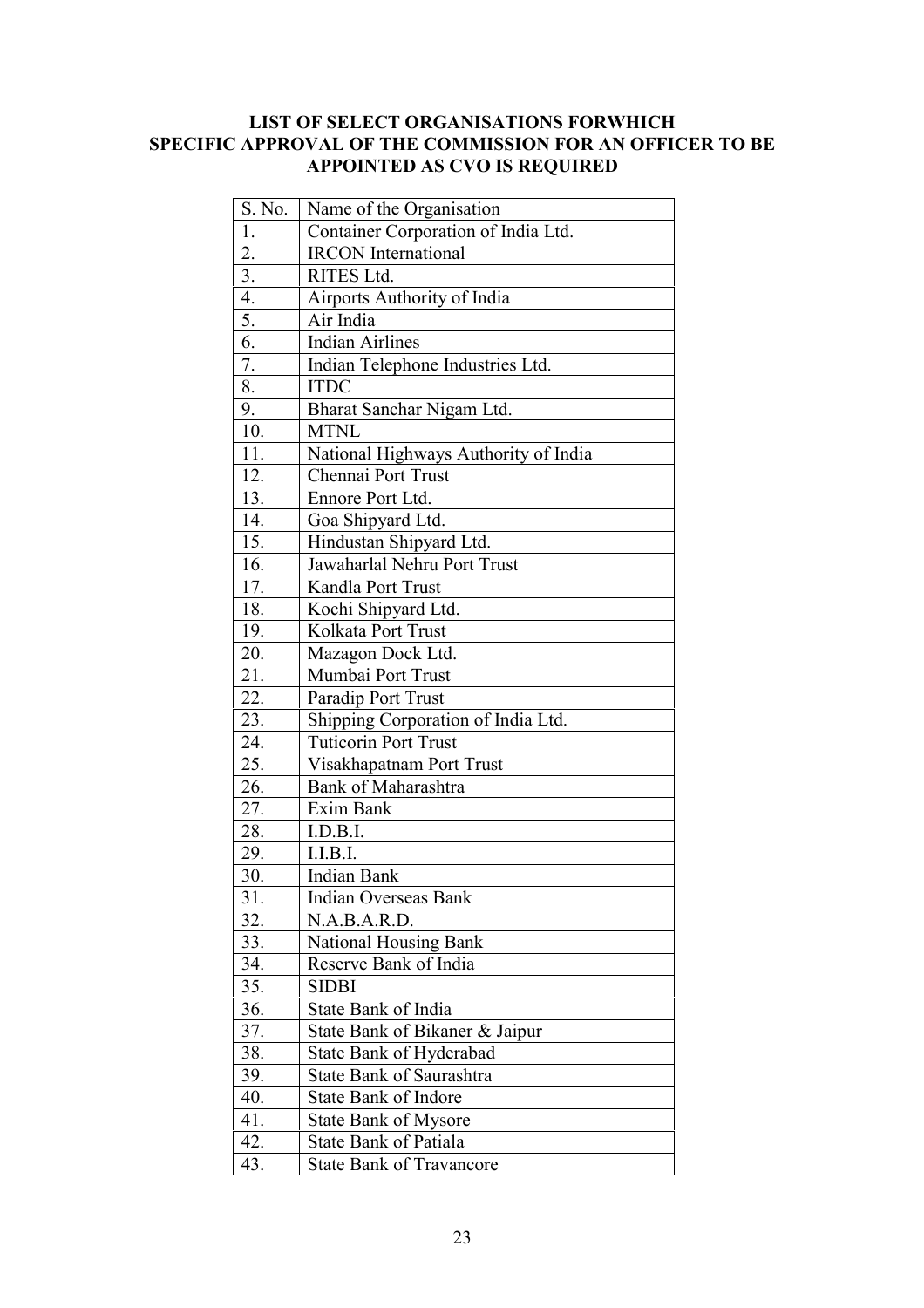**LIST OF SELECT ORGANISATIONS FORWHICH SPECIFIC APPROVAL OF THE COMMISSION FOR AN OFFICER TO BE APPOINTED AS CVO IS REQUIRED**

| S. No. | Name of the Organisation |
|---|---|
| 1. | Container Corporation of India Ltd. |
| 2. | IRCON International |
| 3. | RITES Ltd. |
| 4. | Airports Authority of India |
| 5. | Air India |
| 6. | Indian Airlines |
| 7. | Indian Telephone Industries Ltd. |
| 8. | ITDC |
| 9. | Bharat Sanchar Nigam Ltd. |
| 10. | MTNL |
| 11. | National Highways Authority of India |
| 12. | Chennai Port Trust |
| 13. | Ennore Port Ltd. |
| 14. | Goa Shipyard Ltd. |
| 15. | Hindustan Shipyard Ltd. |
| 16. | Jawaharlal Nehru Port Trust |
| 17. | Kandla Port Trust |
| 18. | Kochi Shipyard Ltd. |
| 19. | Kolkata Port Trust |
| 20. | Mazagon Dock Ltd. |
| 21. | Mumbai Port Trust |
| 22. | Paradip Port Trust |
| 23. | Shipping Corporation of India Ltd. |
| 24. | Tuticorin Port Trust |
| 25. | Visakhapatnam Port Trust |
| 26. | Bank of Maharashtra |
| 27. | Exim Bank |
| 28. | I.D.B.I. |
| 29. | I.I.B.I. |
| 30. | Indian Bank |
| 31. | Indian Overseas Bank |
| 32. | N.A.B.A.R.D. |
| 33. | National Housing Bank |
| 34. | Reserve Bank of India |
| 35. | SIDBI |
| 36. | State Bank of India |
| 37. | State Bank of Bikaner & Jaipur |
| 38. | State Bank of Hyderabad |
| 39. | State Bank of Saurashtra |
| 40. | State Bank of Indore |
| 41. | State Bank of Mysore |
| 42. | State Bank of Patiala |
| 43. | State Bank of Travancore |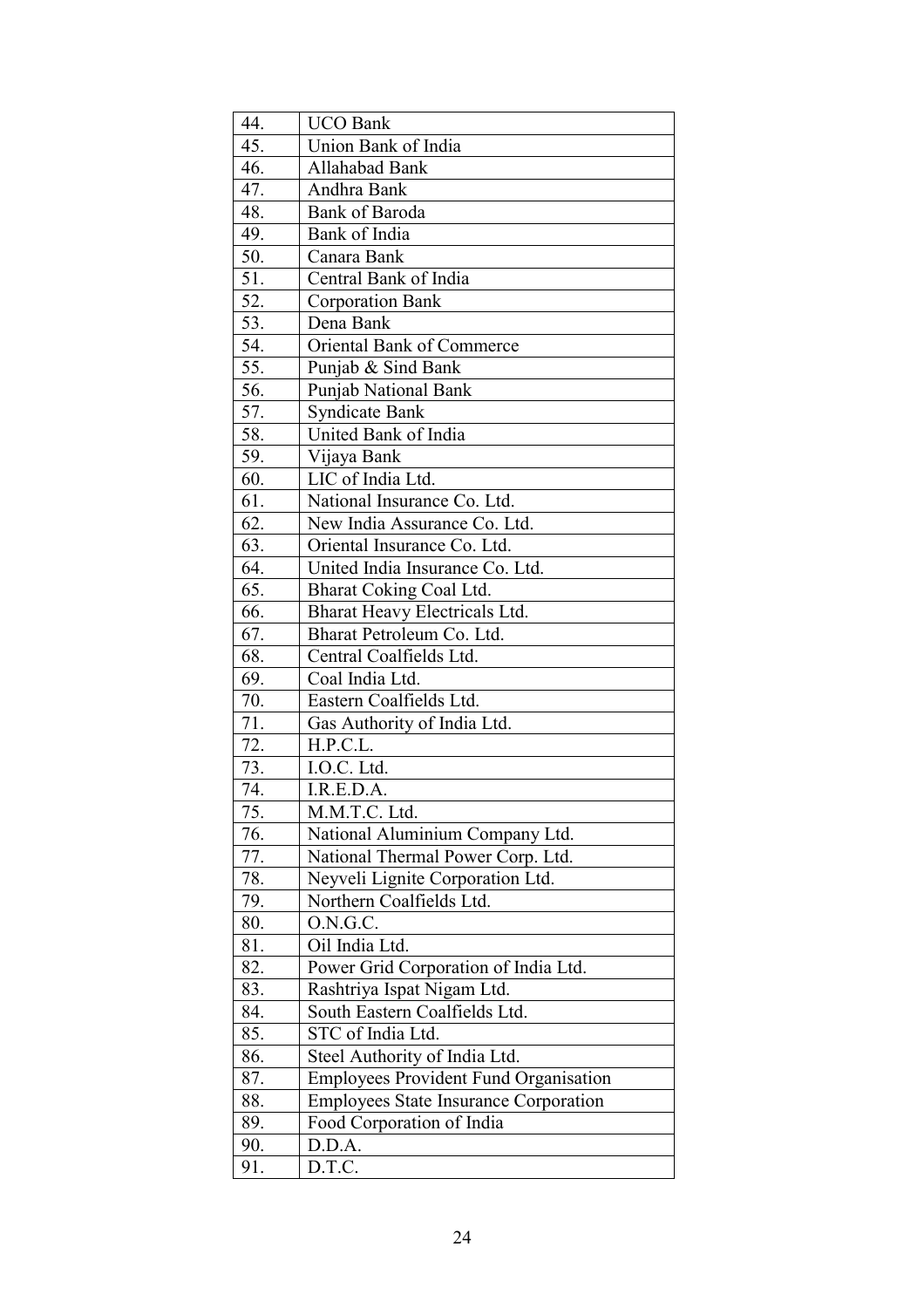| 44. | UCO Bank |
|---|---|
| 45. | Union Bank of India |
| 46. | Allahabad Bank |
| 47. | Andhra Bank |
| 48. | Bank of Baroda |
| 49. | Bank of India |
| 50. | Canara Bank |
| 51. | Central Bank of India |
| 52. | Corporation Bank |
| 53. | Dena Bank |
| 54. | Oriental Bank of Commerce |
| 55. | Punjab & Sind Bank |
| 56. | Punjab National Bank |
| 57. | Syndicate Bank |
| 58. | United Bank of India |
| 59. | Vijaya Bank |
| 60. | LIC of India Ltd. |
| 61. | National Insurance Co. Ltd. |
| 62. | New India Assurance Co. Ltd. |
| 63. | Oriental Insurance Co. Ltd. |
| 64. | United India Insurance Co. Ltd. |
| 65. | Bharat Coking Coal Ltd. |
| 66. | Bharat Heavy Electricals Ltd. |
| 67. | Bharat Petroleum Co. Ltd. |
| 68. | Central Coalfields Ltd. |
| 69. | Coal India Ltd. |
| 70. | Eastern Coalfields Ltd. |
| 71. | Gas Authority of India Ltd. |
| 72. | H.P.C.L. |
| 73. | I.O.C. Ltd. |
| 74. | I.R.E.D.A. |
| 75. | M.M.T.C. Ltd. |
| 76. | National Aluminium Company Ltd. |
| 77. | National Thermal Power Corp. Ltd. |
| 78. | Neyveli Lignite Corporation Ltd. |
| 79. | Northern Coalfields Ltd. |
| 80. | O.N.G.C. |
| 81. | Oil India Ltd. |
| 82. | Power Grid Corporation of India Ltd. |
| 83. | Rashtriya Ispat Nigam Ltd. |
| 84. | South Eastern Coalfields Ltd. |
| 85. | STC of India Ltd. |
| 86. | Steel Authority of India Ltd. |
| 87. | Employees Provident Fund Organisation |
| 88. | Employees State Insurance Corporation |
| 89. | Food Corporation of India |
| 90. | D.D.A. |
| 91. | D.T.C. |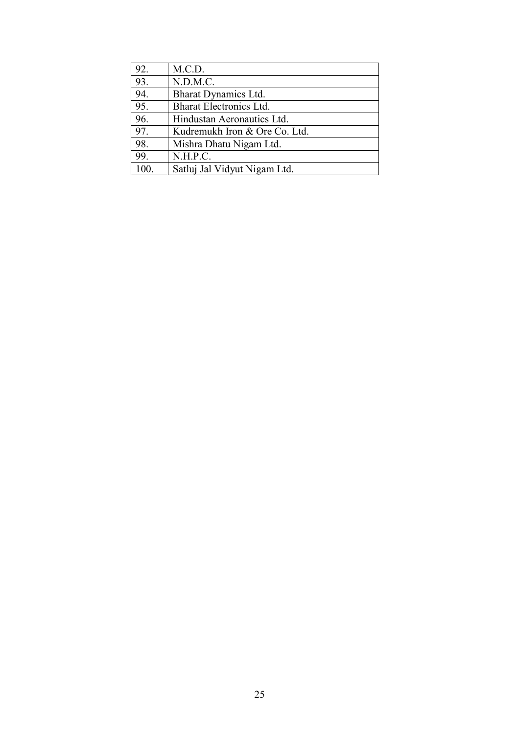| | |
|---|---|
| 92. | M.C.D. |
| 93. | N.D.M.C. |
| 94. | Bharat Dynamics Ltd. |
| 95. | Bharat Electronics Ltd. |
| 96. | Hindustan Aeronautics Ltd. |
| 97. | Kudremukh Iron & Ore Co. Ltd. |
| 98. | Mishra Dhatu Nigam Ltd. |
| 99. | N.H.P.C. |
| 100. | Satluj Jal Vidyut Nigam Ltd. |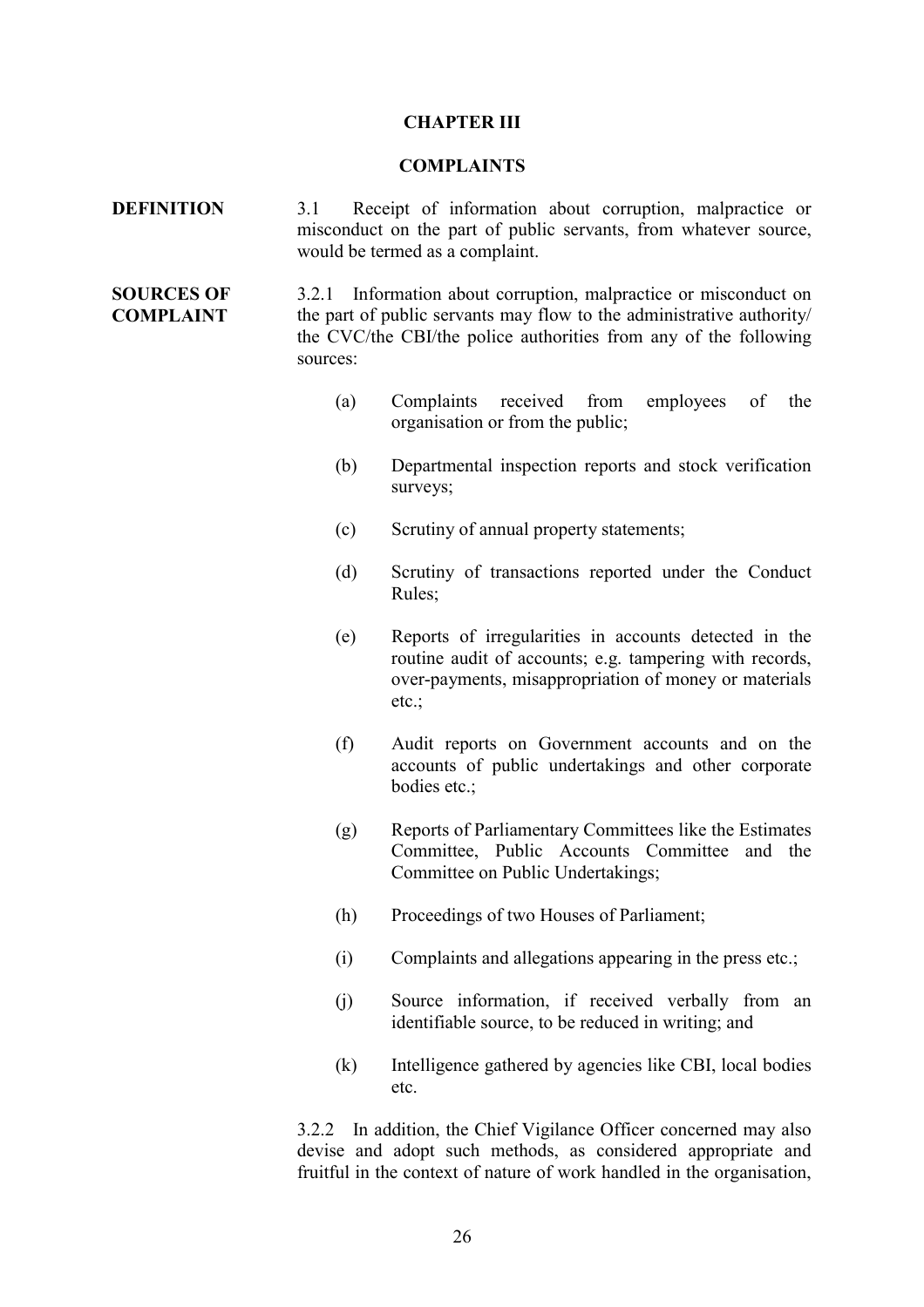# CHAPTER III

## COMPLAINTS

**DEFINITION**

3.1 Receipt of information about corruption, malpractice or misconduct on the part of public servants, from whatever source, would be termed as a complaint.

**SOURCES OF COMPLAINT**

3.2.1 Information about corruption, malpractice or misconduct on the part of public servants may flow to the administrative authority/ the CVC/the CBI/the police authorities from any of the following sources:

(a) Complaints received from employees of the organisation or from the public;

(b) Departmental inspection reports and stock verification surveys;

(c) Scrutiny of annual property statements;

(d) Scrutiny of transactions reported under the Conduct Rules;

(e) Reports of irregularities in accounts detected in the routine audit of accounts; e.g. tampering with records, over-payments, misappropriation of money or materials etc.;

(f) Audit reports on Government accounts and on the accounts of public undertakings and other corporate bodies etc.;

(g) Reports of Parliamentary Committees like the Estimates Committee, Public Accounts Committee and the Committee on Public Undertakings;

(h) Proceedings of two Houses of Parliament;

(i) Complaints and allegations appearing in the press etc.;

(j) Source information, if received verbally from an identifiable source, to be reduced in writing; and

(k) Intelligence gathered by agencies like CBI, local bodies etc.

3.2.2 In addition, the Chief Vigilance Officer concerned may also devise and adopt such methods, as considered appropriate and fruitful in the context of nature of work handled in the organisation,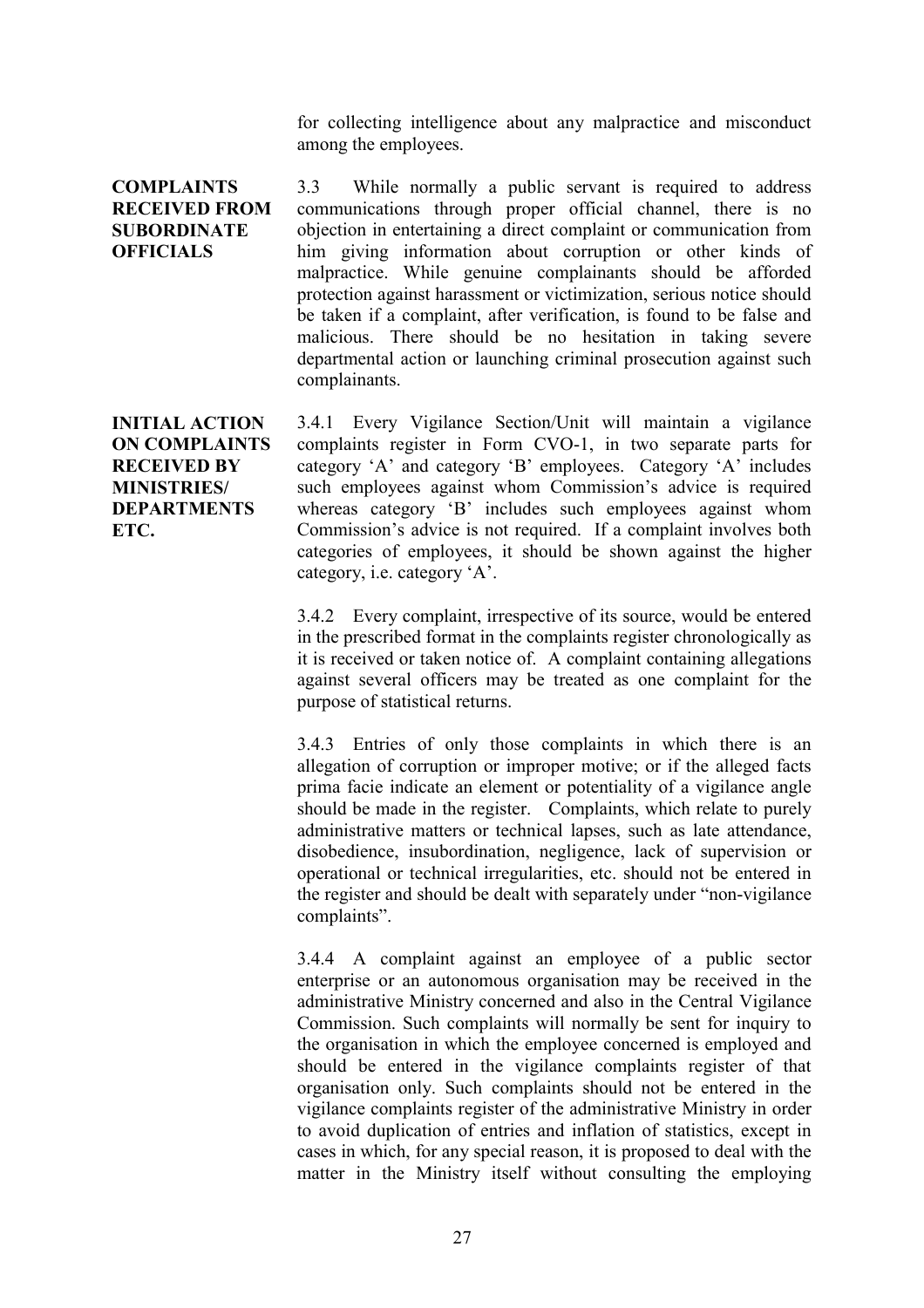for collecting intelligence about any malpractice and misconduct among the employees.

**COMPLAINTS RECEIVED FROM SUBORDINATE OFFICIALS**

3.3 While normally a public servant is required to address communications through proper official channel, there is no objection in entertaining a direct complaint or communication from him giving information about corruption or other kinds of malpractice. While genuine complainants should be afforded protection against harassment or victimization, serious notice should be taken if a complaint, after verification, is found to be false and malicious. There should be no hesitation in taking severe departmental action or launching criminal prosecution against such complainants.

**INITIAL ACTION ON COMPLAINTS RECEIVED BY MINISTRIES/ DEPARTMENTS ETC.**

3.4.1 Every Vigilance Section/Unit will maintain a vigilance complaints register in Form CVO-1, in two separate parts for category 'A' and category 'B' employees. Category 'A' includes such employees against whom Commission's advice is required whereas category 'B' includes such employees against whom Commission's advice is not required. If a complaint involves both categories of employees, it should be shown against the higher category, i.e. category 'A'.

3.4.2 Every complaint, irrespective of its source, would be entered in the prescribed format in the complaints register chronologically as it is received or taken notice of. A complaint containing allegations against several officers may be treated as one complaint for the purpose of statistical returns.

3.4.3 Entries of only those complaints in which there is an allegation of corruption or improper motive; or if the alleged facts prima facie indicate an element or potentiality of a vigilance angle should be made in the register. Complaints, which relate to purely administrative matters or technical lapses, such as late attendance, disobedience, insubordination, negligence, lack of supervision or operational or technical irregularities, etc. should not be entered in the register and should be dealt with separately under "non-vigilance complaints".

3.4.4 A complaint against an employee of a public sector enterprise or an autonomous organisation may be received in the administrative Ministry concerned and also in the Central Vigilance Commission. Such complaints will normally be sent for inquiry to the organisation in which the employee concerned is employed and should be entered in the vigilance complaints register of that organisation only. Such complaints should not be entered in the vigilance complaints register of the administrative Ministry in order to avoid duplication of entries and inflation of statistics, except in cases in which, for any special reason, it is proposed to deal with the matter in the Ministry itself without consulting the employing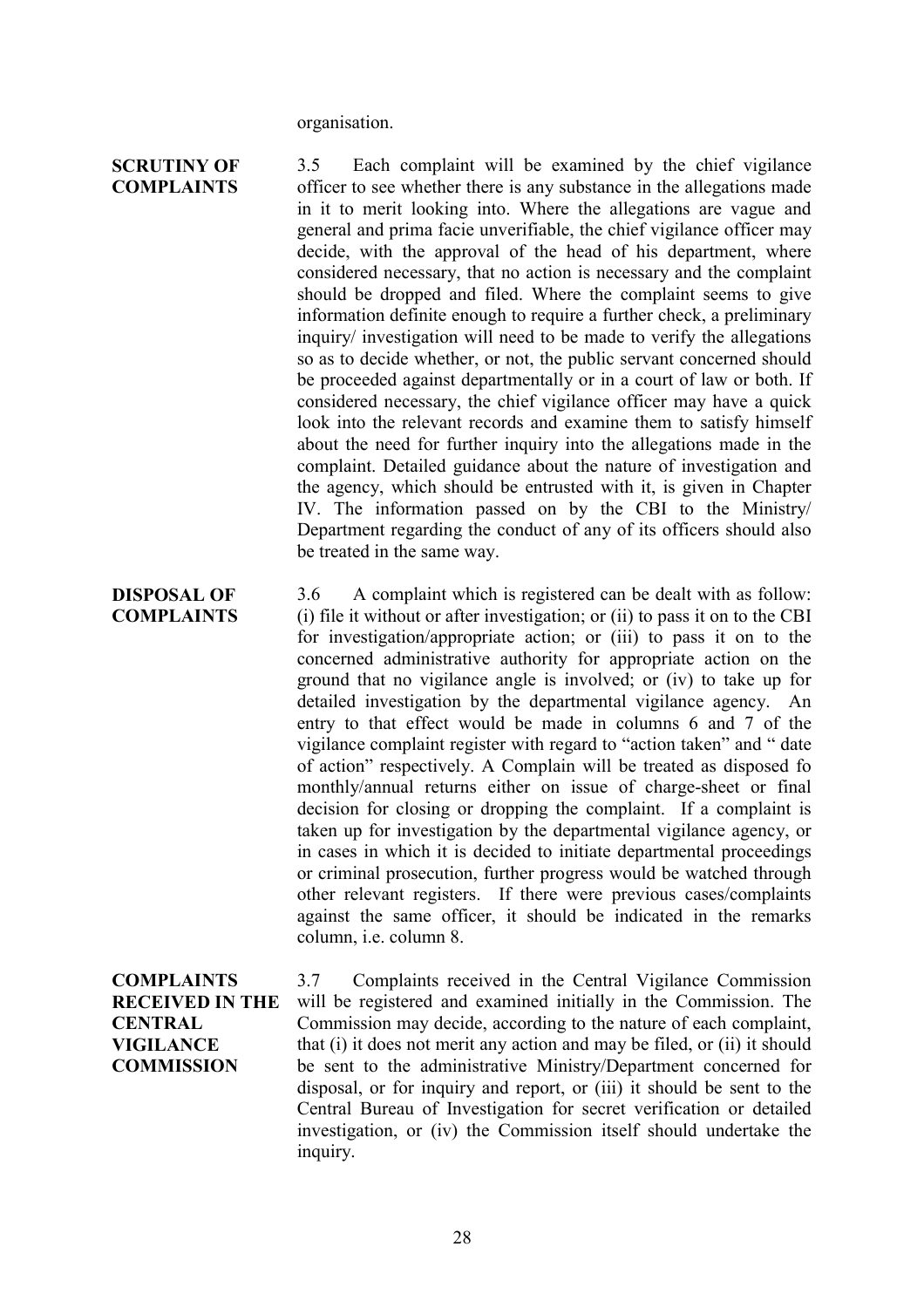organisation.

**SCRUTINY OF COMPLAINTS**

3.5 Each complaint will be examined by the chief vigilance officer to see whether there is any substance in the allegations made in it to merit looking into. Where the allegations are vague and general and prima facie unverifiable, the chief vigilance officer may decide, with the approval of the head of his department, where considered necessary, that no action is necessary and the complaint should be dropped and filed. Where the complaint seems to give information definite enough to require a further check, a preliminary inquiry/ investigation will need to be made to verify the allegations so as to decide whether, or not, the public servant concerned should be proceeded against departmentally or in a court of law or both. If considered necessary, the chief vigilance officer may have a quick look into the relevant records and examine them to satisfy himself about the need for further inquiry into the allegations made in the complaint. Detailed guidance about the nature of investigation and the agency, which should be entrusted with it, is given in Chapter IV. The information passed on by the CBI to the Ministry/ Department regarding the conduct of any of its officers should also be treated in the same way.

**DISPOSAL OF COMPLAINTS**

3.6 A complaint which is registered can be dealt with as follow: (i) file it without or after investigation; or (ii) to pass it on to the CBI for investigation/appropriate action; or (iii) to pass it on to the concerned administrative authority for appropriate action on the ground that no vigilance angle is involved; or (iv) to take up for detailed investigation by the departmental vigilance agency. An entry to that effect would be made in columns 6 and 7 of the vigilance complaint register with regard to "action taken" and " date of action" respectively. A Complain will be treated as disposed fo monthly/annual returns either on issue of charge-sheet or final decision for closing or dropping the complaint. If a complaint is taken up for investigation by the departmental vigilance agency, or in cases in which it is decided to initiate departmental proceedings or criminal prosecution, further progress would be watched through other relevant registers. If there were previous cases/complaints against the same officer, it should be indicated in the remarks column, i.e. column 8.

**COMPLAINTS RECEIVED IN THE CENTRAL VIGILANCE COMMISSION**

3.7 Complaints received in the Central Vigilance Commission will be registered and examined initially in the Commission. The Commission may decide, according to the nature of each complaint, that (i) it does not merit any action and may be filed, or (ii) it should be sent to the administrative Ministry/Department concerned for disposal, or for inquiry and report, or (iii) it should be sent to the Central Bureau of Investigation for secret verification or detailed investigation, or (iv) the Commission itself should undertake the inquiry.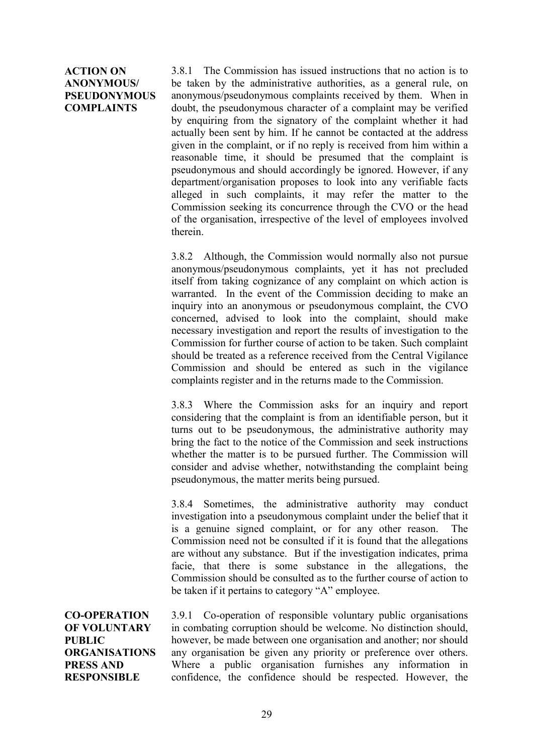**ACTION ON ANONYMOUS/ PSEUDONYMOUS COMPLAINTS**

3.8.1 The Commission has issued instructions that no action is to be taken by the administrative authorities, as a general rule, on anonymous/pseudonymous complaints received by them. When in doubt, the pseudonymous character of a complaint may be verified by enquiring from the signatory of the complaint whether it had actually been sent by him. If he cannot be contacted at the address given in the complaint, or if no reply is received from him within a reasonable time, it should be presumed that the complaint is pseudonymous and should accordingly be ignored. However, if any department/organisation proposes to look into any verifiable facts alleged in such complaints, it may refer the matter to the Commission seeking its concurrence through the CVO or the head of the organisation, irrespective of the level of employees involved therein.

3.8.2 Although, the Commission would normally also not pursue anonymous/pseudonymous complaints, yet it has not precluded itself from taking cognizance of any complaint on which action is warranted. In the event of the Commission deciding to make an inquiry into an anonymous or pseudonymous complaint, the CVO concerned, advised to look into the complaint, should make necessary investigation and report the results of investigation to the Commission for further course of action to be taken. Such complaint should be treated as a reference received from the Central Vigilance Commission and should be entered as such in the vigilance complaints register and in the returns made to the Commission.

3.8.3 Where the Commission asks for an inquiry and report considering that the complaint is from an identifiable person, but it turns out to be pseudonymous, the administrative authority may bring the fact to the notice of the Commission and seek instructions whether the matter is to be pursued further. The Commission will consider and advise whether, notwithstanding the complaint being pseudonymous, the matter merits being pursued.

3.8.4 Sometimes, the administrative authority may conduct investigation into a pseudonymous complaint under the belief that it is a genuine signed complaint, or for any other reason. The Commission need not be consulted if it is found that the allegations are without any substance. But if the investigation indicates, prima facie, that there is some substance in the allegations, the Commission should be consulted as to the further course of action to be taken if it pertains to category "A" employee.

**CO-OPERATION OF VOLUNTARY PUBLIC ORGANISATIONS PRESS AND RESPONSIBLE**

3.9.1 Co-operation of responsible voluntary public organisations in combating corruption should be welcome. No distinction should, however, be made between one organisation and another; nor should any organisation be given any priority or preference over others. Where a public organisation furnishes any information in confidence, the confidence should be respected. However, the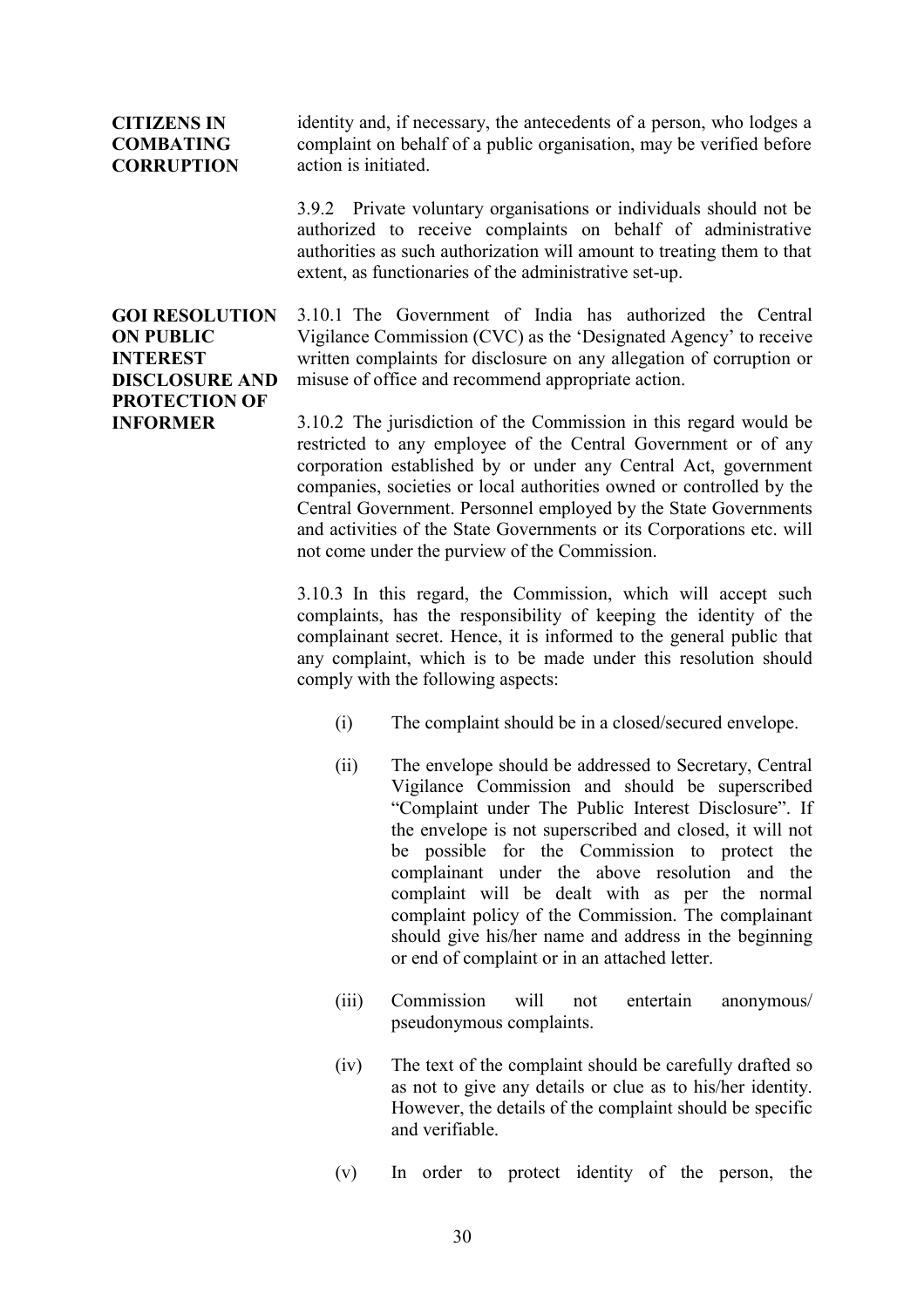**CITIZENS IN COMBATING CORRUPTION**

identity and, if necessary, the antecedents of a person, who lodges a complaint on behalf of a public organisation, may be verified before action is initiated.

3.9.2 Private voluntary organisations or individuals should not be authorized to receive complaints on behalf of administrative authorities as such authorization will amount to treating them to that extent, as functionaries of the administrative set-up.

**GOI RESOLUTION ON PUBLIC INTEREST DISCLOSURE AND PROTECTION OF INFORMER**

3.10.1 The Government of India has authorized the Central Vigilance Commission (CVC) as the 'Designated Agency' to receive written complaints for disclosure on any allegation of corruption or misuse of office and recommend appropriate action.

3.10.2 The jurisdiction of the Commission in this regard would be restricted to any employee of the Central Government or of any corporation established by or under any Central Act, government companies, societies or local authorities owned or controlled by the Central Government. Personnel employed by the State Governments and activities of the State Governments or its Corporations etc. will not come under the purview of the Commission.

3.10.3 In this regard, the Commission, which will accept such complaints, has the responsibility of keeping the identity of the complainant secret. Hence, it is informed to the general public that any complaint, which is to be made under this resolution should comply with the following aspects:

(i) The complaint should be in a closed/secured envelope.

(ii) The envelope should be addressed to Secretary, Central Vigilance Commission and should be superscribed "Complaint under The Public Interest Disclosure". If the envelope is not superscribed and closed, it will not be possible for the Commission to protect the complainant under the above resolution and the complaint will be dealt with as per the normal complaint policy of the Commission. The complainant should give his/her name and address in the beginning or end of complaint or in an attached letter.

(iii) Commission will not entertain anonymous/ pseudonymous complaints.

(iv) The text of the complaint should be carefully drafted so as not to give any details or clue as to his/her identity. However, the details of the complaint should be specific and verifiable.

(v) In order to protect identity of the person, the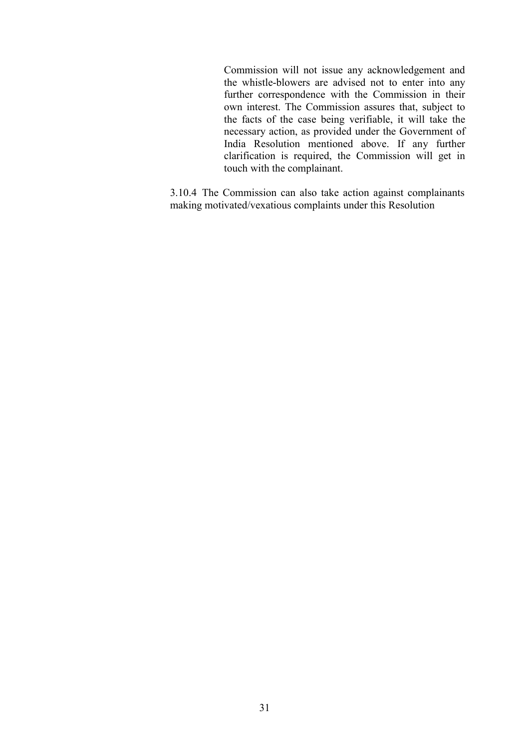Commission will not issue any acknowledgement and the whistle-blowers are advised not to enter into any further correspondence with the Commission in their own interest. The Commission assures that, subject to the facts of the case being verifiable, it will take the necessary action, as provided under the Government of India Resolution mentioned above. If any further clarification is required, the Commission will get in touch with the complainant.

3.10.4 The Commission can also take action against complainants making motivated/vexatious complaints under this Resolution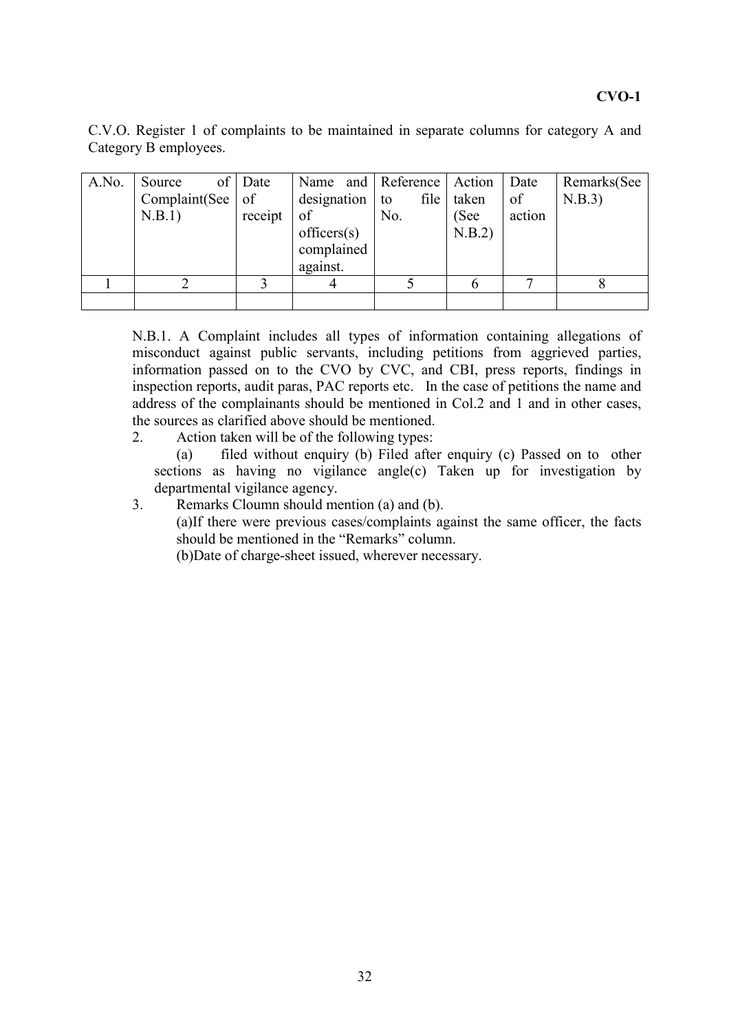**CVO-1**

C.V.O. Register 1 of complaints to be maintained in separate columns for category A and Category B employees.

| A.No. | Source of Complaint(See N.B.1) | Date of receipt | Name and designation of officers(s) complained against. | Reference to file No. | Action taken (See N.B.2) | Date of action | Remarks(See N.B.3) |
|---|---|---|---|---|---|---|---|
| 1 | 2 | 3 | 4 | 5 | 6 | 7 | 8 |
| | | | | | | | |

N.B.1. A Complaint includes all types of information containing allegations of misconduct against public servants, including petitions from aggrieved parties, information passed on to the CVO by CVC, and CBI, press reports, findings in inspection reports, audit paras, PAC reports etc. In the case of petitions the name and address of the complainants should be mentioned in Col.2 and 1 and in other cases, the sources as clarified above should be mentioned.

2. Action taken will be of the following types:

(a) filed without enquiry (b) Filed after enquiry (c) Passed on to other sections as having no vigilance angle(c) Taken up for investigation by departmental vigilance agency.

3. Remarks Cloumn should mention (a) and (b).

(a)If there were previous cases/complaints against the same officer, the facts should be mentioned in the "Remarks" column.

(b)Date of charge-sheet issued, wherever necessary.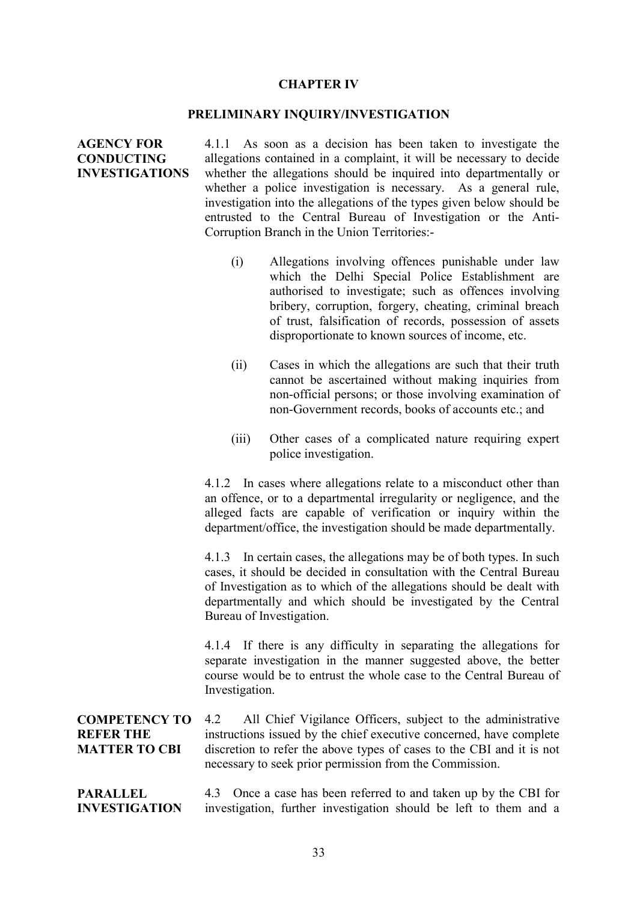# CHAPTER IV

## PRELIMINARY INQUIRY/INVESTIGATION

**AGENCY FOR CONDUCTING INVESTIGATIONS**

4.1.1 As soon as a decision has been taken to investigate the allegations contained in a complaint, it will be necessary to decide whether the allegations should be inquired into departmentally or whether a police investigation is necessary. As a general rule, investigation into the allegations of the types given below should be entrusted to the Central Bureau of Investigation or the Anti-Corruption Branch in the Union Territories:-

(i) Allegations involving offences punishable under law which the Delhi Special Police Establishment are authorised to investigate; such as offences involving bribery, corruption, forgery, cheating, criminal breach of trust, falsification of records, possession of assets disproportionate to known sources of income, etc.

(ii) Cases in which the allegations are such that their truth cannot be ascertained without making inquiries from non-official persons; or those involving examination of non-Government records, books of accounts etc.; and

(iii) Other cases of a complicated nature requiring expert police investigation.

4.1.2 In cases where allegations relate to a misconduct other than an offence, or to a departmental irregularity or negligence, and the alleged facts are capable of verification or inquiry within the department/office, the investigation should be made departmentally.

4.1.3 In certain cases, the allegations may be of both types. In such cases, it should be decided in consultation with the Central Bureau of Investigation as to which of the allegations should be dealt with departmentally and which should be investigated by the Central Bureau of Investigation.

4.1.4 If there is any difficulty in separating the allegations for separate investigation in the manner suggested above, the better course would be to entrust the whole case to the Central Bureau of Investigation.

**COMPETENCY TO REFER THE MATTER TO CBI**

4.2 All Chief Vigilance Officers, subject to the administrative instructions issued by the chief executive concerned, have complete discretion to refer the above types of cases to the CBI and it is not necessary to seek prior permission from the Commission.

**PARALLEL INVESTIGATION**

4.3 Once a case has been referred to and taken up by the CBI for investigation, further investigation should be left to them and a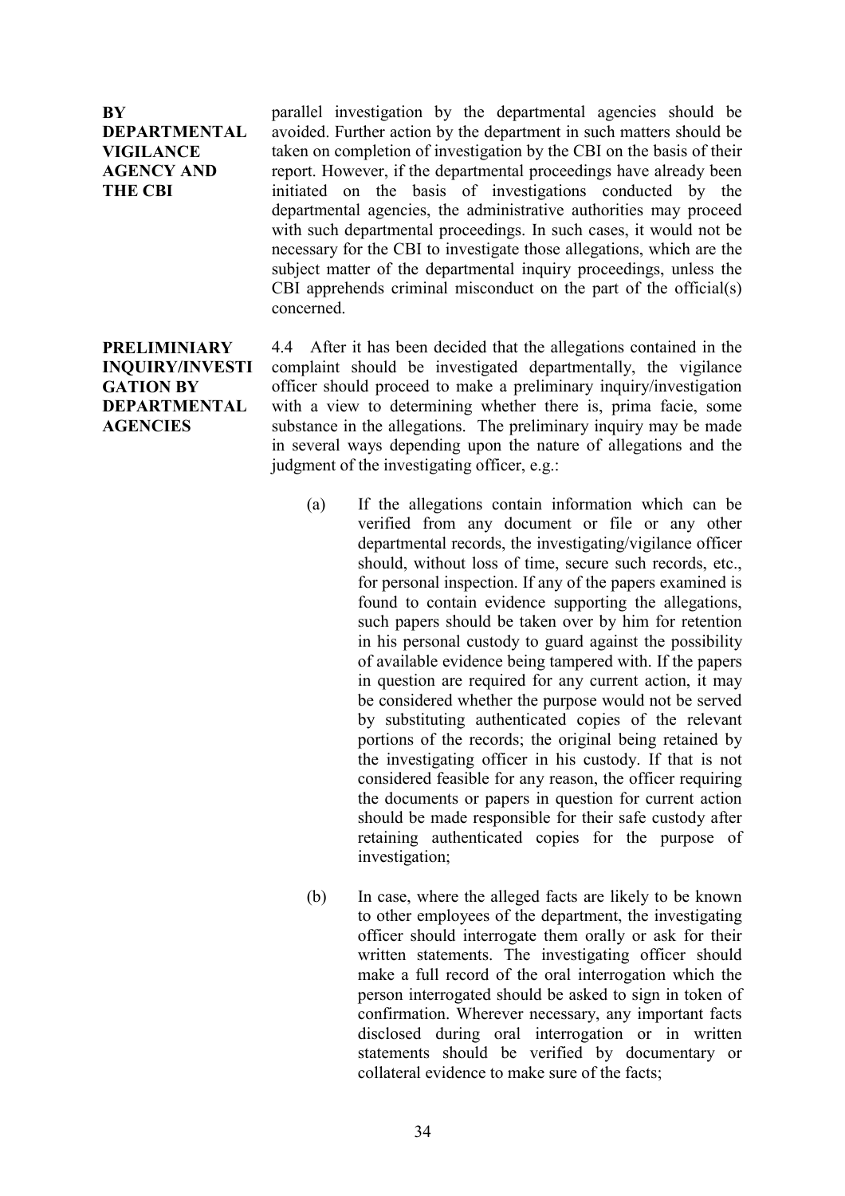**BY DEPARTMENTAL VIGILANCE AGENCY AND THE CBI**

parallel investigation by the departmental agencies should be avoided. Further action by the department in such matters should be taken on completion of investigation by the CBI on the basis of their report. However, if the departmental proceedings have already been initiated on the basis of investigations conducted by the departmental agencies, the administrative authorities may proceed with such departmental proceedings. In such cases, it would not be necessary for the CBI to investigate those allegations, which are the subject matter of the departmental inquiry proceedings, unless the CBI apprehends criminal misconduct on the part of the official(s) concerned.

**PRELIMINIARY INQUIRY/INVESTIGATION BY DEPARTMENTAL AGENCIES**

4.4 After it has been decided that the allegations contained in the complaint should be investigated departmentally, the vigilance officer should proceed to make a preliminary inquiry/investigation with a view to determining whether there is, prima facie, some substance in the allegations. The preliminary inquiry may be made in several ways depending upon the nature of allegations and the judgment of the investigating officer, e.g.:

(a) If the allegations contain information which can be verified from any document or file or any other departmental records, the investigating/vigilance officer should, without loss of time, secure such records, etc., for personal inspection. If any of the papers examined is found to contain evidence supporting the allegations, such papers should be taken over by him for retention in his personal custody to guard against the possibility of available evidence being tampered with. If the papers in question are required for any current action, it may be considered whether the purpose would not be served by substituting authenticated copies of the relevant portions of the records; the original being retained by the investigating officer in his custody. If that is not considered feasible for any reason, the officer requiring the documents or papers in question for current action should be made responsible for their safe custody after retaining authenticated copies for the purpose of investigation;

(b) In case, where the alleged facts are likely to be known to other employees of the department, the investigating officer should interrogate them orally or ask for their written statements. The investigating officer should make a full record of the oral interrogation which the person interrogated should be asked to sign in token of confirmation. Wherever necessary, any important facts disclosed during oral interrogation or in written statements should be verified by documentary or collateral evidence to make sure of the facts;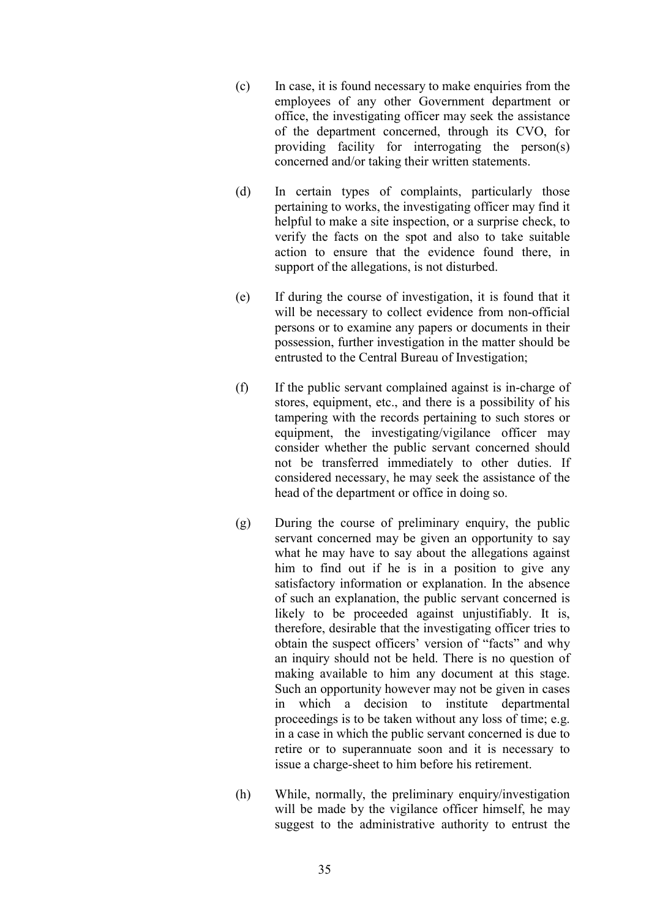(c) In case, it is found necessary to make enquiries from the employees of any other Government department or office, the investigating officer may seek the assistance of the department concerned, through its CVO, for providing facility for interrogating the person(s) concerned and/or taking their written statements.

(d) In certain types of complaints, particularly those pertaining to works, the investigating officer may find it helpful to make a site inspection, or a surprise check, to verify the facts on the spot and also to take suitable action to ensure that the evidence found there, in support of the allegations, is not disturbed.

(e) If during the course of investigation, it is found that it will be necessary to collect evidence from non-official persons or to examine any papers or documents in their possession, further investigation in the matter should be entrusted to the Central Bureau of Investigation;

(f) If the public servant complained against is in-charge of stores, equipment, etc., and there is a possibility of his tampering with the records pertaining to such stores or equipment, the investigating/vigilance officer may consider whether the public servant concerned should not be transferred immediately to other duties. If considered necessary, he may seek the assistance of the head of the department or office in doing so.

(g) During the course of preliminary enquiry, the public servant concerned may be given an opportunity to say what he may have to say about the allegations against him to find out if he is in a position to give any satisfactory information or explanation. In the absence of such an explanation, the public servant concerned is likely to be proceeded against unjustifiably. It is, therefore, desirable that the investigating officer tries to obtain the suspect officers' version of "facts" and why an inquiry should not be held. There is no question of making available to him any document at this stage. Such an opportunity however may not be given in cases in which a decision to institute departmental proceedings is to be taken without any loss of time; e.g. in a case in which the public servant concerned is due to retire or to superannuate soon and it is necessary to issue a charge-sheet to him before his retirement.

(h) While, normally, the preliminary enquiry/investigation will be made by the vigilance officer himself, he may suggest to the administrative authority to entrust the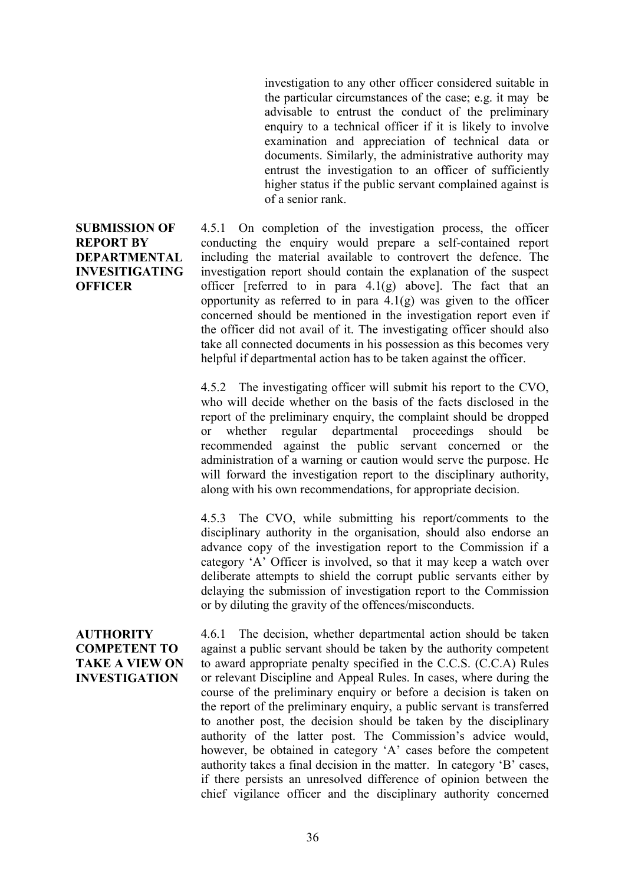investigation to any other officer considered suitable in the particular circumstances of the case; e.g. it may be advisable to entrust the conduct of the preliminary enquiry to a technical officer if it is likely to involve examination and appreciation of technical data or documents. Similarly, the administrative authority may entrust the investigation to an officer of sufficiently higher status if the public servant complained against is of a senior rank.

**SUBMISSION OF REPORT BY DEPARTMENTAL INVESITIGATING OFFICER**

4.5.1 On completion of the investigation process, the officer conducting the enquiry would prepare a self-contained report including the material available to controvert the defence. The investigation report should contain the explanation of the suspect officer [referred to in para 4.1(g) above]. The fact that an opportunity as referred to in para 4.1(g) was given to the officer concerned should be mentioned in the investigation report even if the officer did not avail of it. The investigating officer should also take all connected documents in his possession as this becomes very helpful if departmental action has to be taken against the officer.

4.5.2 The investigating officer will submit his report to the CVO, who will decide whether on the basis of the facts disclosed in the report of the preliminary enquiry, the complaint should be dropped or whether regular departmental proceedings should be recommended against the public servant concerned or the administration of a warning or caution would serve the purpose. He will forward the investigation report to the disciplinary authority, along with his own recommendations, for appropriate decision.

4.5.3 The CVO, while submitting his report/comments to the disciplinary authority in the organisation, should also endorse an advance copy of the investigation report to the Commission if a category 'A' Officer is involved, so that it may keep a watch over deliberate attempts to shield the corrupt public servants either by delaying the submission of investigation report to the Commission or by diluting the gravity of the offences/misconducts.

**AUTHORITY COMPETENT TO TAKE A VIEW ON INVESTIGATION**

4.6.1 The decision, whether departmental action should be taken against a public servant should be taken by the authority competent to award appropriate penalty specified in the C.C.S. (C.C.A) Rules or relevant Discipline and Appeal Rules. In cases, where during the course of the preliminary enquiry or before a decision is taken on the report of the preliminary enquiry, a public servant is transferred to another post, the decision should be taken by the disciplinary authority of the latter post. The Commission's advice would, however, be obtained in category 'A' cases before the competent authority takes a final decision in the matter. In category 'B' cases, if there persists an unresolved difference of opinion between the chief vigilance officer and the disciplinary authority concerned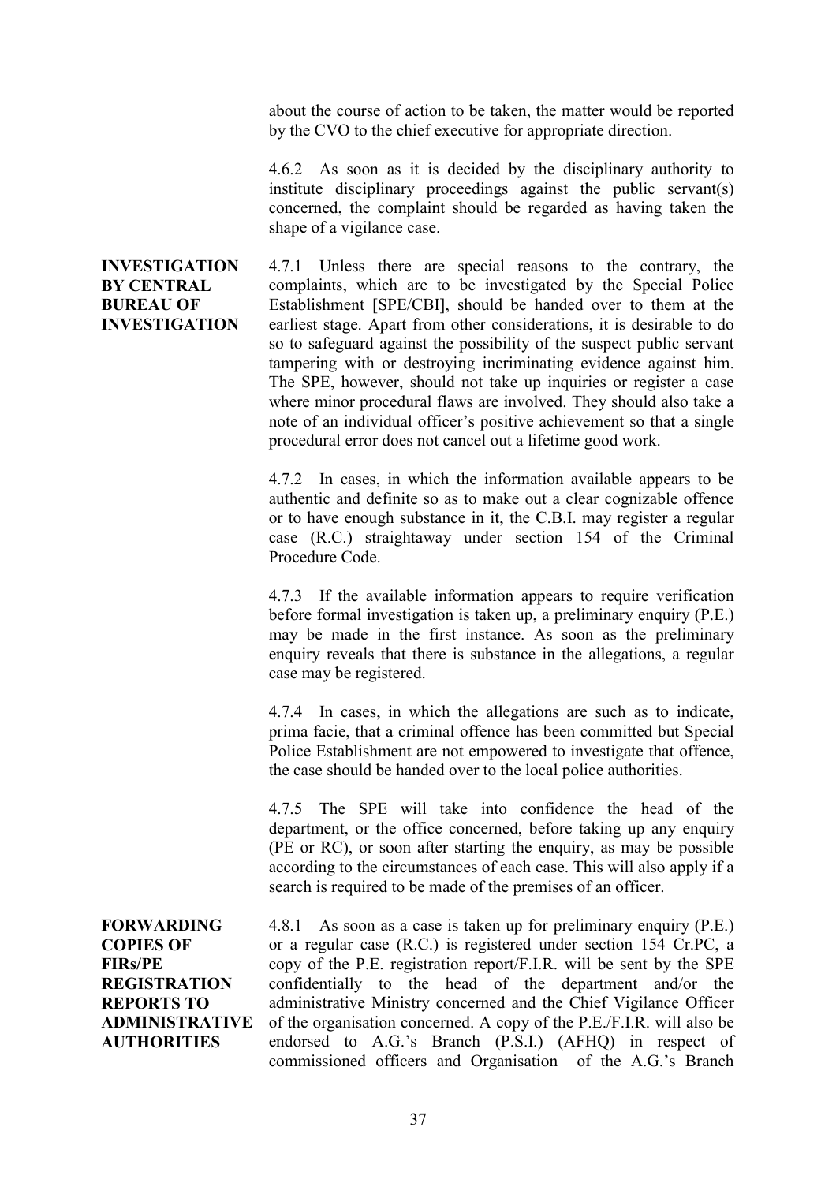about the course of action to be taken, the matter would be reported by the CVO to the chief executive for appropriate direction.

4.6.2 As soon as it is decided by the disciplinary authority to institute disciplinary proceedings against the public servant(s) concerned, the complaint should be regarded as having taken the shape of a vigilance case.

**INVESTIGATION BY CENTRAL BUREAU OF INVESTIGATION**

4.7.1 Unless there are special reasons to the contrary, the complaints, which are to be investigated by the Special Police Establishment [SPE/CBI], should be handed over to them at the earliest stage. Apart from other considerations, it is desirable to do so to safeguard against the possibility of the suspect public servant tampering with or destroying incriminating evidence against him. The SPE, however, should not take up inquiries or register a case where minor procedural flaws are involved. They should also take a note of an individual officer's positive achievement so that a single procedural error does not cancel out a lifetime good work.

4.7.2 In cases, in which the information available appears to be authentic and definite so as to make out a clear cognizable offence or to have enough substance in it, the C.B.I. may register a regular case (R.C.) straightaway under section 154 of the Criminal Procedure Code.

4.7.3 If the available information appears to require verification before formal investigation is taken up, a preliminary enquiry (P.E.) may be made in the first instance. As soon as the preliminary enquiry reveals that there is substance in the allegations, a regular case may be registered.

4.7.4 In cases, in which the allegations are such as to indicate, prima facie, that a criminal offence has been committed but Special Police Establishment are not empowered to investigate that offence, the case should be handed over to the local police authorities.

4.7.5 The SPE will take into confidence the head of the department, or the office concerned, before taking up any enquiry (PE or RC), or soon after starting the enquiry, as may be possible according to the circumstances of each case. This will also apply if a search is required to be made of the premises of an officer.

**FORWARDING COPIES OF FIRs/PE REGISTRATION REPORTS TO ADMINISTRATIVE AUTHORITIES**

4.8.1 As soon as a case is taken up for preliminary enquiry (P.E.) or a regular case (R.C.) is registered under section 154 Cr.PC, a copy of the P.E. registration report/F.I.R. will be sent by the SPE confidentially to the head of the department and/or the administrative Ministry concerned and the Chief Vigilance Officer of the organisation concerned. A copy of the P.E./F.I.R. will also be endorsed to A.G.'s Branch (P.S.I.) (AFHQ) in respect of commissioned officers and Organisation of the A.G.'s Branch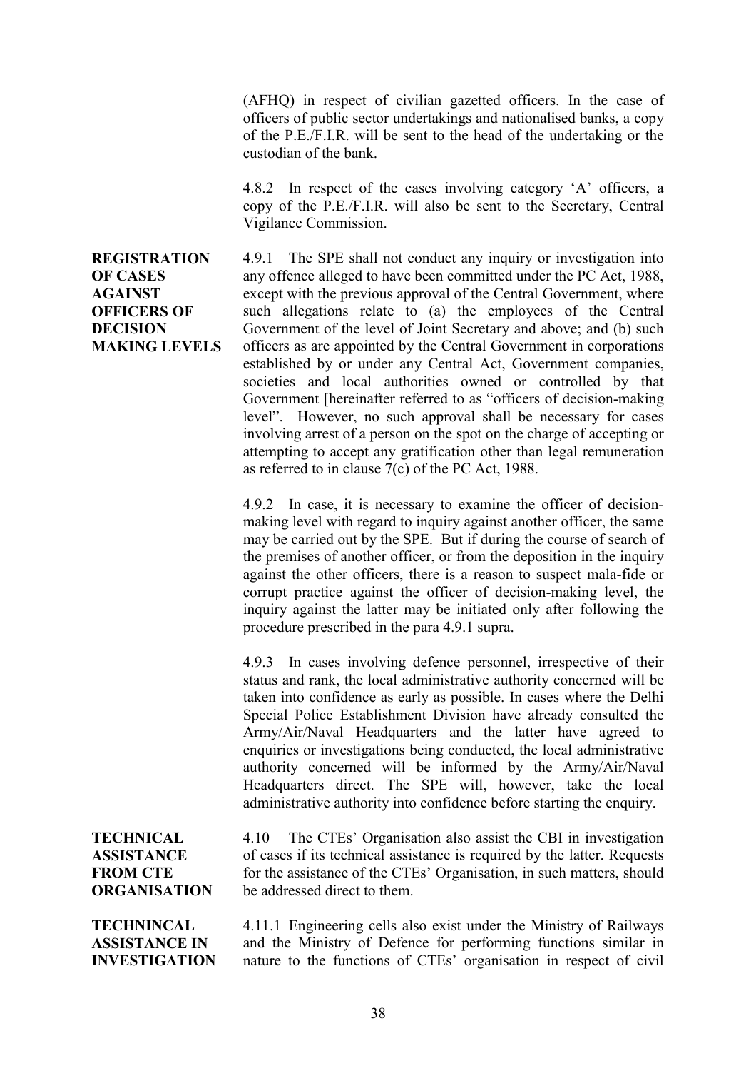(AFHQ) in respect of civilian gazetted officers. In the case of officers of public sector undertakings and nationalised banks, a copy of the P.E./F.I.R. will be sent to the head of the undertaking or the custodian of the bank.

4.8.2 In respect of the cases involving category 'A' officers, a copy of the P.E./F.I.R. will also be sent to the Secretary, Central Vigilance Commission.

**REGISTRATION OF CASES AGAINST OFFICERS OF DECISION MAKING LEVELS**

4.9.1 The SPE shall not conduct any inquiry or investigation into any offence alleged to have been committed under the PC Act, 1988, except with the previous approval of the Central Government, where such allegations relate to (a) the employees of the Central Government of the level of Joint Secretary and above; and (b) such officers as are appointed by the Central Government in corporations established by or under any Central Act, Government companies, societies and local authorities owned or controlled by that Government [hereinafter referred to as "officers of decision-making level". However, no such approval shall be necessary for cases involving arrest of a person on the spot on the charge of accepting or attempting to accept any gratification other than legal remuneration as referred to in clause 7(c) of the PC Act, 1988.

4.9.2 In case, it is necessary to examine the officer of decision-making level with regard to inquiry against another officer, the same may be carried out by the SPE. But if during the course of search of the premises of another officer, or from the deposition in the inquiry against the other officers, there is a reason to suspect mala-fide or corrupt practice against the officer of decision-making level, the inquiry against the latter may be initiated only after following the procedure prescribed in the para 4.9.1 supra.

4.9.3 In cases involving defence personnel, irrespective of their status and rank, the local administrative authority concerned will be taken into confidence as early as possible. In cases where the Delhi Special Police Establishment Division have already consulted the Army/Air/Naval Headquarters and the latter have agreed to enquiries or investigations being conducted, the local administrative authority concerned will be informed by the Army/Air/Naval Headquarters direct. The SPE will, however, take the local administrative authority into confidence before starting the enquiry.

**TECHNICAL ASSISTANCE FROM CTE ORGANISATION**

4.10 The CTEs' Organisation also assist the CBI in investigation of cases if its technical assistance is required by the latter. Requests for the assistance of the CTEs' Organisation, in such matters, should be addressed direct to them.

**TECHNINCAL ASSISTANCE IN INVESTIGATION**

4.11.1 Engineering cells also exist under the Ministry of Railways and the Ministry of Defence for performing functions similar in nature to the functions of CTEs' organisation in respect of civil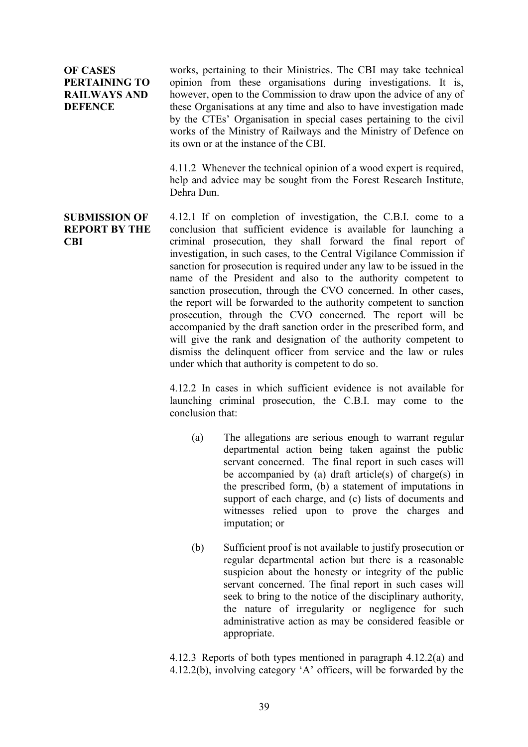**OF CASES PERTAINING TO RAILWAYS AND DEFENCE**

works, pertaining to their Ministries. The CBI may take technical opinion from these organisations during investigations. It is, however, open to the Commission to draw upon the advice of any of these Organisations at any time and also to have investigation made by the CTEs' Organisation in special cases pertaining to the civil works of the Ministry of Railways and the Ministry of Defence on its own or at the instance of the CBI.

4.11.2 Whenever the technical opinion of a wood expert is required, help and advice may be sought from the Forest Research Institute, Dehra Dun.

**SUBMISSION OF REPORT BY THE CBI**

4.12.1 If on completion of investigation, the C.B.I. come to a conclusion that sufficient evidence is available for launching a criminal prosecution, they shall forward the final report of investigation, in such cases, to the Central Vigilance Commission if sanction for prosecution is required under any law to be issued in the name of the President and also to the authority competent to sanction prosecution, through the CVO concerned. In other cases, the report will be forwarded to the authority competent to sanction prosecution, through the CVO concerned. The report will be accompanied by the draft sanction order in the prescribed form, and will give the rank and designation of the authority competent to dismiss the delinquent officer from service and the law or rules under which that authority is competent to do so.

4.12.2 In cases in which sufficient evidence is not available for launching criminal prosecution, the C.B.I. may come to the conclusion that:

(a) The allegations are serious enough to warrant regular departmental action being taken against the public servant concerned. The final report in such cases will be accompanied by (a) draft article(s) of charge(s) in the prescribed form, (b) a statement of imputations in support of each charge, and (c) lists of documents and witnesses relied upon to prove the charges and imputation; or

(b) Sufficient proof is not available to justify prosecution or regular departmental action but there is a reasonable suspicion about the honesty or integrity of the public servant concerned. The final report in such cases will seek to bring to the notice of the disciplinary authority, the nature of irregularity or negligence for such administrative action as may be considered feasible or appropriate.

4.12.3 Reports of both types mentioned in paragraph 4.12.2(a) and 4.12.2(b), involving category 'A' officers, will be forwarded by the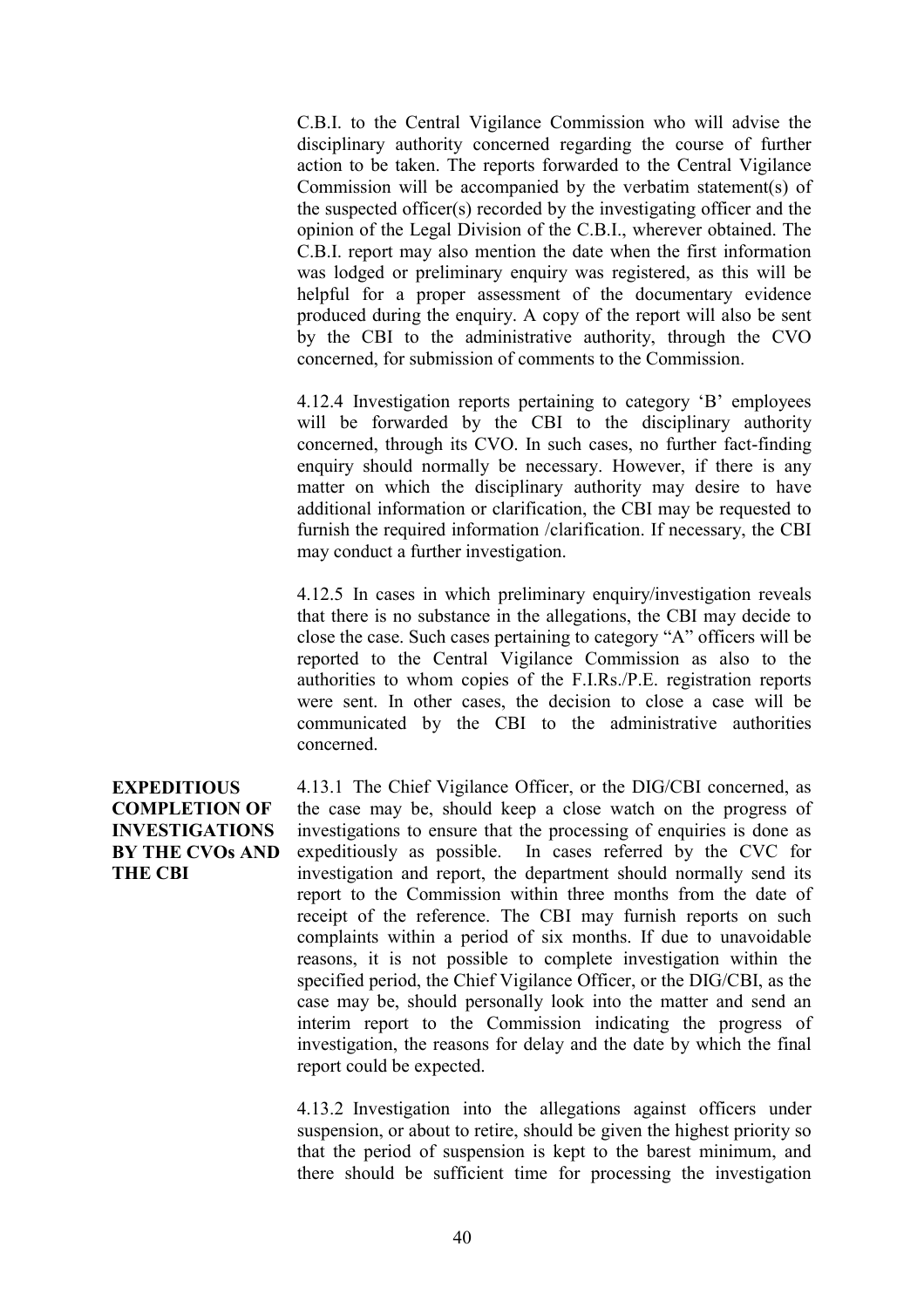C.B.I. to the Central Vigilance Commission who will advise the disciplinary authority concerned regarding the course of further action to be taken. The reports forwarded to the Central Vigilance Commission will be accompanied by the verbatim statement(s) of the suspected officer(s) recorded by the investigating officer and the opinion of the Legal Division of the C.B.I., wherever obtained. The C.B.I. report may also mention the date when the first information was lodged or preliminary enquiry was registered, as this will be helpful for a proper assessment of the documentary evidence produced during the enquiry. A copy of the report will also be sent by the CBI to the administrative authority, through the CVO concerned, for submission of comments to the Commission.

4.12.4 Investigation reports pertaining to category 'B' employees will be forwarded by the CBI to the disciplinary authority concerned, through its CVO. In such cases, no further fact-finding enquiry should normally be necessary. However, if there is any matter on which the disciplinary authority may desire to have additional information or clarification, the CBI may be requested to furnish the required information /clarification. If necessary, the CBI may conduct a further investigation.

4.12.5 In cases in which preliminary enquiry/investigation reveals that there is no substance in the allegations, the CBI may decide to close the case. Such cases pertaining to category "A" officers will be reported to the Central Vigilance Commission as also to the authorities to whom copies of the F.I.Rs./P.E. registration reports were sent. In other cases, the decision to close a case will be communicated by the CBI to the administrative authorities concerned.

**EXPEDITIOUS COMPLETION OF INVESTIGATIONS BY THE CVOs AND THE CBI**

4.13.1 The Chief Vigilance Officer, or the DIG/CBI concerned, as the case may be, should keep a close watch on the progress of investigations to ensure that the processing of enquiries is done as expeditiously as possible. In cases referred by the CVC for investigation and report, the department should normally send its report to the Commission within three months from the date of receipt of the reference. The CBI may furnish reports on such complaints within a period of six months. If due to unavoidable reasons, it is not possible to complete investigation within the specified period, the Chief Vigilance Officer, or the DIG/CBI, as the case may be, should personally look into the matter and send an interim report to the Commission indicating the progress of investigation, the reasons for delay and the date by which the final report could be expected.

4.13.2 Investigation into the allegations against officers under suspension, or about to retire, should be given the highest priority so that the period of suspension is kept to the barest minimum, and there should be sufficient time for processing the investigation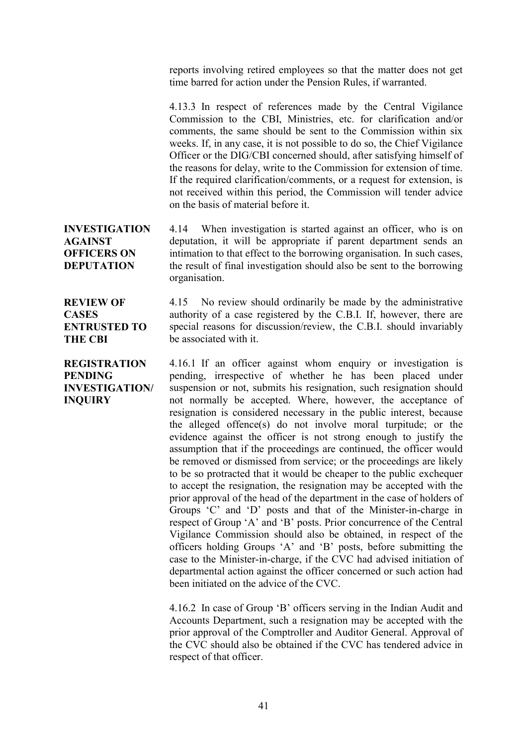reports involving retired employees so that the matter does not get time barred for action under the Pension Rules, if warranted.

4.13.3 In respect of references made by the Central Vigilance Commission to the CBI, Ministries, etc. for clarification and/or comments, the same should be sent to the Commission within six weeks. If, in any case, it is not possible to do so, the Chief Vigilance Officer or the DIG/CBI concerned should, after satisfying himself of the reasons for delay, write to the Commission for extension of time. If the required clarification/comments, or a request for extension, is not received within this period, the Commission will tender advice on the basis of material before it.

**INVESTIGATION AGAINST OFFICERS ON DEPUTATION**

4.14 When investigation is started against an officer, who is on deputation, it will be appropriate if parent department sends an intimation to that effect to the borrowing organisation. In such cases, the result of final investigation should also be sent to the borrowing organisation.

**REVIEW OF CASES ENTRUSTED TO THE CBI**

4.15 No review should ordinarily be made by the administrative authority of a case registered by the C.B.I. If, however, there are special reasons for discussion/review, the C.B.I. should invariably be associated with it.

**REGISTRATION PENDING INVESTIGATION/ INQUIRY**

4.16.1 If an officer against whom enquiry or investigation is pending, irrespective of whether he has been placed under suspension or not, submits his resignation, such resignation should not normally be accepted. Where, however, the acceptance of resignation is considered necessary in the public interest, because the alleged offence(s) do not involve moral turpitude; or the evidence against the officer is not strong enough to justify the assumption that if the proceedings are continued, the officer would be removed or dismissed from service; or the proceedings are likely to be so protracted that it would be cheaper to the public exchequer to accept the resignation, the resignation may be accepted with the prior approval of the head of the department in the case of holders of Groups 'C' and 'D' posts and that of the Minister-in-charge in respect of Group 'A' and 'B' posts. Prior concurrence of the Central Vigilance Commission should also be obtained, in respect of the officers holding Groups 'A' and 'B' posts, before submitting the case to the Minister-in-charge, if the CVC had advised initiation of departmental action against the officer concerned or such action had been initiated on the advice of the CVC.

4.16.2 In case of Group 'B' officers serving in the Indian Audit and Accounts Department, such a resignation may be accepted with the prior approval of the Comptroller and Auditor General. Approval of the CVC should also be obtained if the CVC has tendered advice in respect of that officer.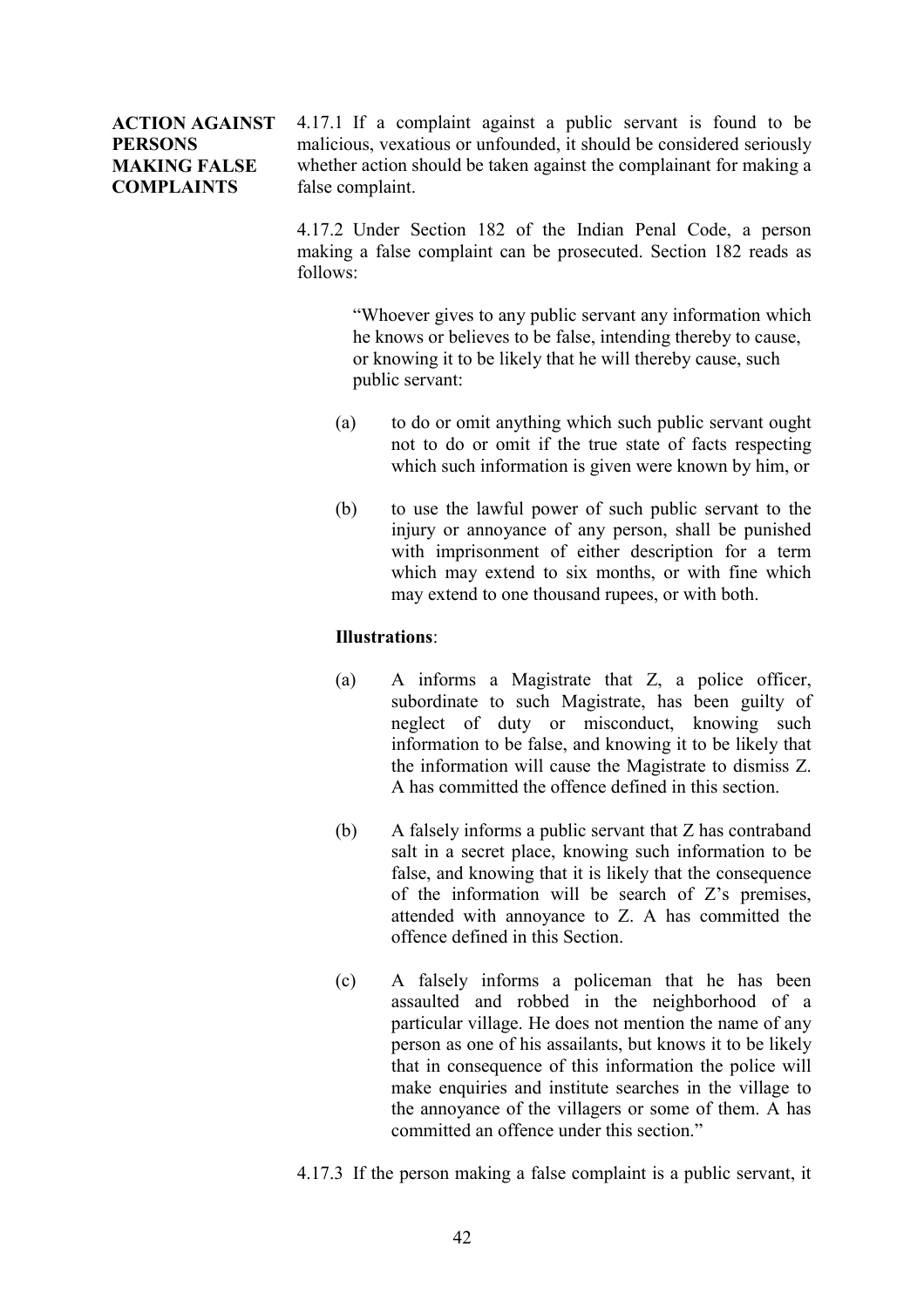**ACTION AGAINST PERSONS MAKING FALSE COMPLAINTS**

4.17.1 If a complaint against a public servant is found to be malicious, vexatious or unfounded, it should be considered seriously whether action should be taken against the complainant for making a false complaint.

4.17.2 Under Section 182 of the Indian Penal Code, a person making a false complaint can be prosecuted. Section 182 reads as follows:

> "Whoever gives to any public servant any information which he knows or believes to be false, intending thereby to cause, or knowing it to be likely that he will thereby cause, such public servant:
>
> (a) to do or omit anything which such public servant ought not to do or omit if the true state of facts respecting which such information is given were known by him, or
>
> (b) to use the lawful power of such public servant to the injury or annoyance of any person, shall be punished with imprisonment of either description for a term which may extend to six months, or with fine which may extend to one thousand rupees, or with both.
>
> **Illustrations**:
>
> (a) A informs a Magistrate that Z, a police officer, subordinate to such Magistrate, has been guilty of neglect of duty or misconduct, knowing such information to be false, and knowing it to be likely that the information will cause the Magistrate to dismiss Z. A has committed the offence defined in this section.
>
> (b) A falsely informs a public servant that Z has contraband salt in a secret place, knowing such information to be false, and knowing that it is likely that the consequence of the information will be search of Z's premises, attended with annoyance to Z. A has committed the offence defined in this Section.
>
> (c) A falsely informs a policeman that he has been assaulted and robbed in the neighborhood of a particular village. He does not mention the name of any person as one of his assailants, but knows it to be likely that in consequence of this information the police will make enquiries and institute searches in the village to the annoyance of the villagers or some of them. A has committed an offence under this section."

4.17.3 If the person making a false complaint is a public servant, it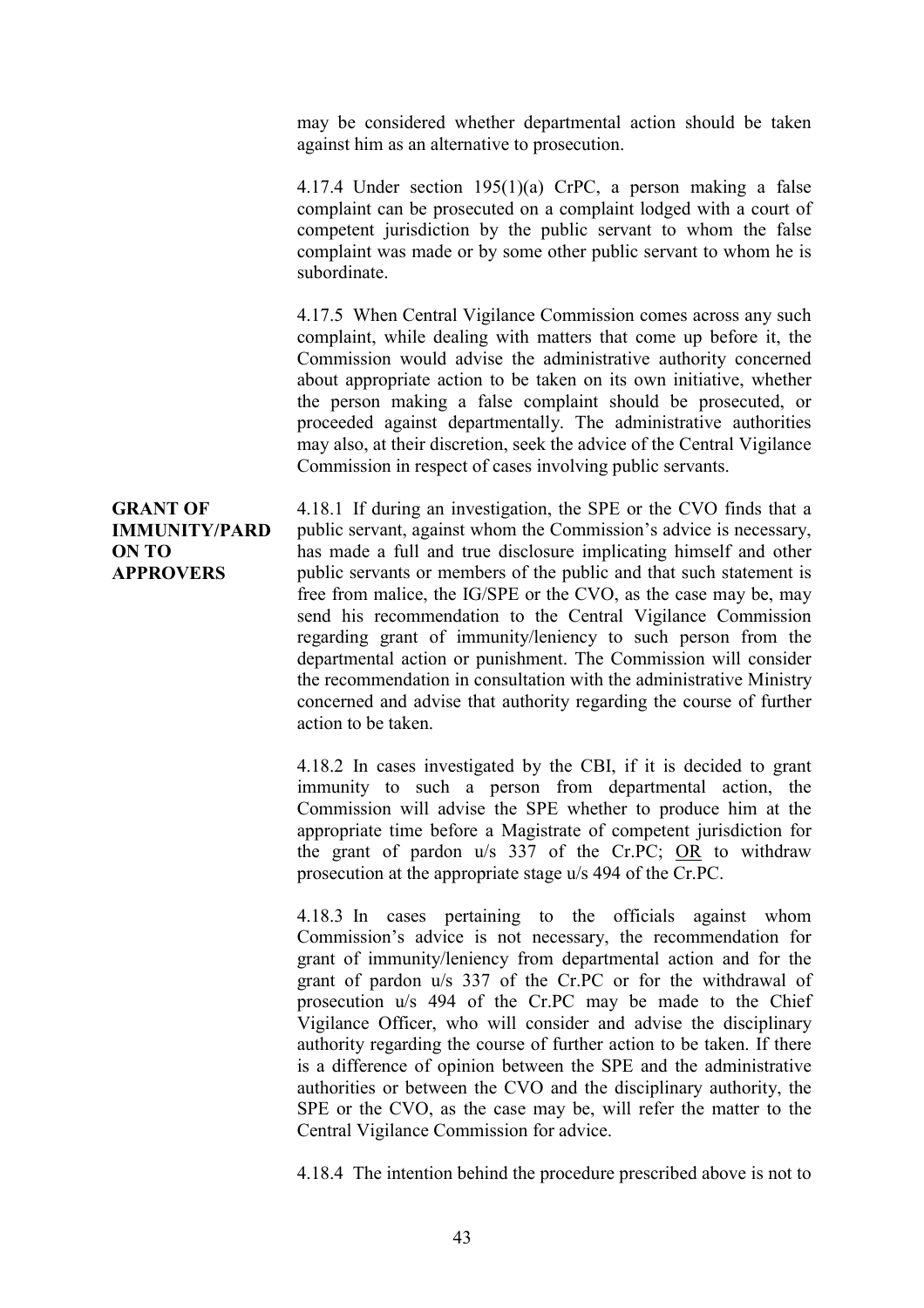may be considered whether departmental action should be taken against him as an alternative to prosecution.

4.17.4 Under section 195(1)(a) CrPC, a person making a false complaint can be prosecuted on a complaint lodged with a court of competent jurisdiction by the public servant to whom the false complaint was made or by some other public servant to whom he is subordinate.

4.17.5 When Central Vigilance Commission comes across any such complaint, while dealing with matters that come up before it, the Commission would advise the administrative authority concerned about appropriate action to be taken on its own initiative, whether the person making a false complaint should be prosecuted, or proceeded against departmentally. The administrative authorities may also, at their discretion, seek the advice of the Central Vigilance Commission in respect of cases involving public servants.

**GRANT OF IMMUNITY/PARDON TO APPROVERS**

4.18.1 If during an investigation, the SPE or the CVO finds that a public servant, against whom the Commission's advice is necessary, has made a full and true disclosure implicating himself and other public servants or members of the public and that such statement is free from malice, the IG/SPE or the CVO, as the case may be, may send his recommendation to the Central Vigilance Commission regarding grant of immunity/leniency to such person from the departmental action or punishment. The Commission will consider the recommendation in consultation with the administrative Ministry concerned and advise that authority regarding the course of further action to be taken.

4.18.2 In cases investigated by the CBI, if it is decided to grant immunity to such a person from departmental action, the Commission will advise the SPE whether to produce him at the appropriate time before a Magistrate of competent jurisdiction for the grant of pardon u/s 337 of the Cr.PC; <u>OR</u> to withdraw prosecution at the appropriate stage u/s 494 of the Cr.PC.

4.18.3 In cases pertaining to the officials against whom Commission's advice is not necessary, the recommendation for grant of immunity/leniency from departmental action and for the grant of pardon u/s 337 of the Cr.PC or for the withdrawal of prosecution u/s 494 of the Cr.PC may be made to the Chief Vigilance Officer, who will consider and advise the disciplinary authority regarding the course of further action to be taken. If there is a difference of opinion between the SPE and the administrative authorities or between the CVO and the disciplinary authority, the SPE or the CVO, as the case may be, will refer the matter to the Central Vigilance Commission for advice.

4.18.4 The intention behind the procedure prescribed above is not to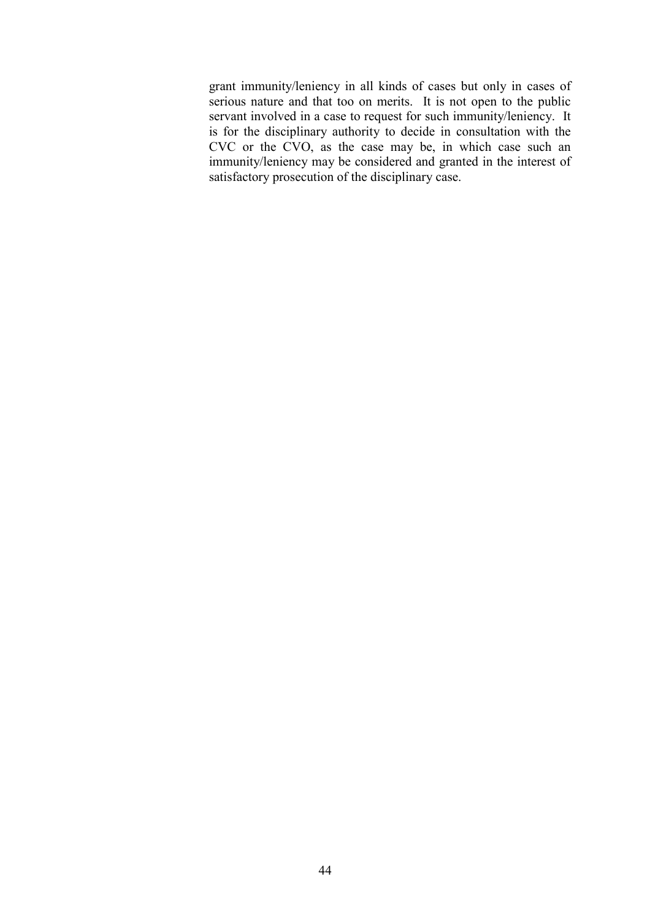grant immunity/leniency in all kinds of cases but only in cases of serious nature and that too on merits. It is not open to the public servant involved in a case to request for such immunity/leniency. It is for the disciplinary authority to decide in consultation with the CVC or the CVO, as the case may be, in which case such an immunity/leniency may be considered and granted in the interest of satisfactory prosecution of the disciplinary case.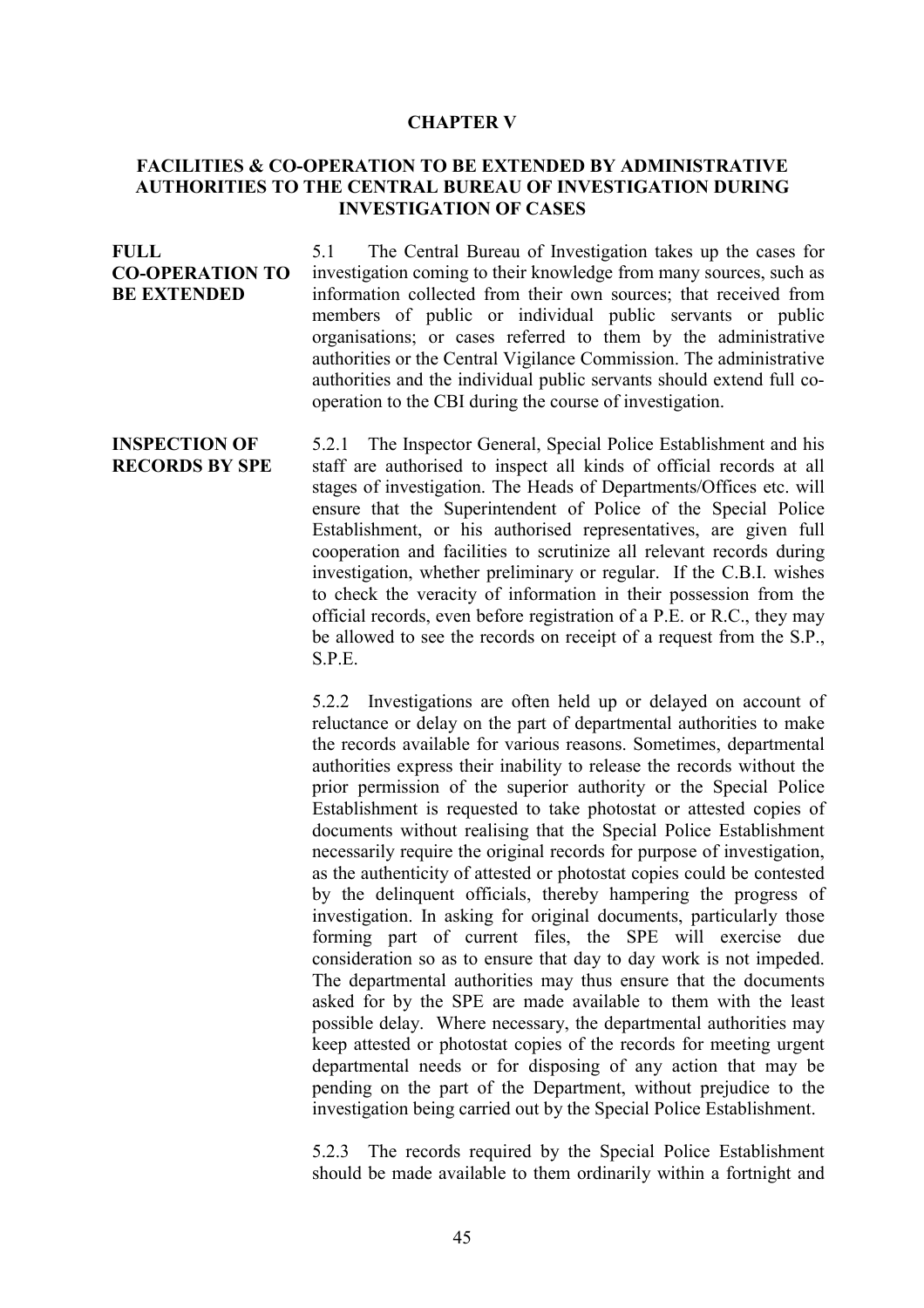# CHAPTER V

## FACILITIES & CO-OPERATION TO BE EXTENDED BY ADMINISTRATIVE AUTHORITIES TO THE CENTRAL BUREAU OF INVESTIGATION DURING INVESTIGATION OF CASES

**FULL CO-OPERATION TO BE EXTENDED**

5.1 The Central Bureau of Investigation takes up the cases for investigation coming to their knowledge from many sources, such as information collected from their own sources; that received from members of public or individual public servants or public organisations; or cases referred to them by the administrative authorities or the Central Vigilance Commission. The administrative authorities and the individual public servants should extend full co-operation to the CBI during the course of investigation.

**INSPECTION OF RECORDS BY SPE**

5.2.1 The Inspector General, Special Police Establishment and his staff are authorised to inspect all kinds of official records at all stages of investigation. The Heads of Departments/Offices etc. will ensure that the Superintendent of Police of the Special Police Establishment, or his authorised representatives, are given full cooperation and facilities to scrutinize all relevant records during investigation, whether preliminary or regular. If the C.B.I. wishes to check the veracity of information in their possession from the official records, even before registration of a P.E. or R.C., they may be allowed to see the records on receipt of a request from the S.P., S.P.E.

5.2.2 Investigations are often held up or delayed on account of reluctance or delay on the part of departmental authorities to make the records available for various reasons. Sometimes, departmental authorities express their inability to release the records without the prior permission of the superior authority or the Special Police Establishment is requested to take photostat or attested copies of documents without realising that the Special Police Establishment necessarily require the original records for purpose of investigation, as the authenticity of attested or photostat copies could be contested by the delinquent officials, thereby hampering the progress of investigation. In asking for original documents, particularly those forming part of current files, the SPE will exercise due consideration so as to ensure that day to day work is not impeded. The departmental authorities may thus ensure that the documents asked for by the SPE are made available to them with the least possible delay. Where necessary, the departmental authorities may keep attested or photostat copies of the records for meeting urgent departmental needs or for disposing of any action that may be pending on the part of the Department, without prejudice to the investigation being carried out by the Special Police Establishment.

5.2.3 The records required by the Special Police Establishment should be made available to them ordinarily within a fortnight and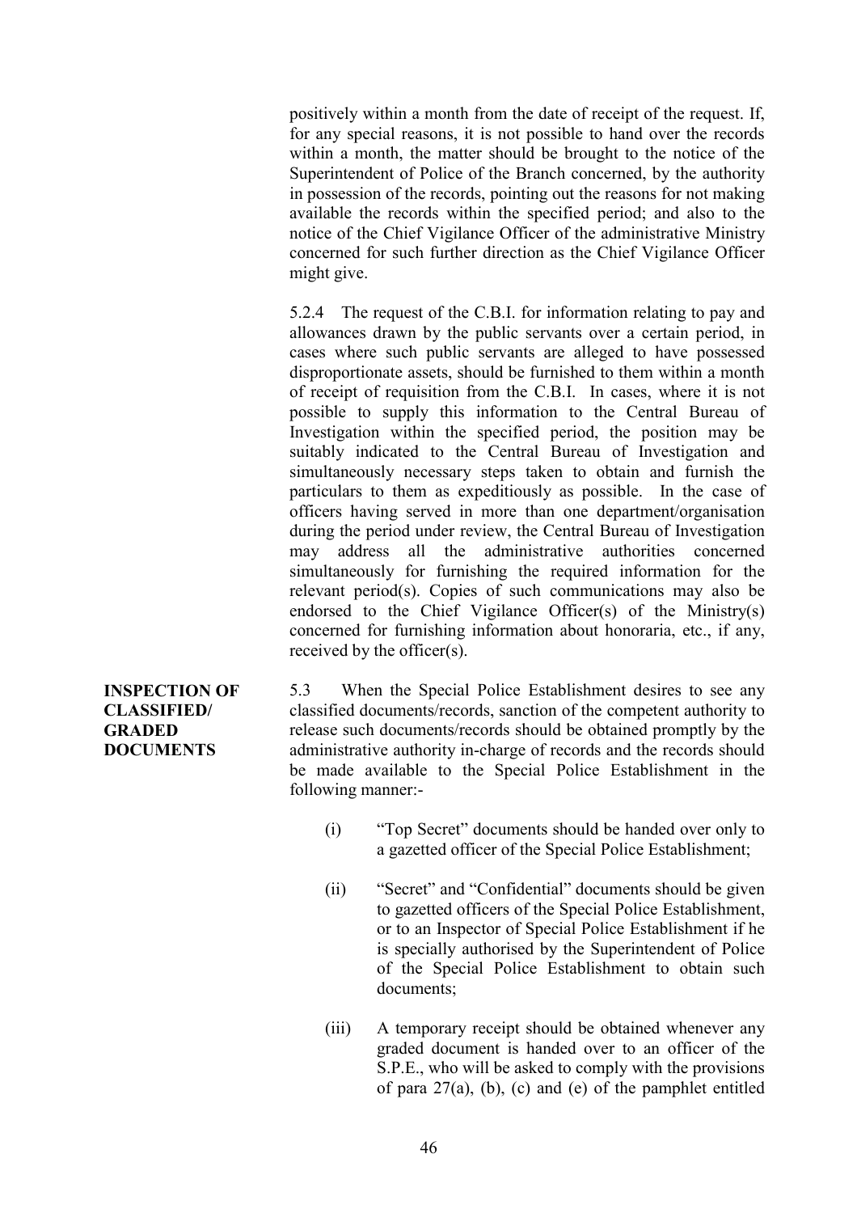positively within a month from the date of receipt of the request. If, for any special reasons, it is not possible to hand over the records within a month, the matter should be brought to the notice of the Superintendent of Police of the Branch concerned, by the authority in possession of the records, pointing out the reasons for not making available the records within the specified period; and also to the notice of the Chief Vigilance Officer of the administrative Ministry concerned for such further direction as the Chief Vigilance Officer might give.

5.2.4 The request of the C.B.I. for information relating to pay and allowances drawn by the public servants over a certain period, in cases where such public servants are alleged to have possessed disproportionate assets, should be furnished to them within a month of receipt of requisition from the C.B.I. In cases, where it is not possible to supply this information to the Central Bureau of Investigation within the specified period, the position may be suitably indicated to the Central Bureau of Investigation and simultaneously necessary steps taken to obtain and furnish the particulars to them as expeditiously as possible. In the case of officers having served in more than one department/organisation during the period under review, the Central Bureau of Investigation may address all the administrative authorities concerned simultaneously for furnishing the required information for the relevant period(s). Copies of such communications may also be endorsed to the Chief Vigilance Officer(s) of the Ministry(s) concerned for furnishing information about honoraria, etc., if any, received by the officer(s).

**INSPECTION OF CLASSIFIED/ GRADED DOCUMENTS**

5.3 When the Special Police Establishment desires to see any classified documents/records, sanction of the competent authority to release such documents/records should be obtained promptly by the administrative authority in-charge of records and the records should be made available to the Special Police Establishment in the following manner:-

(i) “Top Secret” documents should be handed over only to a gazetted officer of the Special Police Establishment;

(ii) “Secret” and “Confidential” documents should be given to gazetted officers of the Special Police Establishment, or to an Inspector of Special Police Establishment if he is specially authorised by the Superintendent of Police of the Special Police Establishment to obtain such documents;

(iii) A temporary receipt should be obtained whenever any graded document is handed over to an officer of the S.P.E., who will be asked to comply with the provisions of para 27(a), (b), (c) and (e) of the pamphlet entitled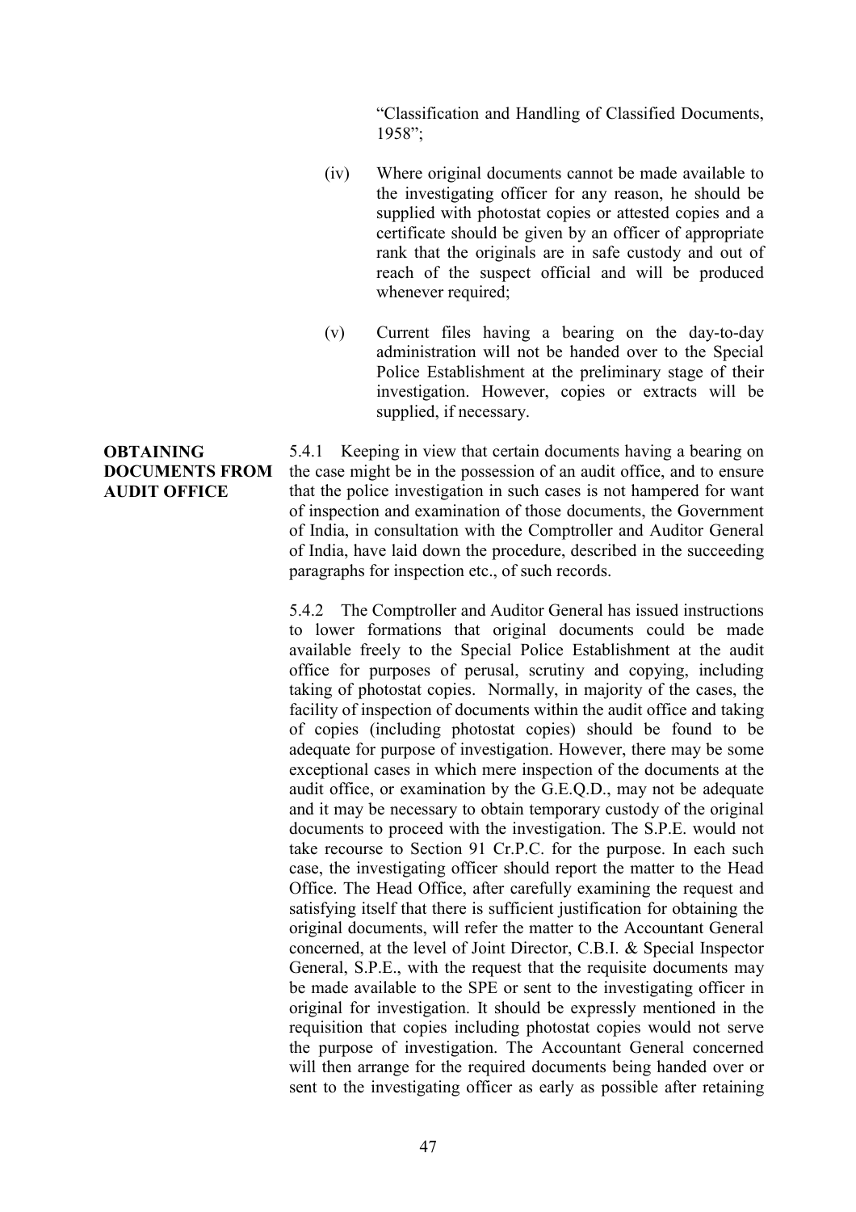"Classification and Handling of Classified Documents, 1958";

(iv) Where original documents cannot be made available to the investigating officer for any reason, he should be supplied with photostat copies or attested copies and a certificate should be given by an officer of appropriate rank that the originals are in safe custody and out of reach of the suspect official and will be produced whenever required;

(v) Current files having a bearing on the day-to-day administration will not be handed over to the Special Police Establishment at the preliminary stage of their investigation. However, copies or extracts will be supplied, if necessary.

**OBTAINING DOCUMENTS FROM AUDIT OFFICE**

5.4.1 Keeping in view that certain documents having a bearing on the case might be in the possession of an audit office, and to ensure that the police investigation in such cases is not hampered for want of inspection and examination of those documents, the Government of India, in consultation with the Comptroller and Auditor General of India, have laid down the procedure, described in the succeeding paragraphs for inspection etc., of such records.

5.4.2 The Comptroller and Auditor General has issued instructions to lower formations that original documents could be made available freely to the Special Police Establishment at the audit office for purposes of perusal, scrutiny and copying, including taking of photostat copies. Normally, in majority of the cases, the facility of inspection of documents within the audit office and taking of copies (including photostat copies) should be found to be adequate for purpose of investigation. However, there may be some exceptional cases in which mere inspection of the documents at the audit office, or examination by the G.E.Q.D., may not be adequate and it may be necessary to obtain temporary custody of the original documents to proceed with the investigation. The S.P.E. would not take recourse to Section 91 Cr.P.C. for the purpose. In each such case, the investigating officer should report the matter to the Head Office. The Head Office, after carefully examining the request and satisfying itself that there is sufficient justification for obtaining the original documents, will refer the matter to the Accountant General concerned, at the level of Joint Director, C.B.I. & Special Inspector General, S.P.E., with the request that the requisite documents may be made available to the SPE or sent to the investigating officer in original for investigation. It should be expressly mentioned in the requisition that copies including photostat copies would not serve the purpose of investigation. The Accountant General concerned will then arrange for the required documents being handed over or sent to the investigating officer as early as possible after retaining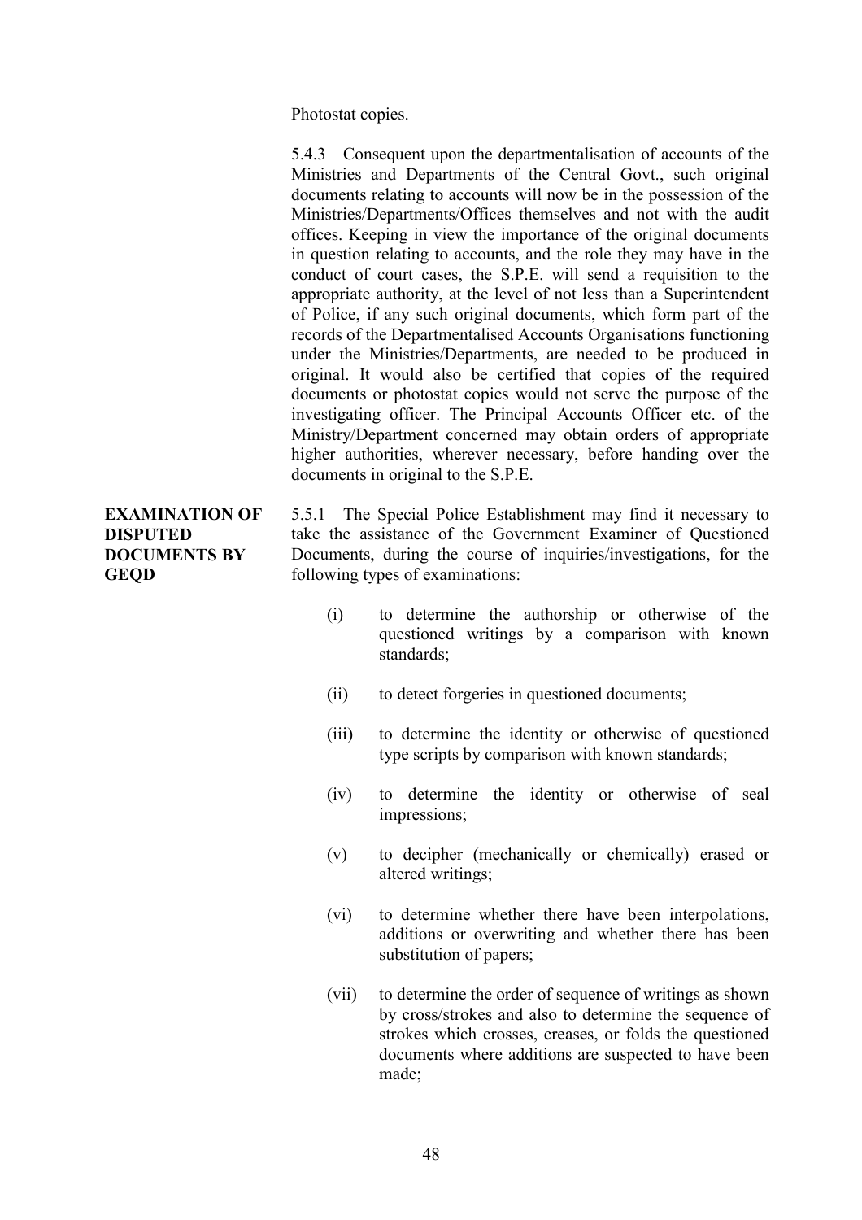Photostat copies.

5.4.3 Consequent upon the departmentalisation of accounts of the Ministries and Departments of the Central Govt., such original documents relating to accounts will now be in the possession of the Ministries/Departments/Offices themselves and not with the audit offices. Keeping in view the importance of the original documents in question relating to accounts, and the role they may have in the conduct of court cases, the S.P.E. will send a requisition to the appropriate authority, at the level of not less than a Superintendent of Police, if any such original documents, which form part of the records of the Departmentalised Accounts Organisations functioning under the Ministries/Departments, are needed to be produced in original. It would also be certified that copies of the required documents or photostat copies would not serve the purpose of the investigating officer. The Principal Accounts Officer etc. of the Ministry/Department concerned may obtain orders of appropriate higher authorities, wherever necessary, before handing over the documents in original to the S.P.E.

**EXAMINATION OF DISPUTED DOCUMENTS BY GEQD**

5.5.1 The Special Police Establishment may find it necessary to take the assistance of the Government Examiner of Questioned Documents, during the course of inquiries/investigations, for the following types of examinations:

(i) to determine the authorship or otherwise of the questioned writings by a comparison with known standards;

(ii) to detect forgeries in questioned documents;

(iii) to determine the identity or otherwise of questioned type scripts by comparison with known standards;

(iv) to determine the identity or otherwise of seal impressions;

(v) to decipher (mechanically or chemically) erased or altered writings;

(vi) to determine whether there have been interpolations, additions or overwriting and whether there has been substitution of papers;

(vii) to determine the order of sequence of writings as shown by cross/strokes and also to determine the sequence of strokes which crosses, creases, or folds the questioned documents where additions are suspected to have been made;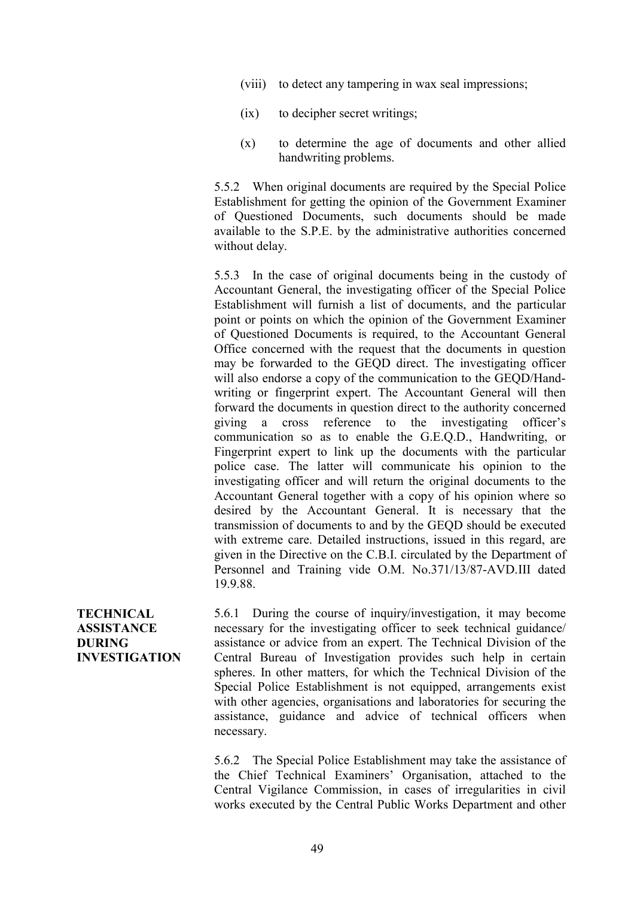(viii) to detect any tampering in wax seal impressions;

(ix) to decipher secret writings;

(x) to determine the age of documents and other allied handwriting problems.

5.5.2 When original documents are required by the Special Police Establishment for getting the opinion of the Government Examiner of Questioned Documents, such documents should be made available to the S.P.E. by the administrative authorities concerned without delay.

5.5.3 In the case of original documents being in the custody of Accountant General, the investigating officer of the Special Police Establishment will furnish a list of documents, and the particular point or points on which the opinion of the Government Examiner of Questioned Documents is required, to the Accountant General Office concerned with the request that the documents in question may be forwarded to the GEQD direct. The investigating officer will also endorse a copy of the communication to the GEQD/Handwriting or fingerprint expert. The Accountant General will then forward the documents in question direct to the authority concerned giving a cross reference to the investigating officer's communication so as to enable the G.E.Q.D., Handwriting, or Fingerprint expert to link up the documents with the particular police case. The latter will communicate his opinion to the investigating officer and will return the original documents to the Accountant General together with a copy of his opinion where so desired by the Accountant General. It is necessary that the transmission of documents to and by the GEQD should be executed with extreme care. Detailed instructions, issued in this regard, are given in the Directive on the C.B.I. circulated by the Department of Personnel and Training vide O.M. No.371/13/87-AVD.III dated 19.9.88.

**TECHNICAL ASSISTANCE DURING INVESTIGATION**

5.6.1 During the course of inquiry/investigation, it may become necessary for the investigating officer to seek technical guidance/ assistance or advice from an expert. The Technical Division of the Central Bureau of Investigation provides such help in certain spheres. In other matters, for which the Technical Division of the Special Police Establishment is not equipped, arrangements exist with other agencies, organisations and laboratories for securing the assistance, guidance and advice of technical officers when necessary.

5.6.2 The Special Police Establishment may take the assistance of the Chief Technical Examiners' Organisation, attached to the Central Vigilance Commission, in cases of irregularities in civil works executed by the Central Public Works Department and other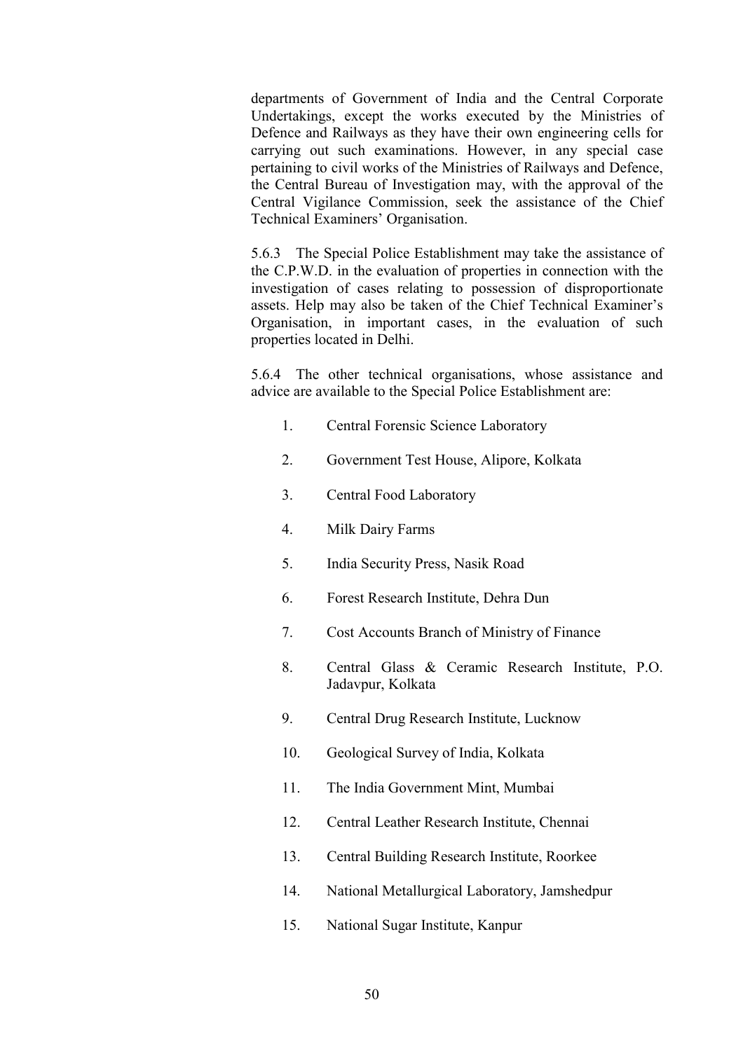departments of Government of India and the Central Corporate Undertakings, except the works executed by the Ministries of Defence and Railways as they have their own engineering cells for carrying out such examinations. However, in any special case pertaining to civil works of the Ministries of Railways and Defence, the Central Bureau of Investigation may, with the approval of the Central Vigilance Commission, seek the assistance of the Chief Technical Examiners' Organisation.

5.6.3 The Special Police Establishment may take the assistance of the C.P.W.D. in the evaluation of properties in connection with the investigation of cases relating to possession of disproportionate assets. Help may also be taken of the Chief Technical Examiner's Organisation, in important cases, in the evaluation of such properties located in Delhi.

5.6.4 The other technical organisations, whose assistance and advice are available to the Special Police Establishment are:

1. Central Forensic Science Laboratory
2. Government Test House, Alipore, Kolkata
3. Central Food Laboratory
4. Milk Dairy Farms
5. India Security Press, Nasik Road
6. Forest Research Institute, Dehra Dun
7. Cost Accounts Branch of Ministry of Finance
8. Central Glass & Ceramic Research Institute, P.O. Jadavpur, Kolkata
9. Central Drug Research Institute, Lucknow
10. Geological Survey of India, Kolkata
11. The India Government Mint, Mumbai
12. Central Leather Research Institute, Chennai
13. Central Building Research Institute, Roorkee
14. National Metallurgical Laboratory, Jamshedpur
15. National Sugar Institute, Kanpur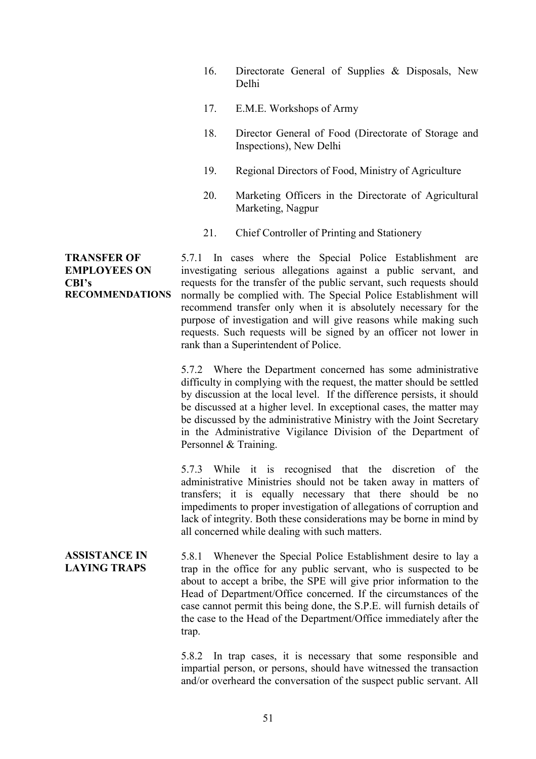16. Directorate General of Supplies & Disposals, New Delhi

17. E.M.E. Workshops of Army

18. Director General of Food (Directorate of Storage and Inspections), New Delhi

19. Regional Directors of Food, Ministry of Agriculture

20. Marketing Officers in the Directorate of Agricultural Marketing, Nagpur

21. Chief Controller of Printing and Stationery

**TRANSFER OF EMPLOYEES ON CBI's RECOMMENDATIONS**

5.7.1 In cases where the Special Police Establishment are investigating serious allegations against a public servant, and requests for the transfer of the public servant, such requests should normally be complied with. The Special Police Establishment will recommend transfer only when it is absolutely necessary for the purpose of investigation and will give reasons while making such requests. Such requests will be signed by an officer not lower in rank than a Superintendent of Police.

5.7.2 Where the Department concerned has some administrative difficulty in complying with the request, the matter should be settled by discussion at the local level. If the difference persists, it should be discussed at a higher level. In exceptional cases, the matter may be discussed by the administrative Ministry with the Joint Secretary in the Administrative Vigilance Division of the Department of Personnel & Training.

5.7.3 While it is recognised that the discretion of the administrative Ministries should not be taken away in matters of transfers; it is equally necessary that there should be no impediments to proper investigation of allegations of corruption and lack of integrity. Both these considerations may be borne in mind by all concerned while dealing with such matters.

**ASSISTANCE IN LAYING TRAPS**

5.8.1 Whenever the Special Police Establishment desire to lay a trap in the office for any public servant, who is suspected to be about to accept a bribe, the SPE will give prior information to the Head of Department/Office concerned. If the circumstances of the case cannot permit this being done, the S.P.E. will furnish details of the case to the Head of the Department/Office immediately after the trap.

5.8.2 In trap cases, it is necessary that some responsible and impartial person, or persons, should have witnessed the transaction and/or overheard the conversation of the suspect public servant. All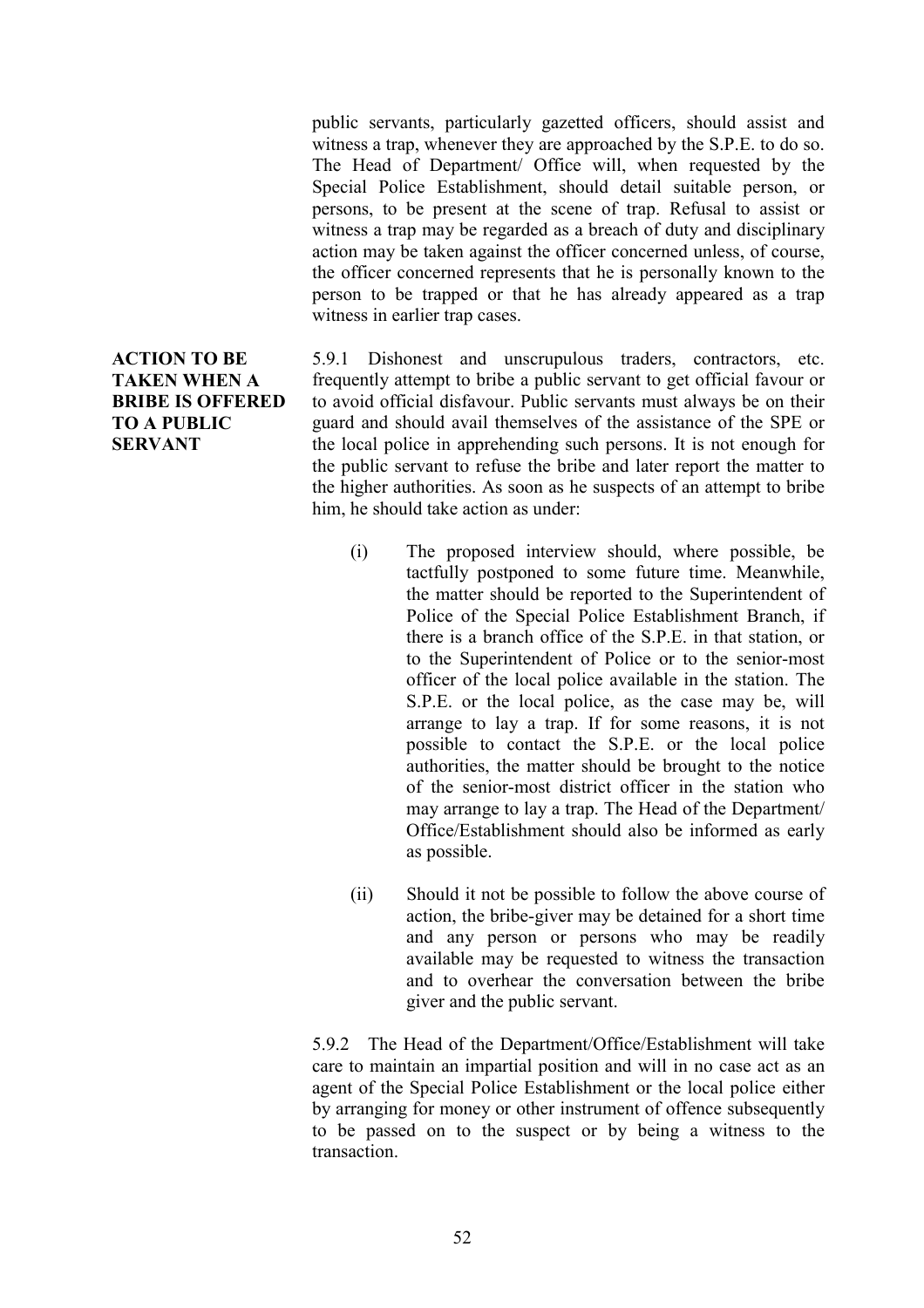public servants, particularly gazetted officers, should assist and witness a trap, whenever they are approached by the S.P.E. to do so. The Head of Department/ Office will, when requested by the Special Police Establishment, should detail suitable person, or persons, to be present at the scene of trap. Refusal to assist or witness a trap may be regarded as a breach of duty and disciplinary action may be taken against the officer concerned unless, of course, the officer concerned represents that he is personally known to the person to be trapped or that he has already appeared as a trap witness in earlier trap cases.

**ACTION TO BE TAKEN WHEN A BRIBE IS OFFERED TO A PUBLIC SERVANT**

5.9.1 Dishonest and unscrupulous traders, contractors, etc. frequently attempt to bribe a public servant to get official favour or to avoid official disfavour. Public servants must always be on their guard and should avail themselves of the assistance of the SPE or the local police in apprehending such persons. It is not enough for the public servant to refuse the bribe and later report the matter to the higher authorities. As soon as he suspects of an attempt to bribe him, he should take action as under:

(i) The proposed interview should, where possible, be tactfully postponed to some future time. Meanwhile, the matter should be reported to the Superintendent of Police of the Special Police Establishment Branch, if there is a branch office of the S.P.E. in that station, or to the Superintendent of Police or to the senior-most officer of the local police available in the station. The S.P.E. or the local police, as the case may be, will arrange to lay a trap. If for some reasons, it is not possible to contact the S.P.E. or the local police authorities, the matter should be brought to the notice of the senior-most district officer in the station who may arrange to lay a trap. The Head of the Department/ Office/Establishment should also be informed as early as possible.

(ii) Should it not be possible to follow the above course of action, the bribe-giver may be detained for a short time and any person or persons who may be readily available may be requested to witness the transaction and to overhear the conversation between the bribe giver and the public servant.

5.9.2 The Head of the Department/Office/Establishment will take care to maintain an impartial position and will in no case act as an agent of the Special Police Establishment or the local police either by arranging for money or other instrument of offence subsequently to be passed on to the suspect or by being a witness to the transaction.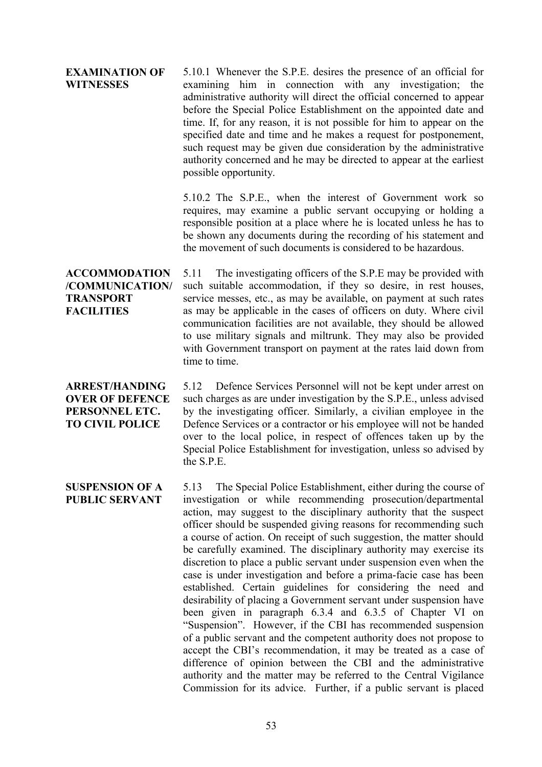**EXAMINATION OF WITNESSES**

5.10.1 Whenever the S.P.E. desires the presence of an official for examining him in connection with any investigation; the administrative authority will direct the official concerned to appear before the Special Police Establishment on the appointed date and time. If, for any reason, it is not possible for him to appear on the specified date and time and he makes a request for postponement, such request may be given due consideration by the administrative authority concerned and he may be directed to appear at the earliest possible opportunity.

5.10.2 The S.P.E., when the interest of Government work so requires, may examine a public servant occupying or holding a responsible position at a place where he is located unless he has to be shown any documents during the recording of his statement and the movement of such documents is considered to be hazardous.

**ACCOMMODATION /COMMUNICATION/ TRANSPORT FACILITIES**

5.11 The investigating officers of the S.P.E may be provided with such suitable accommodation, if they so desire, in rest houses, service messes, etc., as may be available, on payment at such rates as may be applicable in the cases of officers on duty. Where civil communication facilities are not available, they should be allowed to use military signals and miltrunk. They may also be provided with Government transport on payment at the rates laid down from time to time.

**ARREST/HANDING OVER OF DEFENCE PERSONNEL ETC. TO CIVIL POLICE**

5.12 Defence Services Personnel will not be kept under arrest on such charges as are under investigation by the S.P.E., unless advised by the investigating officer. Similarly, a civilian employee in the Defence Services or a contractor or his employee will not be handed over to the local police, in respect of offences taken up by the Special Police Establishment for investigation, unless so advised by the S.P.E.

**SUSPENSION OF A PUBLIC SERVANT**

5.13 The Special Police Establishment, either during the course of investigation or while recommending prosecution/departmental action, may suggest to the disciplinary authority that the suspect officer should be suspended giving reasons for recommending such a course of action. On receipt of such suggestion, the matter should be carefully examined. The disciplinary authority may exercise its discretion to place a public servant under suspension even when the case is under investigation and before a prima-facie case has been established. Certain guidelines for considering the need and desirability of placing a Government servant under suspension have been given in paragraph 6.3.4 and 6.3.5 of Chapter VI on "Suspension". However, if the CBI has recommended suspension of a public servant and the competent authority does not propose to accept the CBI's recommendation, it may be treated as a case of difference of opinion between the CBI and the administrative authority and the matter may be referred to the Central Vigilance Commission for its advice. Further, if a public servant is placed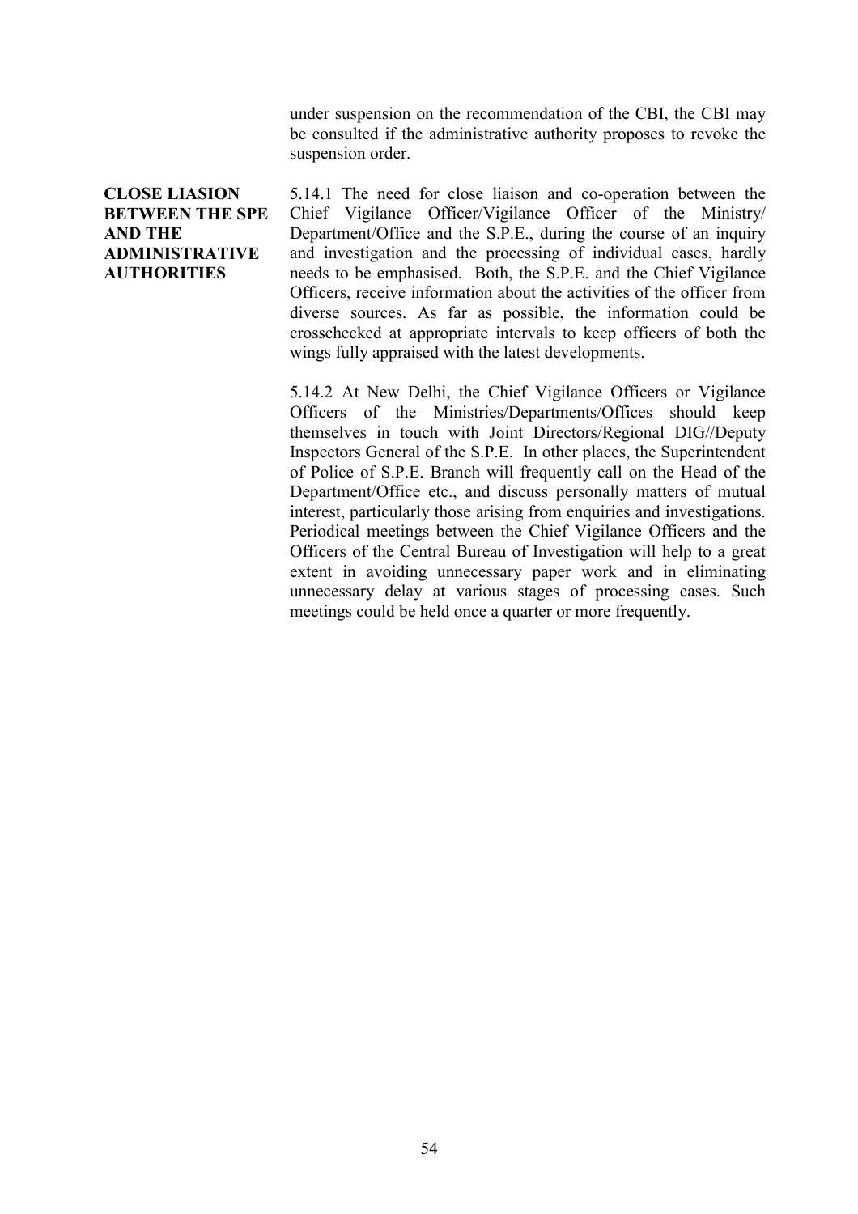under suspension on the recommendation of the CBI, the CBI may be consulted if the administrative authority proposes to revoke the suspension order.

**CLOSE LIASION BETWEEN THE SPE AND THE ADMINISTRATIVE AUTHORITIES**

5.14.1 The need for close liaison and co-operation between the Chief Vigilance Officer/Vigilance Officer of the Ministry/ Department/Office and the S.P.E., during the course of an inquiry and investigation and the processing of individual cases, hardly needs to be emphasised. Both, the S.P.E. and the Chief Vigilance Officers, receive information about the activities of the officer from diverse sources. As far as possible, the information could be crosschecked at appropriate intervals to keep officers of both the wings fully appraised with the latest developments.

5.14.2 At New Delhi, the Chief Vigilance Officers or Vigilance Officers of the Ministries/Departments/Offices should keep themselves in touch with Joint Directors/Regional DIG//Deputy Inspectors General of the S.P.E. In other places, the Superintendent of Police of S.P.E. Branch will frequently call on the Head of the Department/Office etc., and discuss personally matters of mutual interest, particularly those arising from enquiries and investigations. Periodical meetings between the Chief Vigilance Officers and the Officers of the Central Bureau of Investigation will help to a great extent in avoiding unnecessary paper work and in eliminating unnecessary delay at various stages of processing cases. Such meetings could be held once a quarter or more frequently.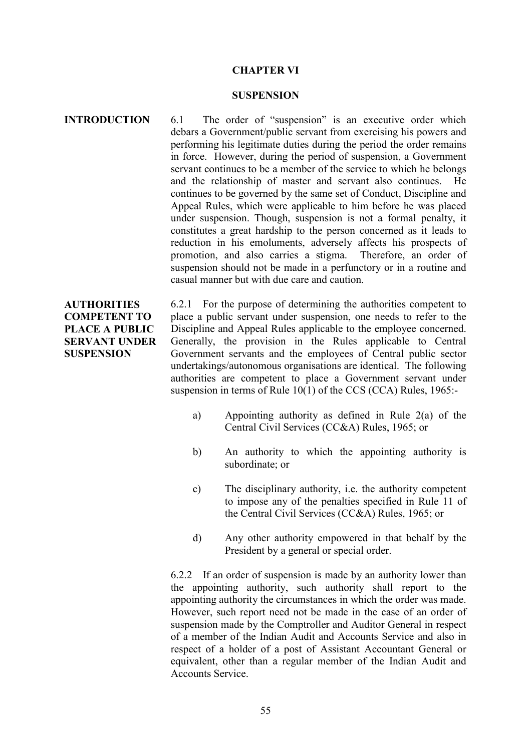# CHAPTER VI

## SUSPENSION

**INTRODUCTION**

6.1 The order of "suspension" is an executive order which debars a Government/public servant from exercising his powers and performing his legitimate duties during the period the order remains in force. However, during the period of suspension, a Government servant continues to be a member of the service to which he belongs and the relationship of master and servant also continues. He continues to be governed by the same set of Conduct, Discipline and Appeal Rules, which were applicable to him before he was placed under suspension. Though, suspension is not a formal penalty, it constitutes a great hardship to the person concerned as it leads to reduction in his emoluments, adversely affects his prospects of promotion, and also carries a stigma. Therefore, an order of suspension should not be made in a perfunctory or in a routine and casual manner but with due care and caution.

**AUTHORITIES COMPETENT TO PLACE A PUBLIC SERVANT UNDER SUSPENSION**

6.2.1 For the purpose of determining the authorities competent to place a public servant under suspension, one needs to refer to the Discipline and Appeal Rules applicable to the employee concerned. Generally, the provision in the Rules applicable to Central Government servants and the employees of Central public sector undertakings/autonomous organisations are identical. The following authorities are competent to place a Government servant under suspension in terms of Rule 10(1) of the CCS (CCA) Rules, 1965:-

a) Appointing authority as defined in Rule 2(a) of the Central Civil Services (CC&A) Rules, 1965; or

b) An authority to which the appointing authority is subordinate; or

c) The disciplinary authority, i.e. the authority competent to impose any of the penalties specified in Rule 11 of the Central Civil Services (CC&A) Rules, 1965; or

d) Any other authority empowered in that behalf by the President by a general or special order.

6.2.2 If an order of suspension is made by an authority lower than the appointing authority, such authority shall report to the appointing authority the circumstances in which the order was made. However, such report need not be made in the case of an order of suspension made by the Comptroller and Auditor General in respect of a member of the Indian Audit and Accounts Service and also in respect of a holder of a post of Assistant Accountant General or equivalent, other than a regular member of the Indian Audit and Accounts Service.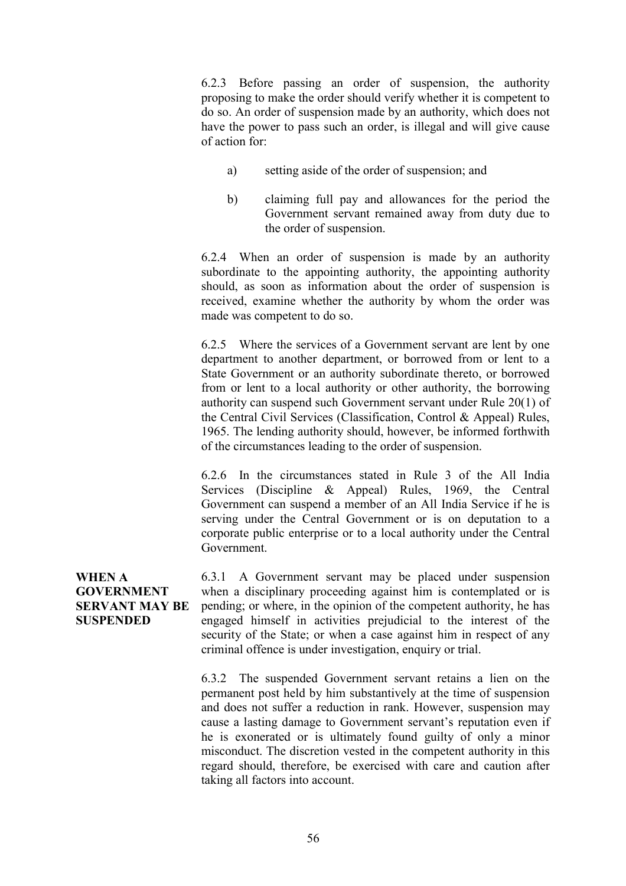6.2.3 Before passing an order of suspension, the authority proposing to make the order should verify whether it is competent to do so. An order of suspension made by an authority, which does not have the power to pass such an order, is illegal and will give cause of action for:

a) setting aside of the order of suspension; and

b) claiming full pay and allowances for the period the Government servant remained away from duty due to the order of suspension.

6.2.4 When an order of suspension is made by an authority subordinate to the appointing authority, the appointing authority should, as soon as information about the order of suspension is received, examine whether the authority by whom the order was made was competent to do so.

6.2.5 Where the services of a Government servant are lent by one department to another department, or borrowed from or lent to a State Government or an authority subordinate thereto, or borrowed from or lent to a local authority or other authority, the borrowing authority can suspend such Government servant under Rule 20(1) of the Central Civil Services (Classification, Control & Appeal) Rules, 1965. The lending authority should, however, be informed forthwith of the circumstances leading to the order of suspension.

6.2.6 In the circumstances stated in Rule 3 of the All India Services (Discipline & Appeal) Rules, 1969, the Central Government can suspend a member of an All India Service if he is serving under the Central Government or is on deputation to a corporate public enterprise or to a local authority under the Central Government.

**WHEN A GOVERNMENT SERVANT MAY BE SUSPENDED**

6.3.1 A Government servant may be placed under suspension when a disciplinary proceeding against him is contemplated or is pending; or where, in the opinion of the competent authority, he has engaged himself in activities prejudicial to the interest of the security of the State; or when a case against him in respect of any criminal offence is under investigation, enquiry or trial.

6.3.2 The suspended Government servant retains a lien on the permanent post held by him substantively at the time of suspension and does not suffer a reduction in rank. However, suspension may cause a lasting damage to Government servant's reputation even if he is exonerated or is ultimately found guilty of only a minor misconduct. The discretion vested in the competent authority in this regard should, therefore, be exercised with care and caution after taking all factors into account.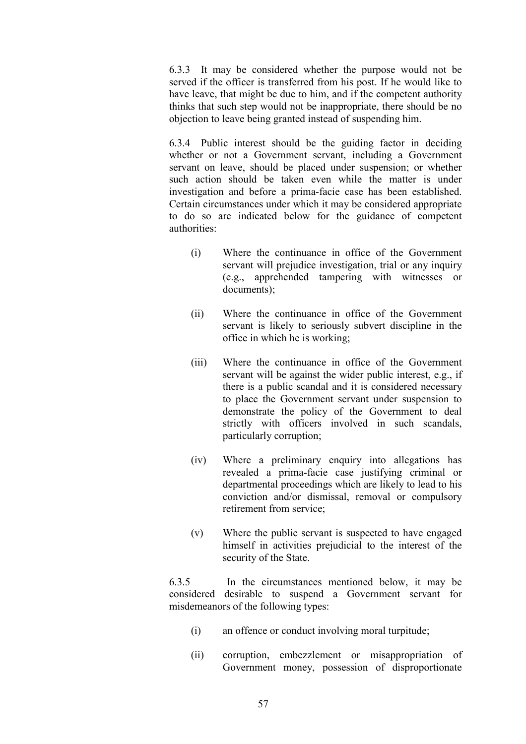6.3.3 It may be considered whether the purpose would not be served if the officer is transferred from his post. If he would like to have leave, that might be due to him, and if the competent authority thinks that such step would not be inappropriate, there should be no objection to leave being granted instead of suspending him.

6.3.4 Public interest should be the guiding factor in deciding whether or not a Government servant, including a Government servant on leave, should be placed under suspension; or whether such action should be taken even while the matter is under investigation and before a prima-facie case has been established. Certain circumstances under which it may be considered appropriate to do so are indicated below for the guidance of competent authorities:

(i) Where the continuance in office of the Government servant will prejudice investigation, trial or any inquiry (e.g., apprehended tampering with witnesses or documents);

(ii) Where the continuance in office of the Government servant is likely to seriously subvert discipline in the office in which he is working;

(iii) Where the continuance in office of the Government servant will be against the wider public interest, e.g., if there is a public scandal and it is considered necessary to place the Government servant under suspension to demonstrate the policy of the Government to deal strictly with officers involved in such scandals, particularly corruption;

(iv) Where a preliminary enquiry into allegations has revealed a prima-facie case justifying criminal or departmental proceedings which are likely to lead to his conviction and/or dismissal, removal or compulsory retirement from service;

(v) Where the public servant is suspected to have engaged himself in activities prejudicial to the interest of the security of the State.

6.3.5 In the circumstances mentioned below, it may be considered desirable to suspend a Government servant for misdemeanors of the following types:

(i) an offence or conduct involving moral turpitude;

(ii) corruption, embezzlement or misappropriation of Government money, possession of disproportionate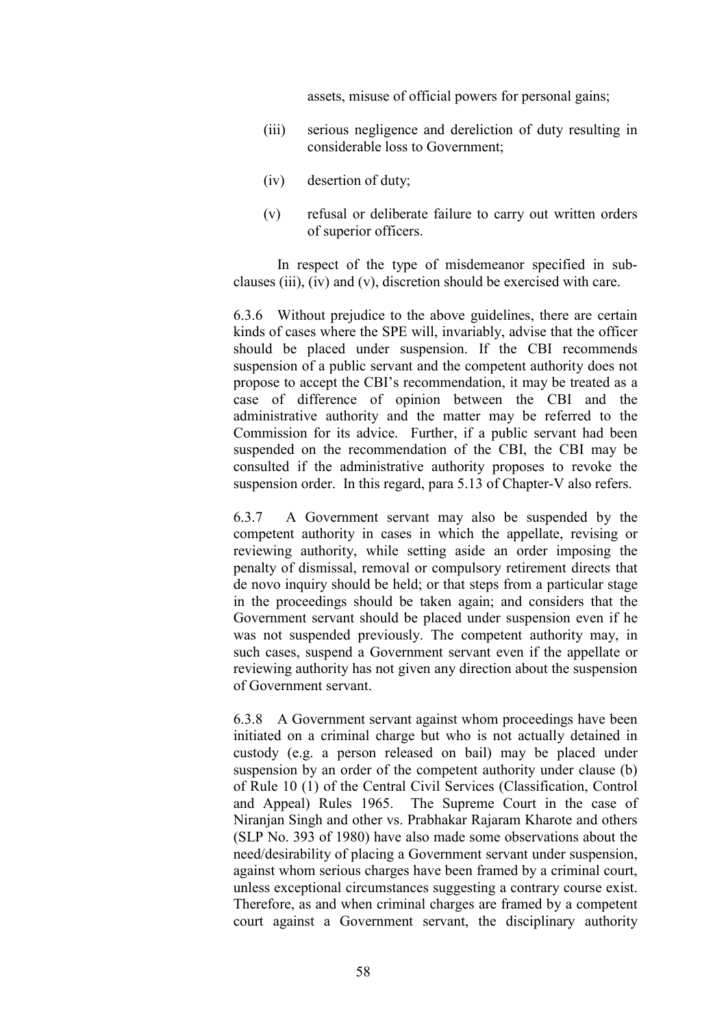assets, misuse of official powers for personal gains;

(iii) serious negligence and dereliction of duty resulting in considerable loss to Government;

(iv) desertion of duty;

(v) refusal or deliberate failure to carry out written orders of superior officers.

In respect of the type of misdemeanor specified in sub-clauses (iii), (iv) and (v), discretion should be exercised with care.

6.3.6 Without prejudice to the above guidelines, there are certain kinds of cases where the SPE will, invariably, advise that the officer should be placed under suspension. If the CBI recommends suspension of a public servant and the competent authority does not propose to accept the CBI's recommendation, it may be treated as a case of difference of opinion between the CBI and the administrative authority and the matter may be referred to the Commission for its advice. Further, if a public servant had been suspended on the recommendation of the CBI, the CBI may be consulted if the administrative authority proposes to revoke the suspension order. In this regard, para 5.13 of Chapter-V also refers.

6.3.7 A Government servant may also be suspended by the competent authority in cases in which the appellate, revising or reviewing authority, while setting aside an order imposing the penalty of dismissal, removal or compulsory retirement directs that de novo inquiry should be held; or that steps from a particular stage in the proceedings should be taken again; and considers that the Government servant should be placed under suspension even if he was not suspended previously. The competent authority may, in such cases, suspend a Government servant even if the appellate or reviewing authority has not given any direction about the suspension of Government servant.

6.3.8 A Government servant against whom proceedings have been initiated on a criminal charge but who is not actually detained in custody (e.g. a person released on bail) may be placed under suspension by an order of the competent authority under clause (b) of Rule 10 (1) of the Central Civil Services (Classification, Control and Appeal) Rules 1965. The Supreme Court in the case of Niranjan Singh and other vs. Prabhakar Rajaram Kharote and others (SLP No. 393 of 1980) have also made some observations about the need/desirability of placing a Government servant under suspension, against whom serious charges have been framed by a criminal court, unless exceptional circumstances suggesting a contrary course exist. Therefore, as and when criminal charges are framed by a competent court against a Government servant, the disciplinary authority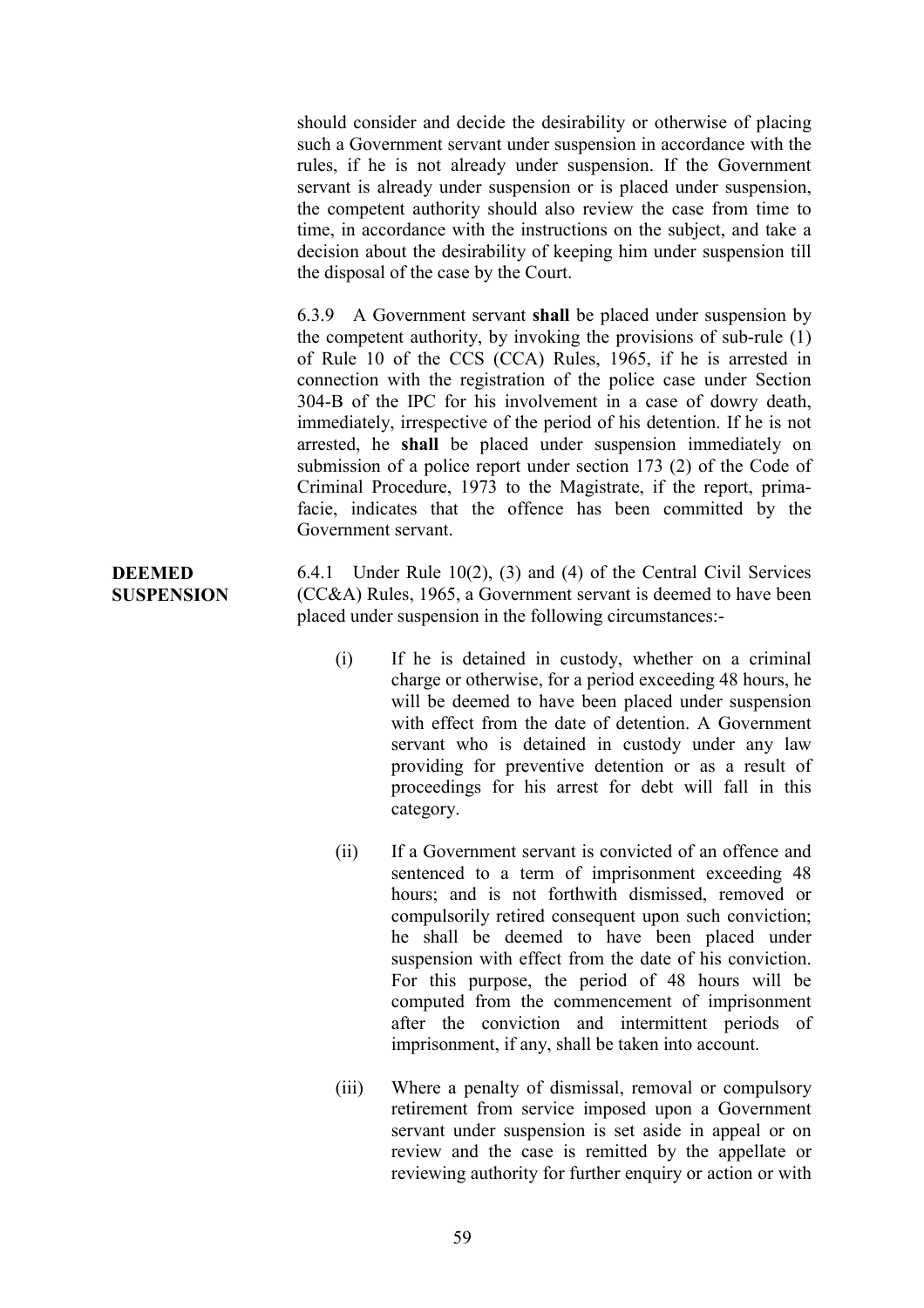should consider and decide the desirability or otherwise of placing such a Government servant under suspension in accordance with the rules, if he is not already under suspension. If the Government servant is already under suspension or is placed under suspension, the competent authority should also review the case from time to time, in accordance with the instructions on the subject, and take a decision about the desirability of keeping him under suspension till the disposal of the case by the Court.

6.3.9 A Government servant **shall** be placed under suspension by the competent authority, by invoking the provisions of sub-rule (1) of Rule 10 of the CCS (CCA) Rules, 1965, if he is arrested in connection with the registration of the police case under Section 304-B of the IPC for his involvement in a case of dowry death, immediately, irrespective of the period of his detention. If he is not arrested, he **shall** be placed under suspension immediately on submission of a police report under section 173 (2) of the Code of Criminal Procedure, 1973 to the Magistrate, if the report, prima-facie, indicates that the offence has been committed by the Government servant.

**DEEMED SUSPENSION**

6.4.1 Under Rule 10(2), (3) and (4) of the Central Civil Services (CC&A) Rules, 1965, a Government servant is deemed to have been placed under suspension in the following circumstances:-

(i) If he is detained in custody, whether on a criminal charge or otherwise, for a period exceeding 48 hours, he will be deemed to have been placed under suspension with effect from the date of detention. A Government servant who is detained in custody under any law providing for preventive detention or as a result of proceedings for his arrest for debt will fall in this category.

(ii) If a Government servant is convicted of an offence and sentenced to a term of imprisonment exceeding 48 hours; and is not forthwith dismissed, removed or compulsorily retired consequent upon such conviction; he shall be deemed to have been placed under suspension with effect from the date of his conviction. For this purpose, the period of 48 hours will be computed from the commencement of imprisonment after the conviction and intermittent periods of imprisonment, if any, shall be taken into account.

(iii) Where a penalty of dismissal, removal or compulsory retirement from service imposed upon a Government servant under suspension is set aside in appeal or on review and the case is remitted by the appellate or reviewing authority for further enquiry or action or with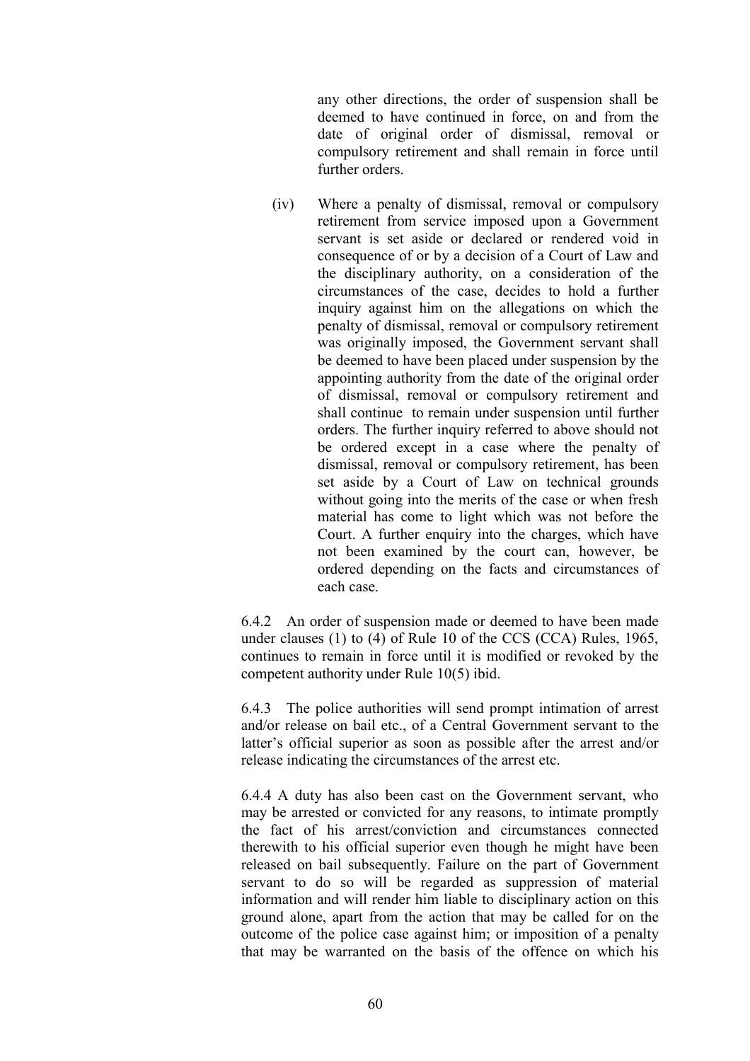any other directions, the order of suspension shall be deemed to have continued in force, on and from the date of original order of dismissal, removal or compulsory retirement and shall remain in force until further orders.

(iv) Where a penalty of dismissal, removal or compulsory retirement from service imposed upon a Government servant is set aside or declared or rendered void in consequence of or by a decision of a Court of Law and the disciplinary authority, on a consideration of the circumstances of the case, decides to hold a further inquiry against him on the allegations on which the penalty of dismissal, removal or compulsory retirement was originally imposed, the Government servant shall be deemed to have been placed under suspension by the appointing authority from the date of the original order of dismissal, removal or compulsory retirement and shall continue to remain under suspension until further orders. The further inquiry referred to above should not be ordered except in a case where the penalty of dismissal, removal or compulsory retirement, has been set aside by a Court of Law on technical grounds without going into the merits of the case or when fresh material has come to light which was not before the Court. A further enquiry into the charges, which have not been examined by the court can, however, be ordered depending on the facts and circumstances of each case.

6.4.2 An order of suspension made or deemed to have been made under clauses (1) to (4) of Rule 10 of the CCS (CCA) Rules, 1965, continues to remain in force until it is modified or revoked by the competent authority under Rule 10(5) ibid.

6.4.3 The police authorities will send prompt intimation of arrest and/or release on bail etc., of a Central Government servant to the latter's official superior as soon as possible after the arrest and/or release indicating the circumstances of the arrest etc.

6.4.4 A duty has also been cast on the Government servant, who may be arrested or convicted for any reasons, to intimate promptly the fact of his arrest/conviction and circumstances connected therewith to his official superior even though he might have been released on bail subsequently. Failure on the part of Government servant to do so will be regarded as suppression of material information and will render him liable to disciplinary action on this ground alone, apart from the action that may be called for on the outcome of the police case against him; or imposition of a penalty that may be warranted on the basis of the offence on which his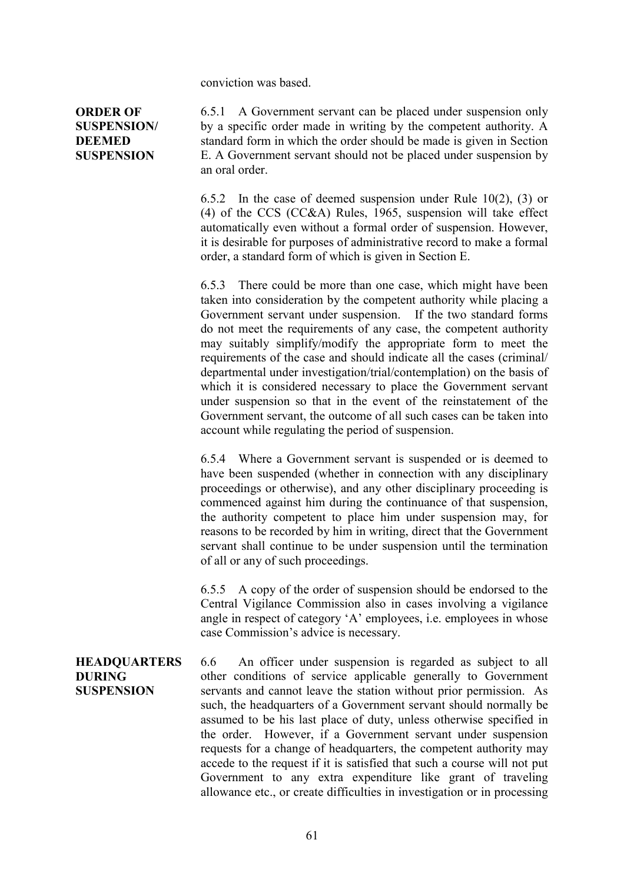conviction was based.

**ORDER OF SUSPENSION/ DEEMED SUSPENSION**

6.5.1 A Government servant can be placed under suspension only by a specific order made in writing by the competent authority. A standard form in which the order should be made is given in Section E. A Government servant should not be placed under suspension by an oral order.

6.5.2 In the case of deemed suspension under Rule 10(2), (3) or (4) of the CCS (CC&A) Rules, 1965, suspension will take effect automatically even without a formal order of suspension. However, it is desirable for purposes of administrative record to make a formal order, a standard form of which is given in Section E.

6.5.3 There could be more than one case, which might have been taken into consideration by the competent authority while placing a Government servant under suspension. If the two standard forms do not meet the requirements of any case, the competent authority may suitably simplify/modify the appropriate form to meet the requirements of the case and should indicate all the cases (criminal/ departmental under investigation/trial/contemplation) on the basis of which it is considered necessary to place the Government servant under suspension so that in the event of the reinstatement of the Government servant, the outcome of all such cases can be taken into account while regulating the period of suspension.

6.5.4 Where a Government servant is suspended or is deemed to have been suspended (whether in connection with any disciplinary proceedings or otherwise), and any other disciplinary proceeding is commenced against him during the continuance of that suspension, the authority competent to place him under suspension may, for reasons to be recorded by him in writing, direct that the Government servant shall continue to be under suspension until the termination of all or any of such proceedings.

6.5.5 A copy of the order of suspension should be endorsed to the Central Vigilance Commission also in cases involving a vigilance angle in respect of category 'A' employees, i.e. employees in whose case Commission's advice is necessary.

**HEADQUARTERS DURING SUSPENSION**

6.6 An officer under suspension is regarded as subject to all other conditions of service applicable generally to Government servants and cannot leave the station without prior permission. As such, the headquarters of a Government servant should normally be assumed to be his last place of duty, unless otherwise specified in the order. However, if a Government servant under suspension requests for a change of headquarters, the competent authority may accede to the request if it is satisfied that such a course will not put Government to any extra expenditure like grant of traveling allowance etc., or create difficulties in investigation or in processing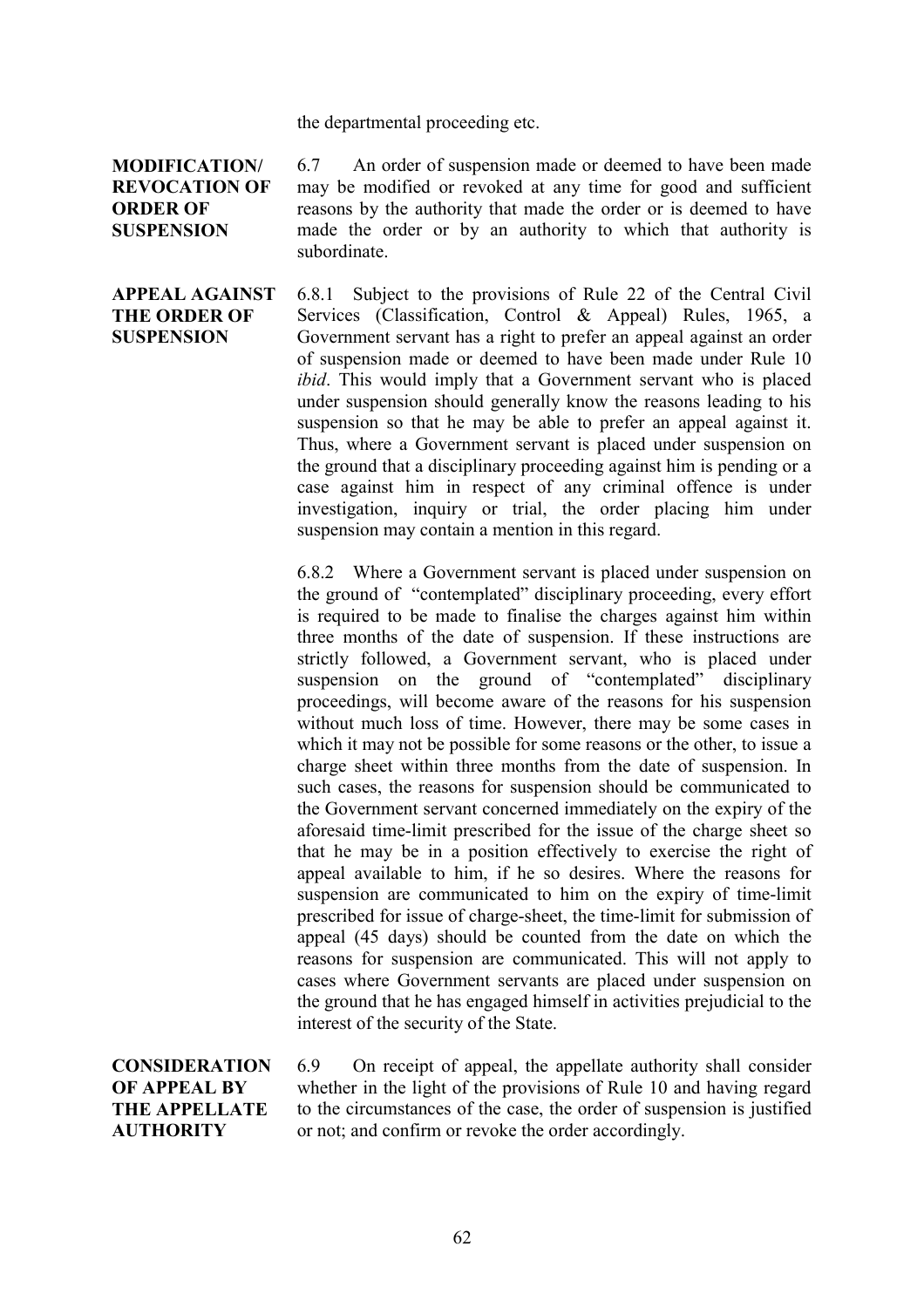the departmental proceeding etc.

**MODIFICATION/ REVOCATION OF ORDER OF SUSPENSION**

6.7 An order of suspension made or deemed to have been made may be modified or revoked at any time for good and sufficient reasons by the authority that made the order or is deemed to have made the order or by an authority to which that authority is subordinate.

**APPEAL AGAINST THE ORDER OF SUSPENSION**

6.8.1 Subject to the provisions of Rule 22 of the Central Civil Services (Classification, Control & Appeal) Rules, 1965, a Government servant has a right to prefer an appeal against an order of suspension made or deemed to have been made under Rule 10 *ibid*. This would imply that a Government servant who is placed under suspension should generally know the reasons leading to his suspension so that he may be able to prefer an appeal against it. Thus, where a Government servant is placed under suspension on the ground that a disciplinary proceeding against him is pending or a case against him in respect of any criminal offence is under investigation, inquiry or trial, the order placing him under suspension may contain a mention in this regard.

6.8.2 Where a Government servant is placed under suspension on the ground of "contemplated" disciplinary proceeding, every effort is required to be made to finalise the charges against him within three months of the date of suspension. If these instructions are strictly followed, a Government servant, who is placed under suspension on the ground of "contemplated" disciplinary proceedings, will become aware of the reasons for his suspension without much loss of time. However, there may be some cases in which it may not be possible for some reasons or the other, to issue a charge sheet within three months from the date of suspension. In such cases, the reasons for suspension should be communicated to the Government servant concerned immediately on the expiry of the aforesaid time-limit prescribed for the issue of the charge sheet so that he may be in a position effectively to exercise the right of appeal available to him, if he so desires. Where the reasons for suspension are communicated to him on the expiry of time-limit prescribed for issue of charge-sheet, the time-limit for submission of appeal (45 days) should be counted from the date on which the reasons for suspension are communicated. This will not apply to cases where Government servants are placed under suspension on the ground that he has engaged himself in activities prejudicial to the interest of the security of the State.

**CONSIDERATION OF APPEAL BY THE APPELLATE AUTHORITY**

6.9 On receipt of appeal, the appellate authority shall consider whether in the light of the provisions of Rule 10 and having regard to the circumstances of the case, the order of suspension is justified or not; and confirm or revoke the order accordingly.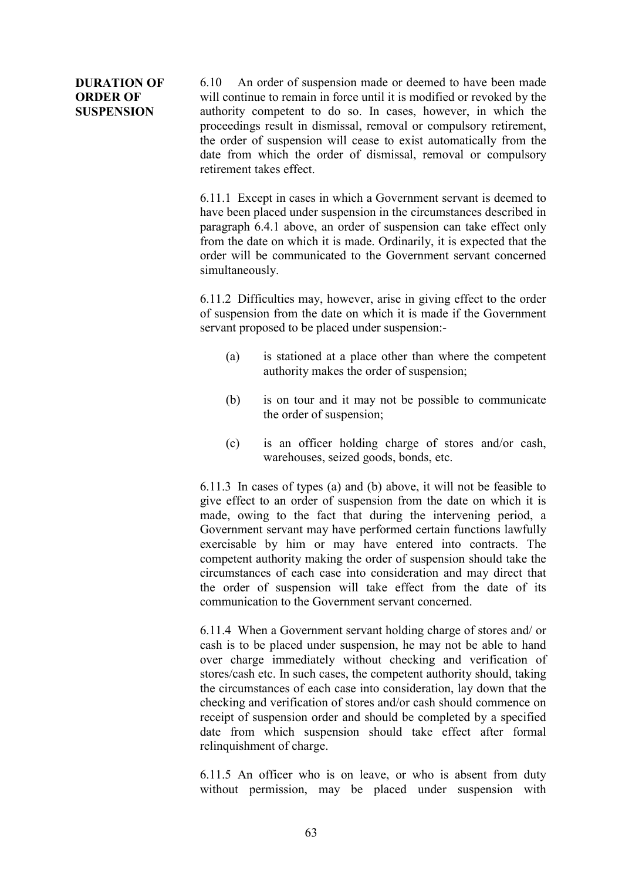**DURATION OF ORDER OF SUSPENSION**

6.10 An order of suspension made or deemed to have been made will continue to remain in force until it is modified or revoked by the authority competent to do so. In cases, however, in which the proceedings result in dismissal, removal or compulsory retirement, the order of suspension will cease to exist automatically from the date from which the order of dismissal, removal or compulsory retirement takes effect.

6.11.1 Except in cases in which a Government servant is deemed to have been placed under suspension in the circumstances described in paragraph 6.4.1 above, an order of suspension can take effect only from the date on which it is made. Ordinarily, it is expected that the order will be communicated to the Government servant concerned simultaneously.

6.11.2 Difficulties may, however, arise in giving effect to the order of suspension from the date on which it is made if the Government servant proposed to be placed under suspension:-

(a) is stationed at a place other than where the competent authority makes the order of suspension;

(b) is on tour and it may not be possible to communicate the order of suspension;

(c) is an officer holding charge of stores and/or cash, warehouses, seized goods, bonds, etc.

6.11.3 In cases of types (a) and (b) above, it will not be feasible to give effect to an order of suspension from the date on which it is made, owing to the fact that during the intervening period, a Government servant may have performed certain functions lawfully exercisable by him or may have entered into contracts. The competent authority making the order of suspension should take the circumstances of each case into consideration and may direct that the order of suspension will take effect from the date of its communication to the Government servant concerned.

6.11.4 When a Government servant holding charge of stores and/ or cash is to be placed under suspension, he may not be able to hand over charge immediately without checking and verification of stores/cash etc. In such cases, the competent authority should, taking the circumstances of each case into consideration, lay down that the checking and verification of stores and/or cash should commence on receipt of suspension order and should be completed by a specified date from which suspension should take effect after formal relinquishment of charge.

6.11.5 An officer who is on leave, or who is absent from duty without permission, may be placed under suspension with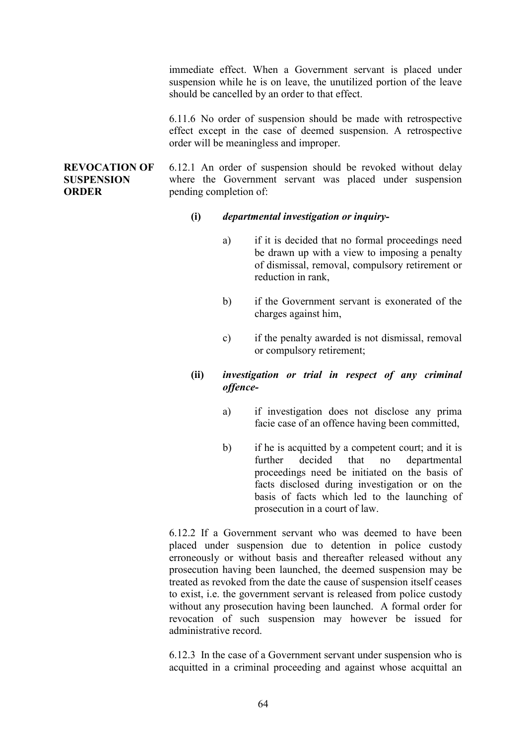immediate effect. When a Government servant is placed under suspension while he is on leave, the unutilized portion of the leave should be cancelled by an order to that effect.

6.11.6 No order of suspension should be made with retrospective effect except in the case of deemed suspension. A retrospective order will be meaningless and improper.

**REVOCATION OF SUSPENSION ORDER**

6.12.1 An order of suspension should be revoked without delay where the Government servant was placed under suspension pending completion of:

**(i)** ***departmental investigation or inquiry-***

a) if it is decided that no formal proceedings need be drawn up with a view to imposing a penalty of dismissal, removal, compulsory retirement or reduction in rank,

b) if the Government servant is exonerated of the charges against him,

c) if the penalty awarded is not dismissal, removal or compulsory retirement;

**(ii)** ***investigation or trial in respect of any criminal offence-***

a) if investigation does not disclose any prima facie case of an offence having been committed,

b) if he is acquitted by a competent court; and it is further decided that no departmental proceedings need be initiated on the basis of facts disclosed during investigation or on the basis of facts which led to the launching of prosecution in a court of law.

6.12.2 If a Government servant who was deemed to have been placed under suspension due to detention in police custody erroneously or without basis and thereafter released without any prosecution having been launched, the deemed suspension may be treated as revoked from the date the cause of suspension itself ceases to exist, i.e. the government servant is released from police custody without any prosecution having been launched. A formal order for revocation of such suspension may however be issued for administrative record.

6.12.3 In the case of a Government servant under suspension who is acquitted in a criminal proceeding and against whose acquittal an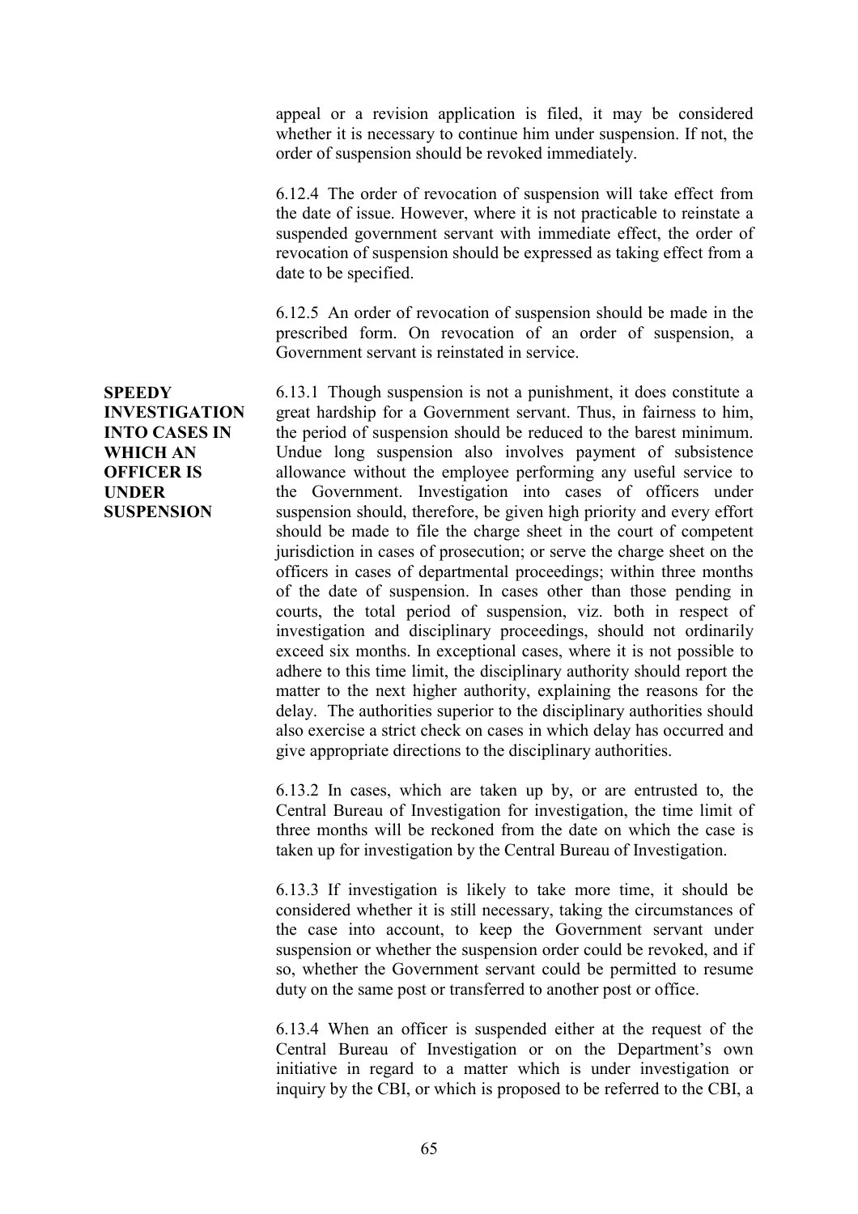appeal or a revision application is filed, it may be considered whether it is necessary to continue him under suspension. If not, the order of suspension should be revoked immediately.

6.12.4 The order of revocation of suspension will take effect from the date of issue. However, where it is not practicable to reinstate a suspended government servant with immediate effect, the order of revocation of suspension should be expressed as taking effect from a date to be specified.

6.12.5 An order of revocation of suspension should be made in the prescribed form. On revocation of an order of suspension, a Government servant is reinstated in service.

**SPEEDY INVESTIGATION INTO CASES IN WHICH AN OFFICER IS UNDER SUSPENSION**

6.13.1 Though suspension is not a punishment, it does constitute a great hardship for a Government servant. Thus, in fairness to him, the period of suspension should be reduced to the barest minimum. Undue long suspension also involves payment of subsistence allowance without the employee performing any useful service to the Government. Investigation into cases of officers under suspension should, therefore, be given high priority and every effort should be made to file the charge sheet in the court of competent jurisdiction in cases of prosecution; or serve the charge sheet on the officers in cases of departmental proceedings; within three months of the date of suspension. In cases other than those pending in courts, the total period of suspension, viz. both in respect of investigation and disciplinary proceedings, should not ordinarily exceed six months. In exceptional cases, where it is not possible to adhere to this time limit, the disciplinary authority should report the matter to the next higher authority, explaining the reasons for the delay. The authorities superior to the disciplinary authorities should also exercise a strict check on cases in which delay has occurred and give appropriate directions to the disciplinary authorities.

6.13.2 In cases, which are taken up by, or are entrusted to, the Central Bureau of Investigation for investigation, the time limit of three months will be reckoned from the date on which the case is taken up for investigation by the Central Bureau of Investigation.

6.13.3 If investigation is likely to take more time, it should be considered whether it is still necessary, taking the circumstances of the case into account, to keep the Government servant under suspension or whether the suspension order could be revoked, and if so, whether the Government servant could be permitted to resume duty on the same post or transferred to another post or office.

6.13.4 When an officer is suspended either at the request of the Central Bureau of Investigation or on the Department's own initiative in regard to a matter which is under investigation or inquiry by the CBI, or which is proposed to be referred to the CBI, a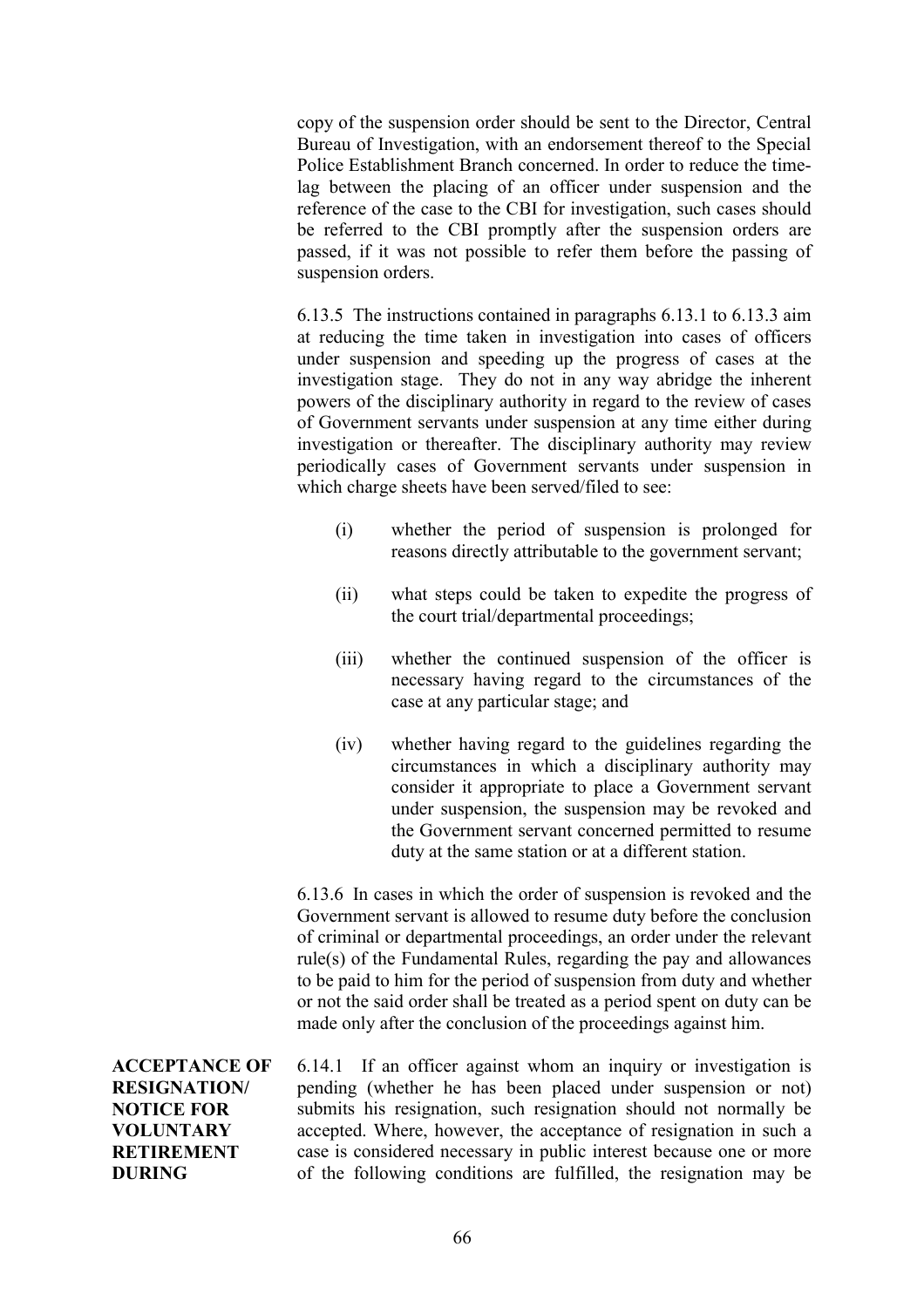copy of the suspension order should be sent to the Director, Central Bureau of Investigation, with an endorsement thereof to the Special Police Establishment Branch concerned. In order to reduce the time-lag between the placing of an officer under suspension and the reference of the case to the CBI for investigation, such cases should be referred to the CBI promptly after the suspension orders are passed, if it was not possible to refer them before the passing of suspension orders.

6.13.5 The instructions contained in paragraphs 6.13.1 to 6.13.3 aim at reducing the time taken in investigation into cases of officers under suspension and speeding up the progress of cases at the investigation stage. They do not in any way abridge the inherent powers of the disciplinary authority in regard to the review of cases of Government servants under suspension at any time either during investigation or thereafter. The disciplinary authority may review periodically cases of Government servants under suspension in which charge sheets have been served/filed to see:

(i) whether the period of suspension is prolonged for reasons directly attributable to the government servant;

(ii) what steps could be taken to expedite the progress of the court trial/departmental proceedings;

(iii) whether the continued suspension of the officer is necessary having regard to the circumstances of the case at any particular stage; and

(iv) whether having regard to the guidelines regarding the circumstances in which a disciplinary authority may consider it appropriate to place a Government servant under suspension, the suspension may be revoked and the Government servant concerned permitted to resume duty at the same station or at a different station.

6.13.6 In cases in which the order of suspension is revoked and the Government servant is allowed to resume duty before the conclusion of criminal or departmental proceedings, an order under the relevant rule(s) of the Fundamental Rules, regarding the pay and allowances to be paid to him for the period of suspension from duty and whether or not the said order shall be treated as a period spent on duty can be made only after the conclusion of the proceedings against him.

**ACCEPTANCE OF RESIGNATION/ NOTICE FOR VOLUNTARY RETIREMENT DURING**

6.14.1 If an officer against whom an inquiry or investigation is pending (whether he has been placed under suspension or not) submits his resignation, such resignation should not normally be accepted. Where, however, the acceptance of resignation in such a case is considered necessary in public interest because one or more of the following conditions are fulfilled, the resignation may be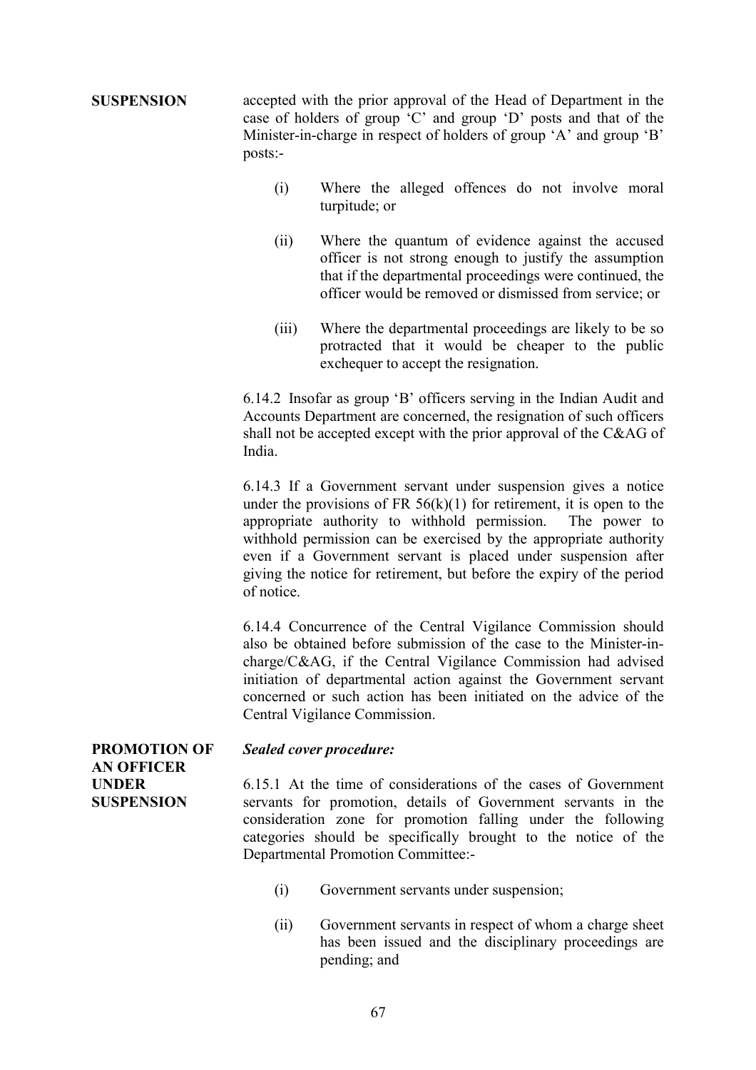**SUSPENSION**

accepted with the prior approval of the Head of Department in the case of holders of group 'C' and group 'D' posts and that of the Minister-in-charge in respect of holders of group 'A' and group 'B' posts:-

(i) Where the alleged offences do not involve moral turpitude; or

(ii) Where the quantum of evidence against the accused officer is not strong enough to justify the assumption that if the departmental proceedings were continued, the officer would be removed or dismissed from service; or

(iii) Where the departmental proceedings are likely to be so protracted that it would be cheaper to the public exchequer to accept the resignation.

6.14.2 Insofar as group 'B' officers serving in the Indian Audit and Accounts Department are concerned, the resignation of such officers shall not be accepted except with the prior approval of the C&AG of India.

6.14.3 If a Government servant under suspension gives a notice under the provisions of FR 56(k)(1) for retirement, it is open to the appropriate authority to withhold permission. The power to withhold permission can be exercised by the appropriate authority even if a Government servant is placed under suspension after giving the notice for retirement, but before the expiry of the period of notice.

6.14.4 Concurrence of the Central Vigilance Commission should also be obtained before submission of the case to the Minister-in-charge/C&AG, if the Central Vigilance Commission had advised initiation of departmental action against the Government servant concerned or such action has been initiated on the advice of the Central Vigilance Commission.

**PROMOTION OF AN OFFICER UNDER SUSPENSION**

***Sealed cover procedure:***

6.15.1 At the time of considerations of the cases of Government servants for promotion, details of Government servants in the consideration zone for promotion falling under the following categories should be specifically brought to the notice of the Departmental Promotion Committee:-

(i) Government servants under suspension;

(ii) Government servants in respect of whom a charge sheet has been issued and the disciplinary proceedings are pending; and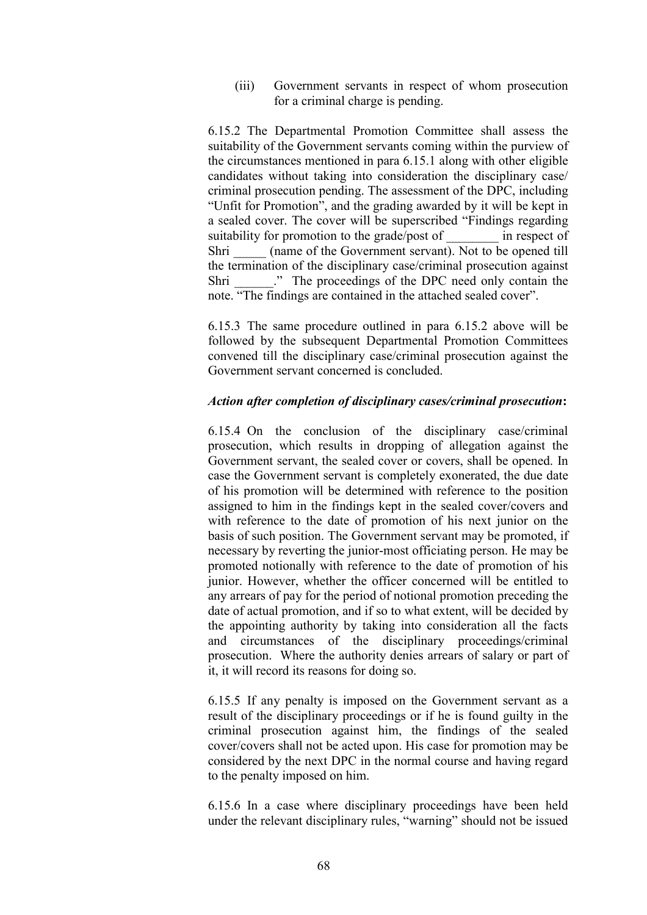(iii) Government servants in respect of whom prosecution for a criminal charge is pending.

6.15.2 The Departmental Promotion Committee shall assess the suitability of the Government servants coming within the purview of the circumstances mentioned in para 6.15.1 along with other eligible candidates without taking into consideration the disciplinary case/ criminal prosecution pending. The assessment of the DPC, including "Unfit for Promotion", and the grading awarded by it will be kept in a sealed cover. The cover will be superscribed "Findings regarding suitability for promotion to the grade/post of ________ in respect of Shri _____ (name of the Government servant). Not to be opened till the termination of the disciplinary case/criminal prosecution against Shri ______." The proceedings of the DPC need only contain the note. "The findings are contained in the attached sealed cover".

6.15.3 The same procedure outlined in para 6.15.2 above will be followed by the subsequent Departmental Promotion Committees convened till the disciplinary case/criminal prosecution against the Government servant concerned is concluded.

***Action after completion of disciplinary cases/criminal prosecution*:**

6.15.4 On the conclusion of the disciplinary case/criminal prosecution, which results in dropping of allegation against the Government servant, the sealed cover or covers, shall be opened. In case the Government servant is completely exonerated, the due date of his promotion will be determined with reference to the position assigned to him in the findings kept in the sealed cover/covers and with reference to the date of promotion of his next junior on the basis of such position. The Government servant may be promoted, if necessary by reverting the junior-most officiating person. He may be promoted notionally with reference to the date of promotion of his junior. However, whether the officer concerned will be entitled to any arrears of pay for the period of notional promotion preceding the date of actual promotion, and if so to what extent, will be decided by the appointing authority by taking into consideration all the facts and circumstances of the disciplinary proceedings/criminal prosecution. Where the authority denies arrears of salary or part of it, it will record its reasons for doing so.

6.15.5 If any penalty is imposed on the Government servant as a result of the disciplinary proceedings or if he is found guilty in the criminal prosecution against him, the findings of the sealed cover/covers shall not be acted upon. His case for promotion may be considered by the next DPC in the normal course and having regard to the penalty imposed on him.

6.15.6 In a case where disciplinary proceedings have been held under the relevant disciplinary rules, "warning" should not be issued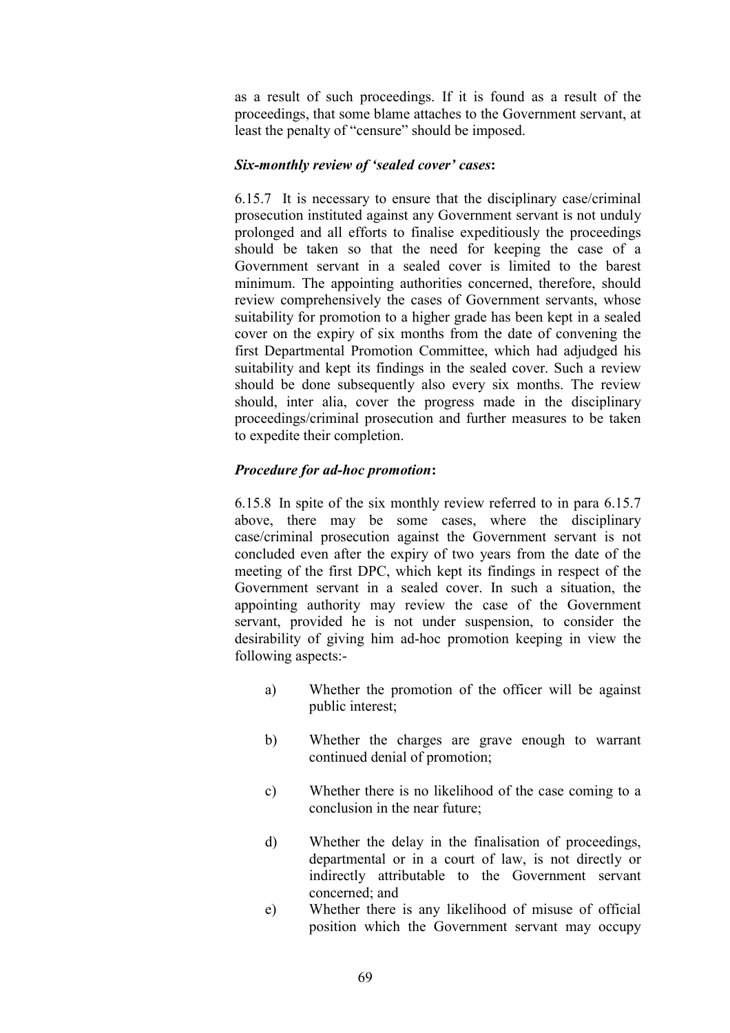as a result of such proceedings. If it is found as a result of the proceedings, that some blame attaches to the Government servant, at least the penalty of "censure" should be imposed.

***Six-monthly review of 'sealed cover' cases*:**

6.15.7 It is necessary to ensure that the disciplinary case/criminal prosecution instituted against any Government servant is not unduly prolonged and all efforts to finalise expeditiously the proceedings should be taken so that the need for keeping the case of a Government servant in a sealed cover is limited to the barest minimum. The appointing authorities concerned, therefore, should review comprehensively the cases of Government servants, whose suitability for promotion to a higher grade has been kept in a sealed cover on the expiry of six months from the date of convening the first Departmental Promotion Committee, which had adjudged his suitability and kept its findings in the sealed cover. Such a review should be done subsequently also every six months. The review should, inter alia, cover the progress made in the disciplinary proceedings/criminal prosecution and further measures to be taken to expedite their completion.

***Procedure for ad-hoc promotion*:**

6.15.8 In spite of the six monthly review referred to in para 6.15.7 above, there may be some cases, where the disciplinary case/criminal prosecution against the Government servant is not concluded even after the expiry of two years from the date of the meeting of the first DPC, which kept its findings in respect of the Government servant in a sealed cover. In such a situation, the appointing authority may review the case of the Government servant, provided he is not under suspension, to consider the desirability of giving him ad-hoc promotion keeping in view the following aspects:-

a) Whether the promotion of the officer will be against public interest;

b) Whether the charges are grave enough to warrant continued denial of promotion;

c) Whether there is no likelihood of the case coming to a conclusion in the near future;

d) Whether the delay in the finalisation of proceedings, departmental or in a court of law, is not directly or indirectly attributable to the Government servant concerned; and

e) Whether there is any likelihood of misuse of official position which the Government servant may occupy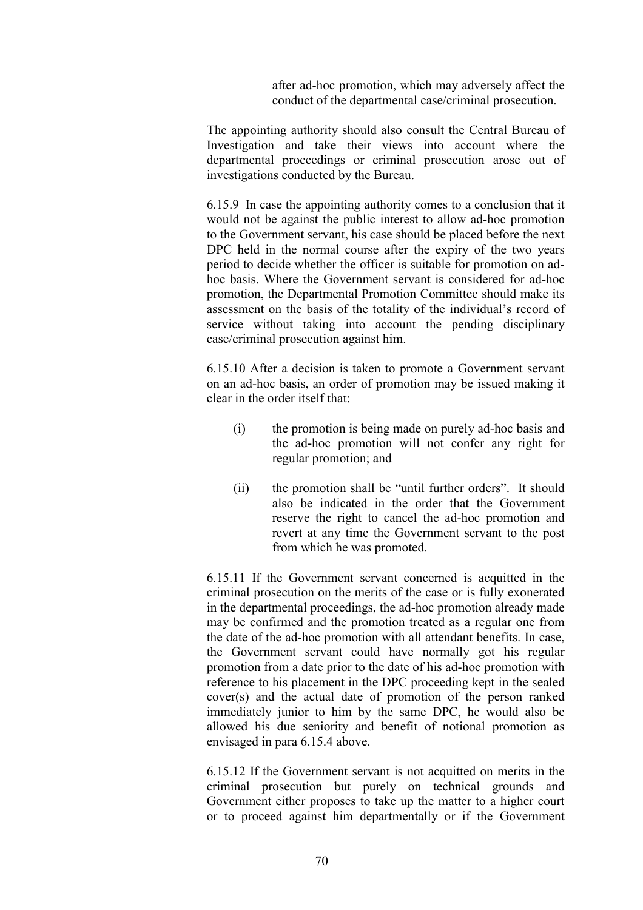after ad-hoc promotion, which may adversely affect the conduct of the departmental case/criminal prosecution.

The appointing authority should also consult the Central Bureau of Investigation and take their views into account where the departmental proceedings or criminal prosecution arose out of investigations conducted by the Bureau.

6.15.9 In case the appointing authority comes to a conclusion that it would not be against the public interest to allow ad-hoc promotion to the Government servant, his case should be placed before the next DPC held in the normal course after the expiry of the two years period to decide whether the officer is suitable for promotion on ad-hoc basis. Where the Government servant is considered for ad-hoc promotion, the Departmental Promotion Committee should make its assessment on the basis of the totality of the individual's record of service without taking into account the pending disciplinary case/criminal prosecution against him.

6.15.10 After a decision is taken to promote a Government servant on an ad-hoc basis, an order of promotion may be issued making it clear in the order itself that:

(i) the promotion is being made on purely ad-hoc basis and the ad-hoc promotion will not confer any right for regular promotion; and

(ii) the promotion shall be "until further orders". It should also be indicated in the order that the Government reserve the right to cancel the ad-hoc promotion and revert at any time the Government servant to the post from which he was promoted.

6.15.11 If the Government servant concerned is acquitted in the criminal prosecution on the merits of the case or is fully exonerated in the departmental proceedings, the ad-hoc promotion already made may be confirmed and the promotion treated as a regular one from the date of the ad-hoc promotion with all attendant benefits. In case, the Government servant could have normally got his regular promotion from a date prior to the date of his ad-hoc promotion with reference to his placement in the DPC proceeding kept in the sealed cover(s) and the actual date of promotion of the person ranked immediately junior to him by the same DPC, he would also be allowed his due seniority and benefit of notional promotion as envisaged in para 6.15.4 above.

6.15.12 If the Government servant is not acquitted on merits in the criminal prosecution but purely on technical grounds and Government either proposes to take up the matter to a higher court or to proceed against him departmentally or if the Government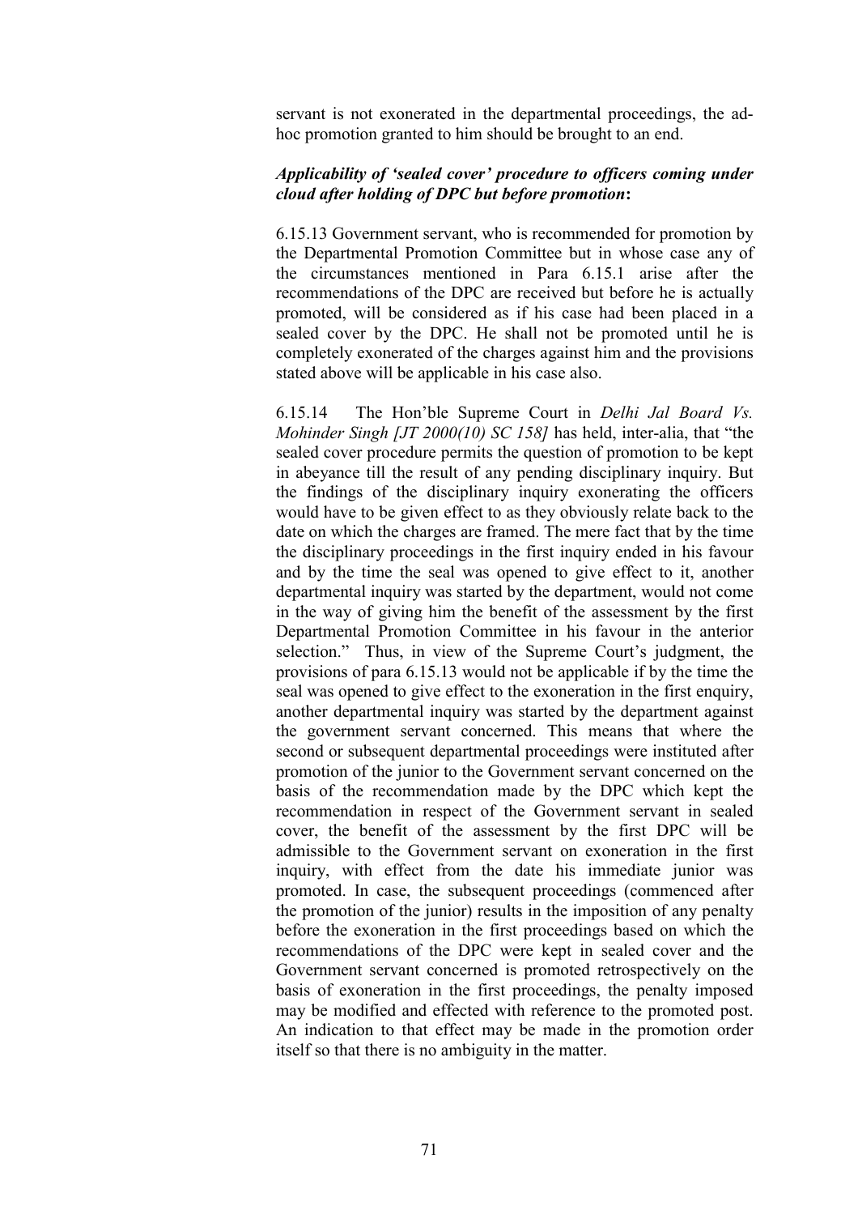servant is not exonerated in the departmental proceedings, the ad-hoc promotion granted to him should be brought to an end.

***Applicability of 'sealed cover' procedure to officers coming under cloud after holding of DPC but before promotion*:**

6.15.13 Government servant, who is recommended for promotion by the Departmental Promotion Committee but in whose case any of the circumstances mentioned in Para 6.15.1 arise after the recommendations of the DPC are received but before he is actually promoted, will be considered as if his case had been placed in a sealed cover by the DPC. He shall not be promoted until he is completely exonerated of the charges against him and the provisions stated above will be applicable in his case also.

6.15.14 The Hon'ble Supreme Court in *Delhi Jal Board Vs. Mohinder Singh [JT 2000(10) SC 158]* has held, inter-alia, that "the sealed cover procedure permits the question of promotion to be kept in abeyance till the result of any pending disciplinary inquiry. But the findings of the disciplinary inquiry exonerating the officers would have to be given effect to as they obviously relate back to the date on which the charges are framed. The mere fact that by the time the disciplinary proceedings in the first inquiry ended in his favour and by the time the seal was opened to give effect to it, another departmental inquiry was started by the department, would not come in the way of giving him the benefit of the assessment by the first Departmental Promotion Committee in his favour in the anterior selection." Thus, in view of the Supreme Court's judgment, the provisions of para 6.15.13 would not be applicable if by the time the seal was opened to give effect to the exoneration in the first enquiry, another departmental inquiry was started by the department against the government servant concerned. This means that where the second or subsequent departmental proceedings were instituted after promotion of the junior to the Government servant concerned on the basis of the recommendation made by the DPC which kept the recommendation in respect of the Government servant in sealed cover, the benefit of the assessment by the first DPC will be admissible to the Government servant on exoneration in the first inquiry, with effect from the date his immediate junior was promoted. In case, the subsequent proceedings (commenced after the promotion of the junior) results in the imposition of any penalty before the exoneration in the first proceedings based on which the recommendations of the DPC were kept in sealed cover and the Government servant concerned is promoted retrospectively on the basis of exoneration in the first proceedings, the penalty imposed may be modified and effected with reference to the promoted post. An indication to that effect may be made in the promotion order itself so that there is no ambiguity in the matter.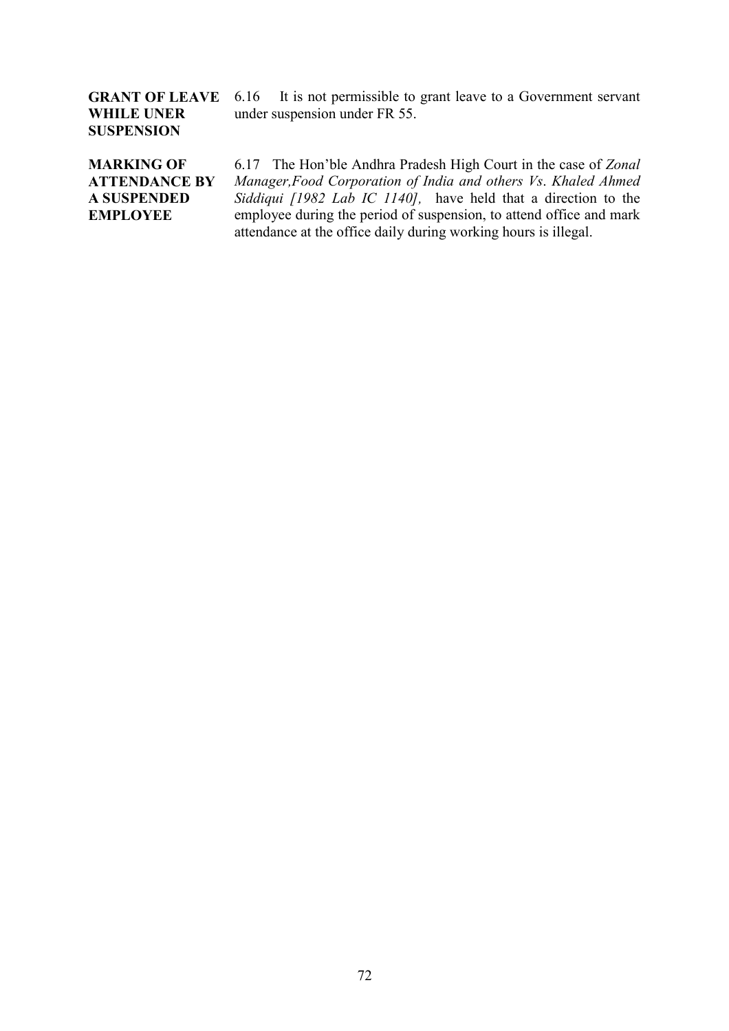**GRANT OF LEAVE WHILE UNER SUSPENSION**

6.16 It is not permissible to grant leave to a Government servant under suspension under FR 55.

**MARKING OF ATTENDANCE BY A SUSPENDED EMPLOYEE**

6.17 The Hon'ble Andhra Pradesh High Court in the case of *Zonal Manager,Food Corporation of India and others Vs. Khaled Ahmed Siddiqui [1982 Lab IC 1140],* have held that a direction to the employee during the period of suspension, to attend office and mark attendance at the office daily during working hours is illegal.